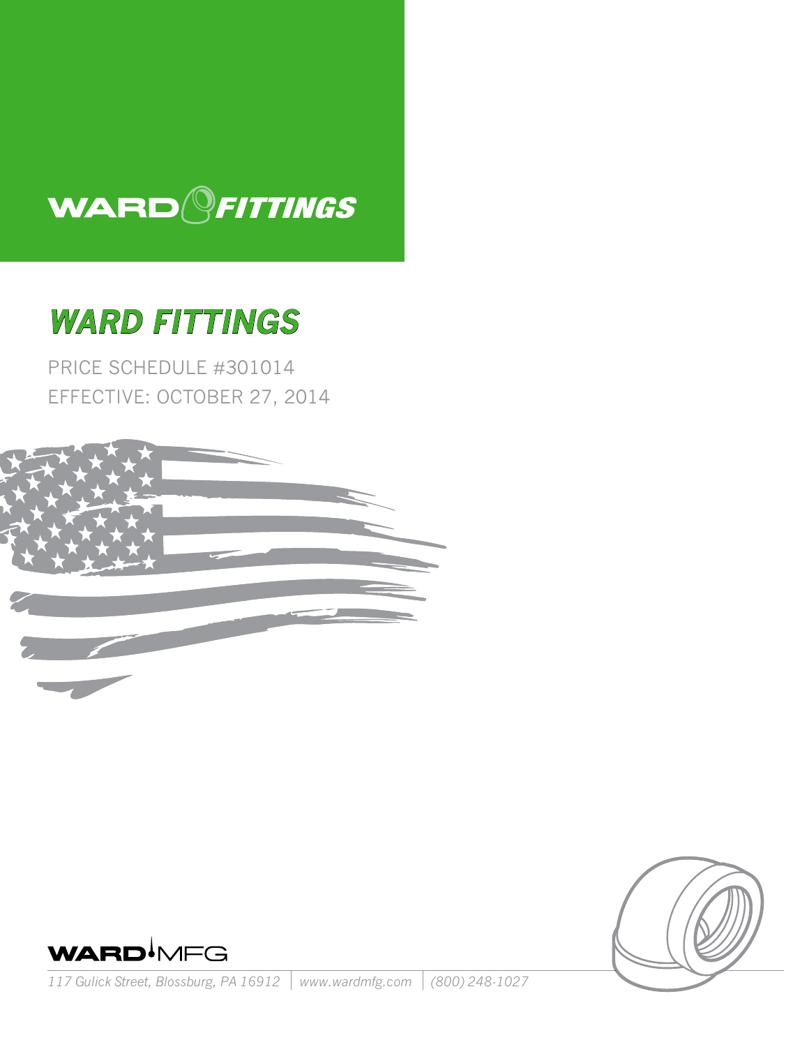# WARD FITTINGS

## WARD FITTINGS

PRICE SCHEDULE #301014

EFFECTIVE: OCTOBER 27, 2014

WARD MFG

*117 Gulick Street, Blossburg, PA 16912 | www.wardmfg.com | (800) 248-1027*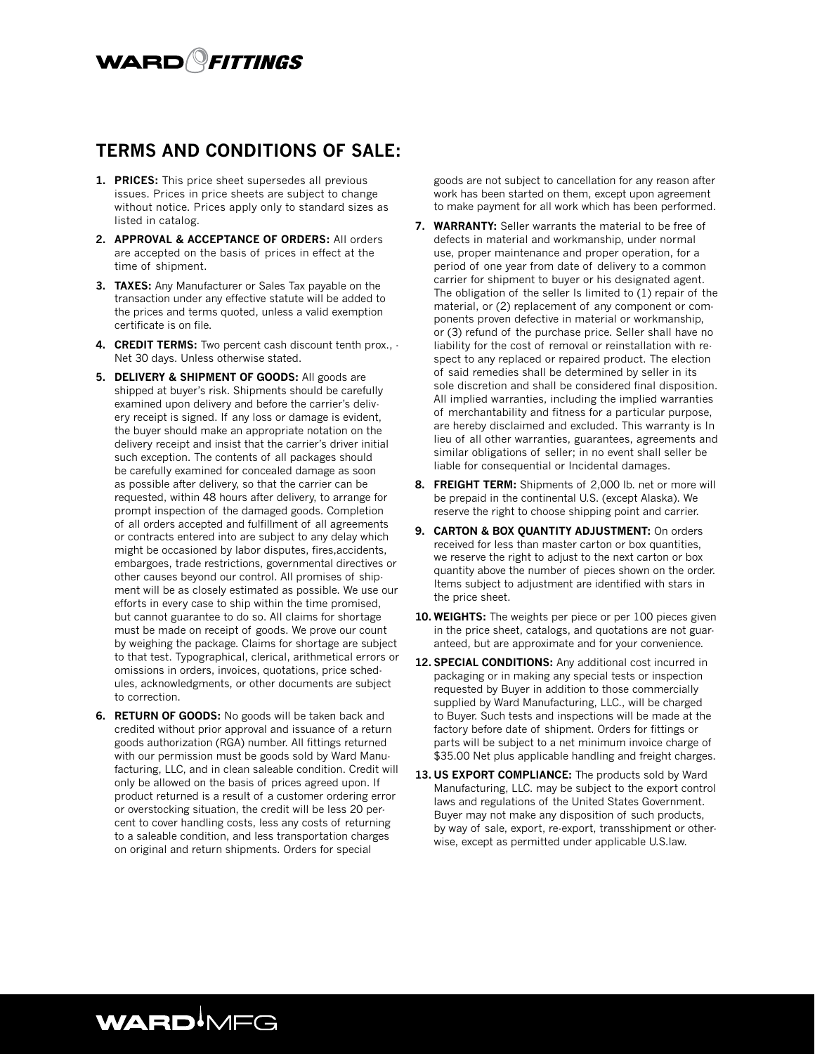## TERMS AND CONDITIONS OF SALE:

1. **PRICES:** This price sheet supersedes all previous issues. Prices in price sheets are subject to change without notice. Prices apply only to standard sizes as listed in catalog.
2. **APPROVAL & ACCEPTANCE OF ORDERS:** All orders are accepted on the basis of prices in effect at the time of shipment.
3. **TAXES:** Any Manufacturer or Sales Tax payable on the transaction under any effective statute will be added to the prices and terms quoted, unless a valid exemption certificate is on file.
4. **CREDIT TERMS:** Two percent cash discount tenth prox., · Net 30 days. Unless otherwise stated.
5. **DELIVERY & SHIPMENT OF GOODS:** All goods are shipped at buyer's risk. Shipments should be carefully examined upon delivery and before the carrier's delivery receipt is signed. If any loss or damage is evident, the buyer should make an appropriate notation on the delivery receipt and insist that the carrier's driver initial such exception. The contents of all packages should be carefully examined for concealed damage as soon as possible after delivery, so that the carrier can be requested, within 48 hours after delivery, to arrange for prompt inspection of the damaged goods. Completion of all orders accepted and fulfillment of all agreements or contracts entered into are subject to any delay which might be occasioned by labor disputes, fires,accidents, embargoes, trade restrictions, governmental directives or other causes beyond our control. All promises of shipment will be as closely estimated as possible. We use our efforts in every case to ship within the time promised, but cannot guarantee to do so. All claims for shortage must be made on receipt of goods. We prove our count by weighing the package. Claims for shortage are subject to that test. Typographical, clerical, arithmetical errors or omissions in orders, invoices, quotations, price schedules, acknowledgments, or other documents are subject to correction.
6. **RETURN OF GOODS:** No goods will be taken back and credited without prior approval and issuance of a return goods authorization (RGA) number. All fittings returned with our permission must be goods sold by Ward Manufacturing, LLC, and in clean saleable condition. Credit will only be allowed on the basis of prices agreed upon. If product returned is a result of a customer ordering error or overstocking situation, the credit will be less 20 percent to cover handling costs, less any costs of returning to a saleable condition, and less transportation charges on original and return shipments. Orders for special goods are not subject to cancellation for any reason after work has been started on them, except upon agreement to make payment for all work which has been performed.
7. **WARRANTY:** Seller warrants the material to be free of defects in material and workmanship, under normal use, proper maintenance and proper operation, for a period of one year from date of delivery to a common carrier for shipment to buyer or his designated agent. The obligation of the seller Is limited to (1) repair of the material, or (2) replacement of any component or components proven defective in material or workmanship, or (3) refund of the purchase price. Seller shall have no liability for the cost of removal or reinstallation with respect to any replaced or repaired product. The election of said remedies shall be determined by seller in its sole discretion and shall be considered final disposition. All implied warranties, including the implied warranties of merchantability and fitness for a particular purpose, are hereby disclaimed and excluded. This warranty is In lieu of all other warranties, guarantees, agreements and similar obligations of seller; in no event shall seller be liable for consequential or Incidental damages.
8. **FREIGHT TERM:** Shipments of 2,000 lb. net or more will be prepaid in the continental U.S. (except Alaska). We reserve the right to choose shipping point and carrier.
9. **CARTON & BOX QUANTITY ADJUSTMENT:** On orders received for less than master carton or box quantities, we reserve the right to adjust to the next carton or box quantity above the number of pieces shown on the order. Items subject to adjustment are identified with stars in the price sheet.
10. **WEIGHTS:** The weights per piece or per 100 pieces given in the price sheet, catalogs, and quotations are not guaranteed, but are approximate and for your convenience.

12. **SPECIAL CONDITIONS:** Any additional cost incurred in packaging or in making any special tests or inspection requested by Buyer in addition to those commercially supplied by Ward Manufacturing, LLC., will be charged to Buyer. Such tests and inspections will be made at the factory before date of shipment. Orders for fittings or parts will be subject to a net minimum invoice charge of $35.00 Net plus applicable handling and freight charges.
13. **US EXPORT COMPLIANCE:** The products sold by Ward Manufacturing, LLC. may be subject to the export control laws and regulations of the United States Government. Buyer may not make any disposition of such products, by way of sale, export, re-export, transshipment or otherwise, except as permitted under applicable U.S.law.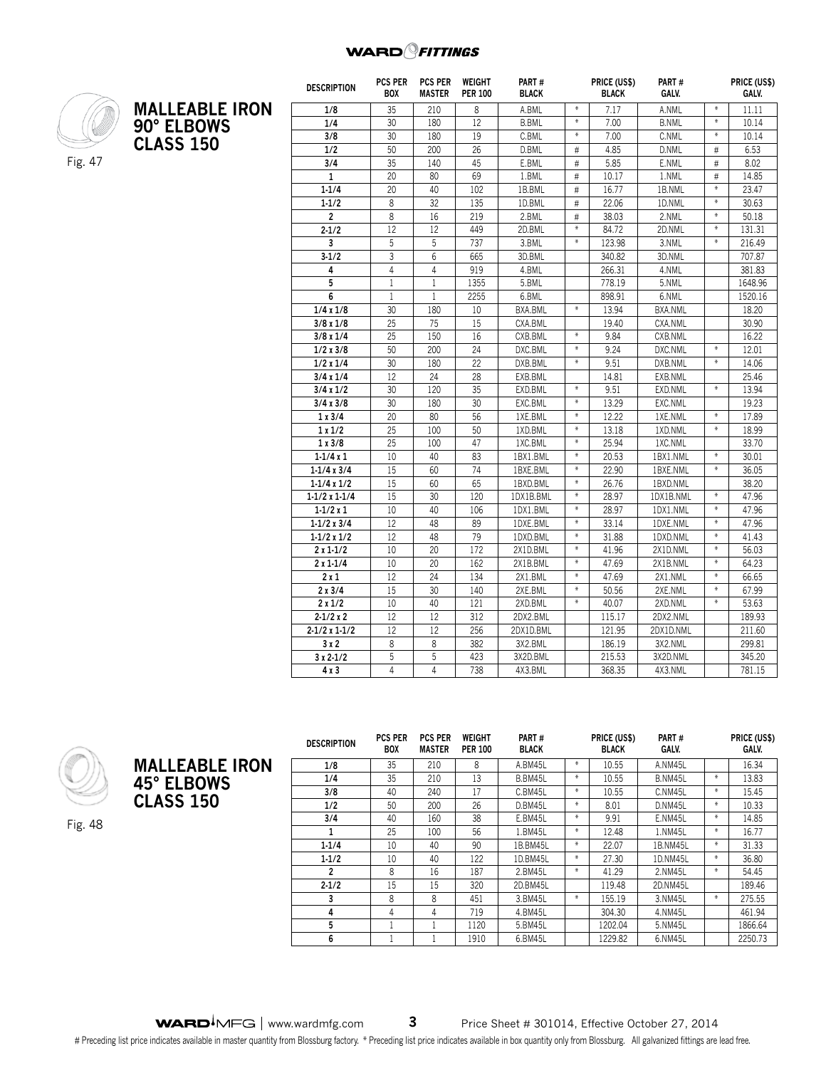## MALLEABLE IRON 90° ELBOWS CLASS 150

Fig. 47

| DESCRIPTION | PCS PER BOX | PCS PER MASTER | WEIGHT PER 100 | PART # BLACK | | PRICE (US$) BLACK | PART # GALV. | | PRICE (US$) GALV. |
|---|---|---|---|---|---|---|---|---|---|
| 1/8 | 35 | 210 | 8 | A.BML | * | 7.17 | A.NML | * | 11.11 |
| 1/4 | 30 | 180 | 12 | B.BML | * | 7.00 | B.NML | * | 10.14 |
| 3/8 | 30 | 180 | 19 | C.BML | * | 7.00 | C.NML | * | 10.14 |
| 1/2 | 50 | 200 | 26 | D.BML | # | 4.85 | D.NML | # | 6.53 |
| 3/4 | 35 | 140 | 45 | E.BML | # | 5.85 | E.NML | # | 8.02 |
| 1 | 20 | 80 | 69 | 1.BML | # | 10.17 | 1.NML | # | 14.85 |
| 1-1/4 | 20 | 40 | 102 | 1B.BML | # | 16.77 | 1B.NML | * | 23.47 |
| 1-1/2 | 8 | 32 | 135 | 1D.BML | # | 22.06 | 1D.NML | * | 30.63 |
| 2 | 8 | 16 | 219 | 2.BML | # | 38.03 | 2.NML | * | 50.18 |
| 2-1/2 | 12 | 12 | 449 | 2D.BML | * | 84.72 | 2D.NML | * | 131.31 |
| 3 | 5 | 5 | 737 | 3.BML | * | 123.98 | 3.NML | * | 216.49 |
| 3-1/2 | 3 | 6 | 665 | 3D.BML | | 340.82 | 3D.NML | | 707.87 |
| 4 | 4 | 4 | 919 | 4.BML | | 266.31 | 4.NML | | 381.83 |
| 5 | 1 | 1 | 1355 | 5.BML | | 778.19 | 5.NML | | 1648.96 |
| 6 | 1 | 1 | 2255 | 6.BML | | 898.91 | 6.NML | | 1520.16 |
| 1/4 x 1/8 | 30 | 180 | 10 | BXA.BML | * | 13.94 | BXA.NML | | 18.20 |
| 3/8 x 1/8 | 25 | 75 | 15 | CXA.BML | | 19.40 | CXA.NML | | 30.90 |
| 3/8 x 1/4 | 25 | 150 | 16 | CXB.BML | * | 9.84 | CXB.NML | | 16.22 |
| 1/2 x 3/8 | 50 | 200 | 24 | DXC.BML | * | 9.24 | DXC.NML | * | 12.01 |
| 1/2 x 1/4 | 30 | 180 | 22 | DXB.BML | * | 9.51 | DXB.NML | * | 14.06 |
| 3/4 x 1/4 | 12 | 24 | 28 | EXB.BML | | 14.81 | EXB.NML | | 25.46 |
| 3/4 x 1/2 | 30 | 120 | 35 | EXD.BML | * | 9.51 | EXD.NML | * | 13.94 |
| 3/4 x 3/8 | 30 | 180 | 30 | EXC.BML | * | 13.29 | EXC.NML | | 19.23 |
| 1 x 3/4 | 20 | 80 | 56 | 1XE.BML | * | 12.22 | 1XE.NML | * | 17.89 |
| 1 x 1/2 | 25 | 100 | 50 | 1XD.BML | * | 13.18 | 1XD.NML | * | 18.99 |
| 1 x 3/8 | 25 | 100 | 47 | 1XC.BML | * | 25.94 | 1XC.NML | | 33.70 |
| 1-1/4 x 1 | 10 | 40 | 83 | 1BX1.BML | * | 20.53 | 1BX1.NML | * | 30.01 |
| 1-1/4 x 3/4 | 15 | 60 | 74 | 1BXE.BML | * | 22.90 | 1BXE.NML | * | 36.05 |
| 1-1/4 x 1/2 | 15 | 60 | 65 | 1BXD.BML | * | 26.76 | 1BXD.NML | | 38.20 |
| 1-1/2 x 1-1/4 | 15 | 30 | 120 | 1DX1B.BML | * | 28.97 | 1DX1B.NML | * | 47.96 |
| 1-1/2 x 1 | 10 | 40 | 106 | 1DX1.BML | * | 28.97 | 1DX1.NML | * | 47.96 |
| 1-1/2 x 3/4 | 12 | 48 | 89 | 1DXE.BML | * | 33.14 | 1DXE.NML | * | 47.96 |
| 1-1/2 x 1/2 | 12 | 48 | 79 | 1DXD.BML | * | 31.88 | 1DXD.NML | * | 41.43 |
| 2 x 1-1/2 | 10 | 20 | 172 | 2X1D.BML | * | 41.96 | 2X1D.NML | * | 56.03 |
| 2 x 1-1/4 | 10 | 20 | 162 | 2X1B.BML | * | 47.69 | 2X1B.NML | * | 64.23 |
| 2 x 1 | 12 | 24 | 134 | 2X1.BML | * | 47.69 | 2X1.NML | * | 66.65 |
| 2 x 3/4 | 15 | 30 | 140 | 2XE.BML | * | 50.56 | 2XE.NML | * | 67.99 |
| 2 x 1/2 | 10 | 40 | 121 | 2XD.BML | * | 40.07 | 2XD.NML | * | 53.63 |
| 2-1/2 x 2 | 12 | 12 | 312 | 2DX2.BML | | 115.17 | 2DX2.NML | | 189.93 |
| 2-1/2 x 1-1/2 | 12 | 12 | 256 | 2DX1D.BML | | 121.95 | 2DX1D.NML | | 211.60 |
| 3 x 2 | 8 | 8 | 382 | 3X2.BML | | 186.19 | 3X2.NML | | 299.81 |
| 3 x 2-1/2 | 5 | 5 | 423 | 3X2D.BML | | 215.53 | 3X2D.NML | | 345.20 |
| 4 x 3 | 4 | 4 | 738 | 4X3.BML | | 368.35 | 4X3.NML | | 781.15 |

## MALLEABLE IRON 45° ELBOWS CLASS 150

Fig. 48

| DESCRIPTION | PCS PER BOX | PCS PER MASTER | WEIGHT PER 100 | PART # BLACK | | PRICE (US$) BLACK | PART # GALV. | | PRICE (US$) GALV. |
|---|---|---|---|---|---|---|---|---|---|
| 1/8 | 35 | 210 | 8 | A.BM45L | * | 10.55 | A.NM45L | | 16.34 |
| 1/4 | 35 | 210 | 13 | B.BM45L | * | 10.55 | B.NM45L | * | 13.83 |
| 3/8 | 40 | 240 | 17 | C.BM45L | * | 10.55 | C.NM45L | * | 15.45 |
| 1/2 | 50 | 200 | 26 | D.BM45L | * | 8.01 | D.NM45L | * | 10.33 |
| 3/4 | 40 | 160 | 38 | E.BM45L | * | 9.91 | E.NM45L | * | 14.85 |
| 1 | 25 | 100 | 56 | 1.BM45L | * | 12.48 | 1.NM45L | * | 16.77 |
| 1-1/4 | 10 | 40 | 90 | 1B.BM45L | * | 22.07 | 1B.NM45L | * | 31.33 |
| 1-1/2 | 10 | 40 | 122 | 1D.BM45L | * | 27.30 | 1D.NM45L | * | 36.80 |
| 2 | 8 | 16 | 187 | 2.BM45L | * | 41.29 | 2.NM45L | * | 54.45 |
| 2-1/2 | 15 | 15 | 320 | 2D.BM45L | | 119.48 | 2D.NM45L | | 189.46 |
| 3 | 8 | 8 | 451 | 3.BM45L | * | 155.19 | 3.NM45L | * | 275.55 |
| 4 | 4 | 4 | 719 | 4.BM45L | | 304.30 | 4.NM45L | | 461.94 |
| 5 | 1 | 1 | 1120 | 5.BM45L | | 1202.04 | 5.NM45L | | 1866.64 |
| 6 | 1 | 1 | 1910 | 6.BM45L | | 1229.82 | 6.NM45L | | 2250.73 |

WARD MFG | www.wardmfg.com Price Sheet # 301014, Effective October 27, 2014

# Preceding list price indicates available in master quantity from Blossburg factory. * Preceding list price indicates available in box quantity only from Blossburg. All galvanized fittings are lead free.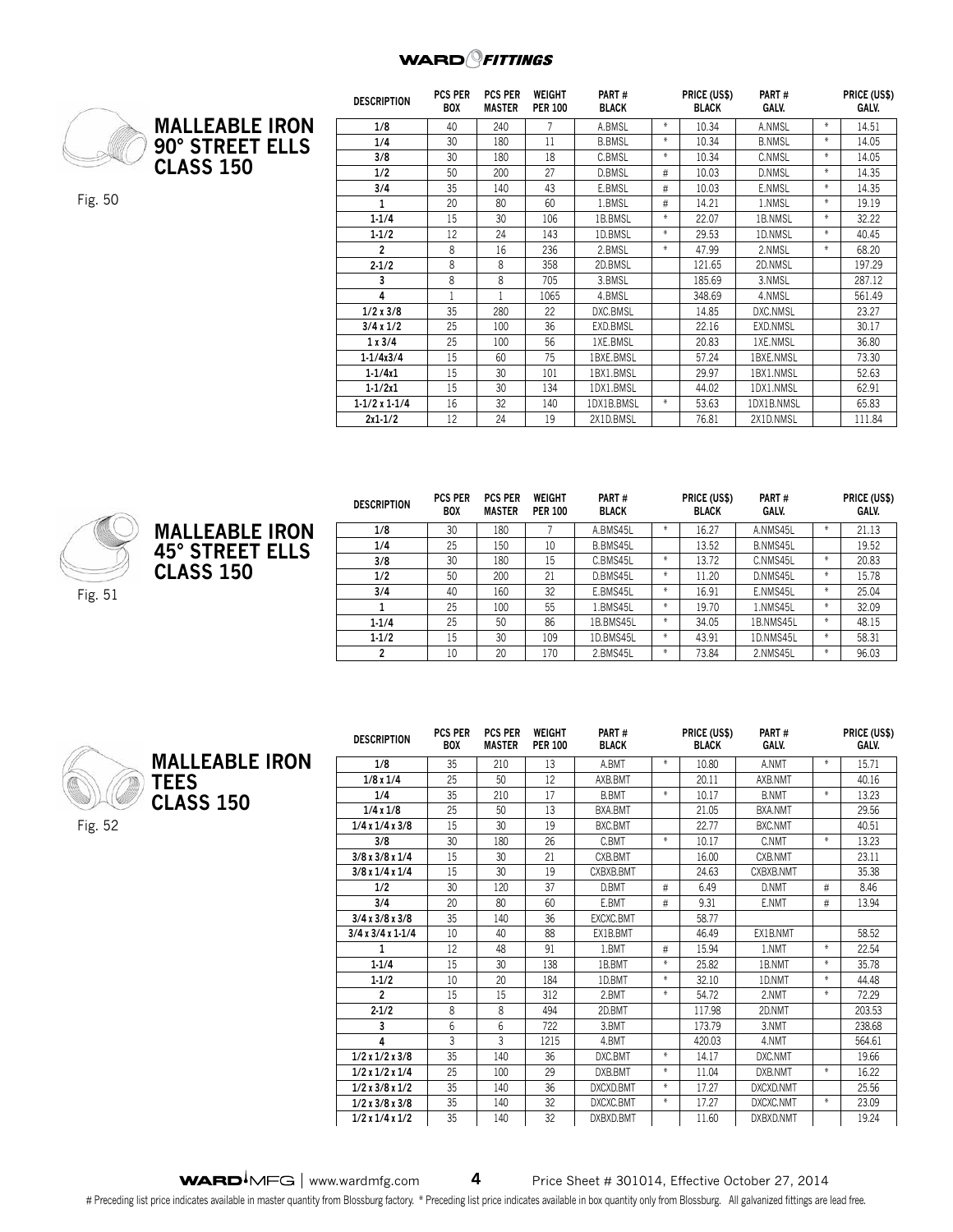## MALLEABLE IRON 90° STREET ELLS CLASS 150

Fig. 50

| DESCRIPTION | PCS PER BOX | PCS PER MASTER | WEIGHT PER 100 | PART # BLACK | | PRICE (US$) BLACK | PART # GALV. | | PRICE (US$) GALV. |
|---|---|---|---|---|---|---|---|---|---|
| 1/8 | 40 | 240 | 7 | A.BMSL | * | 10.34 | A.NMSL | * | 14.51 |
| 1/4 | 30 | 180 | 11 | B.BMSL | * | 10.34 | B.NMSL | * | 14.05 |
| 3/8 | 30 | 180 | 18 | C.BMSL | * | 10.34 | C.NMSL | * | 14.05 |
| 1/2 | 50 | 200 | 27 | D.BMSL | # | 10.03 | D.NMSL | * | 14.35 |
| 3/4 | 35 | 140 | 43 | E.BMSL | # | 10.03 | E.NMSL | * | 14.35 |
| 1 | 20 | 80 | 60 | 1.BMSL | # | 14.21 | 1.NMSL | * | 19.19 |
| 1-1/4 | 15 | 30 | 106 | 1B.BMSL | * | 22.07 | 1B.NMSL | * | 32.22 |
| 1-1/2 | 12 | 24 | 143 | 1D.BMSL | * | 29.53 | 1D.NMSL | * | 40.45 |
| 2 | 8 | 16 | 236 | 2.BMSL | * | 47.99 | 2.NMSL | * | 68.20 |
| 2-1/2 | 8 | 8 | 358 | 2D.BMSL | | 121.65 | 2D.NMSL | | 197.29 |
| 3 | 8 | 8 | 705 | 3.BMSL | | 185.69 | 3.NMSL | | 287.12 |
| 4 | 1 | 1 | 1065 | 4.BMSL | | 348.69 | 4.NMSL | | 561.49 |
| 1/2 x 3/8 | 35 | 280 | 22 | DXC.BMSL | | 14.85 | DXC.NMSL | | 23.27 |
| 3/4 x 1/2 | 25 | 100 | 36 | EXD.BMSL | | 22.16 | EXD.NMSL | | 30.17 |
| 1 x 3/4 | 25 | 100 | 56 | 1XE.BMSL | | 20.83 | 1XE.NMSL | | 36.80 |
| 1-1/4x3/4 | 15 | 60 | 75 | 1BXE.BMSL | | 57.24 | 1BXE.NMSL | | 73.30 |
| 1-1/4x1 | 15 | 30 | 101 | 1BX1.BMSL | | 29.97 | 1BX1.NMSL | | 52.63 |
| 1-1/2x1 | 15 | 30 | 134 | 1DX1.BMSL | | 44.02 | 1DX1.NMSL | | 62.91 |
| 1-1/2 x 1-1/4 | 16 | 32 | 140 | 1DX1B.BMSL | * | 53.63 | 1DX1B.NMSL | | 65.83 |
| 2x1-1/2 | 12 | 24 | 19 | 2X1D.BMSL | | 76.81 | 2X1D.NMSL | | 111.84 |

## MALLEABLE IRON 45° STREET ELLS CLASS 150

Fig. 51

| DESCRIPTION | PCS PER BOX | PCS PER MASTER | WEIGHT PER 100 | PART # BLACK | | PRICE (US$) BLACK | PART # GALV. | | PRICE (US$) GALV. |
|---|---|---|---|---|---|---|---|---|---|
| 1/8 | 30 | 180 | 7 | A.BMS45L | * | 16.27 | A.NMS45L | * | 21.13 |
| 1/4 | 25 | 150 | 10 | B.BMS45L | | 13.52 | B.NMS45L | | 19.52 |
| 3/8 | 30 | 180 | 15 | C.BMS45L | * | 13.72 | C.NMS45L | * | 20.83 |
| 1/2 | 50 | 200 | 21 | D.BMS45L | * | 11.20 | D.NMS45L | * | 15.78 |
| 3/4 | 40 | 160 | 32 | E.BMS45L | * | 16.91 | E.NMS45L | * | 25.04 |
| 1 | 25 | 100 | 55 | 1.BMS45L | * | 19.70 | 1.NMS45L | * | 32.09 |
| 1-1/4 | 25 | 50 | 86 | 1B.BMS45L | * | 34.05 | 1B.NMS45L | * | 48.15 |
| 1-1/2 | 15 | 30 | 109 | 1D.BMS45L | * | 43.91 | 1D.NMS45L | * | 58.31 |
| 2 | 10 | 20 | 170 | 2.BMS45L | * | 73.84 | 2.NMS45L | * | 96.03 |

## MALLEABLE IRON TEES CLASS 150

Fig. 52

| DESCRIPTION | PCS PER BOX | PCS PER MASTER | WEIGHT PER 100 | PART # BLACK | | PRICE (US$) BLACK | PART # GALV. | | PRICE (US$) GALV. |
|---|---|---|---|---|---|---|---|---|---|
| 1/8 | 35 | 210 | 13 | A.BMT | * | 10.80 | A.NMT | * | 15.71 |
| 1/8 x 1/4 | 25 | 50 | 12 | AXB.BMT | | 20.11 | AXB.NMT | | 40.16 |
| 1/4 | 35 | 210 | 17 | B.BMT | * | 10.17 | B.NMT | * | 13.23 |
| 1/4 x 1/8 | 25 | 50 | 13 | BXA.BMT | | 21.05 | BXA.NMT | | 29.56 |
| 1/4 x 1/4 x 3/8 | 15 | 30 | 19 | BXC.BMT | | 22.77 | BXC.NMT | | 40.51 |
| 3/8 | 30 | 180 | 26 | C.BMT | * | 10.17 | C.NMT | * | 13.23 |
| 3/8 x 3/8 x 1/4 | 15 | 30 | 21 | CXB.BMT | | 16.00 | CXB.NMT | | 23.11 |
| 3/8 x 1/4 x 1/4 | 15 | 30 | 19 | CXBXB.BMT | | 24.63 | CXBXB.NMT | | 35.38 |
| 1/2 | 30 | 120 | 37 | D.BMT | # | 6.49 | D.NMT | # | 8.46 |
| 3/4 | 20 | 80 | 60 | E.BMT | # | 9.31 | E.NMT | # | 13.94 |
| 3/4 x 3/8 x 3/8 | 35 | 140 | 36 | EXCXC.BMT | | 58.77 | | | |
| 3/4 x 3/4 x 1-1/4 | 10 | 40 | 88 | EX1B.BMT | | 46.49 | EX1B.NMT | | 58.52 |
| 1 | 12 | 48 | 91 | 1.BMT | # | 15.94 | 1.NMT | * | 22.54 |
| 1-1/4 | 15 | 30 | 138 | 1B.BMT | * | 25.82 | 1B.NMT | * | 35.78 |
| 1-1/2 | 10 | 20 | 184 | 1D.BMT | * | 32.10 | 1D.NMT | * | 44.48 |
| 2 | 15 | 15 | 312 | 2.BMT | * | 54.72 | 2.NMT | * | 72.29 |
| 2-1/2 | 8 | 8 | 494 | 2D.BMT | | 117.98 | 2D.NMT | | 203.53 |
| 3 | 6 | 6 | 722 | 3.BMT | | 173.79 | 3.NMT | | 238.68 |
| 4 | 3 | 3 | 1215 | 4.BMT | | 420.03 | 4.NMT | | 564.61 |
| 1/2 x 1/2 x 3/8 | 35 | 140 | 36 | DXC.BMT | * | 14.17 | DXC.NMT | | 19.66 |
| 1/2 x 1/2 x 1/4 | 25 | 100 | 29 | DXB.BMT | * | 11.04 | DXB.NMT | * | 16.22 |
| 1/2 x 3/8 x 1/2 | 35 | 140 | 36 | DXCXD.BMT | * | 17.27 | DXCXD.NMT | | 25.56 |
| 1/2 x 3/8 x 3/8 | 35 | 140 | 32 | DXCXC.BMT | * | 17.27 | DXCXC.NMT | * | 23.09 |
| 1/2 x 1/4 x 1/2 | 35 | 140 | 32 | DXBXD.BMT | | 11.60 | DXBXD.NMT | | 19.24 |

# Preceding list price indicates available in master quantity from Blossburg factory. * Preceding list price indicates available in box quantity only from Blossburg. All galvanized fittings are lead free.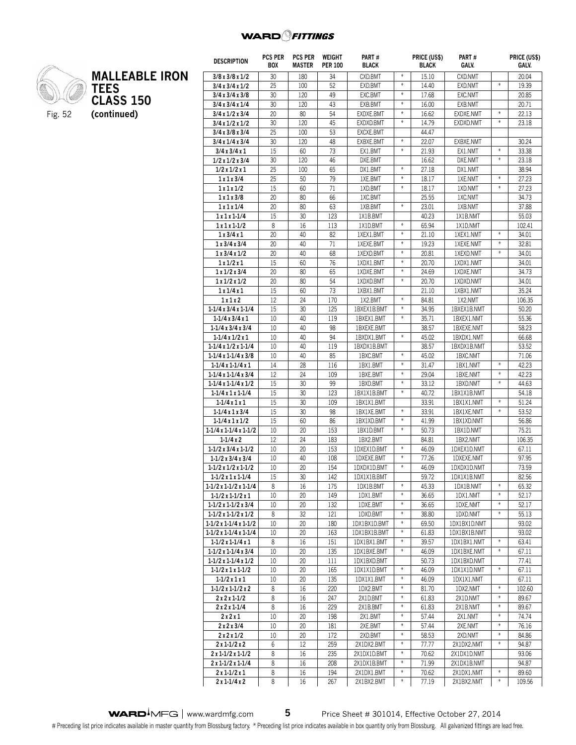# MALLEABLE IRON TEES CLASS 150 (continued)

Fig. 52

| DESCRIPTION | PCS PER BOX | PCS PER MASTER | WEIGHT PER 100 | PART # BLACK | | PRICE (US$) BLACK | PART # GALV. | | PRICE (US$) GALV. |
|---|---|---|---|---|---|---|---|---|---|
| 3/8 x 3/8 x 1/2 | 30 | 180 | 34 | CXD.BMT | * | 15.10 | CXD.NMT | | 20.04 |
| 3/4 x 3/4 x 1/2 | 25 | 100 | 52 | EXD.BMT | * | 14.40 | EXD.NMT | * | 19.39 |
| 3/4 x 3/4 x 3/8 | 30 | 120 | 49 | EXC.BMT | * | 17.68 | EXC.NMT | | 20.85 |
| 3/4 x 3/4 x 1/4 | 30 | 120 | 43 | EXB.BMT | * | 16.00 | EXB.NMT | | 20.71 |
| 3/4 x 1/2 x 3/4 | 20 | 80 | 54 | EXDXE.BMT | * | 16.62 | EXDXE.NMT | * | 22.13 |
| 3/4 x 1/2 x 1/2 | 30 | 120 | 45 | EXDXD.BMT | * | 14.79 | EXDXD.NMT | * | 23.18 |
| 3/4 x 3/8 x 3/4 | 25 | 100 | 53 | EXCXE.BMT | | 44.47 | | | |
| 3/4 x 1/4 x 3/4 | 30 | 120 | 48 | EXBXE.BMT | * | 22.07 | EXBXE.NMT | | 30.24 |
| 3/4 x 3/4 x 1 | 15 | 60 | 73 | EX1.BMT | * | 21.93 | EX1.NMT | * | 33.38 |
| 1/2 x 1/2 x 3/4 | 30 | 120 | 46 | DXE.BMT | | 16.62 | DXE.NMT | * | 23.18 |
| 1/2 x 1/2 x 1 | 25 | 100 | 65 | DX1.BMT | * | 27.18 | DX1.NMT | | 38.94 |
| 1 x 1 x 3/4 | 25 | 50 | 79 | 1XE.BMT | * | 18.17 | 1XE.NMT | * | 27.23 |
| 1 x 1 x 1/2 | 15 | 60 | 71 | 1XD.BMT | * | 18.17 | 1XD.NMT | * | 27.23 |
| 1 x 1 x 3/8 | 20 | 80 | 66 | 1XC.BMT | | 25.55 | 1XC.NMT | | 34.73 |
| 1 x 1 x 1/4 | 20 | 80 | 63 | 1XB.BMT | * | 23.01 | 1XB.NMT | | 37.88 |
| 1 x 1 x 1-1/4 | 15 | 30 | 123 | 1X1B.BMT | | 40.23 | 1X1B.NMT | | 55.03 |
| 1 x 1 x 1-1/2 | 8 | 16 | 113 | 1X1D.BMT | * | 65.94 | 1X1D.NMT | | 102.41 |
| 1 x 3/4 x 1 | 20 | 40 | 82 | 1XEX1.BMT | * | 21.10 | 1XEX1.NMT | * | 34.01 |
| 1 x 3/4 x 3/4 | 20 | 40 | 71 | 1XEXE.BMT | * | 19.23 | 1XEXE.NMT | * | 32.81 |
| 1 x 3/4 x 1/2 | 20 | 40 | 68 | 1XEXD.BMT | * | 20.81 | 1XEXD.NMT | * | 34.01 |
| 1 x 1/2 x 1 | 15 | 60 | 76 | 1XDX1.BMT | * | 20.70 | 1XDX1.NMT | | 34.01 |
| 1 x 1/2 x 3/4 | 20 | 80 | 65 | 1XDXE.BMT | * | 24.69 | 1XDXE.NMT | | 34.73 |
| 1 x 1/2 x 1/2 | 20 | 80 | 54 | 1XDXD.BMT | * | 20.70 | 1XDXD.NMT | | 34.01 |
| 1 x 1/4 x 1 | 15 | 60 | 73 | 1XBX1.BMT | | 21.10 | 1XBX1.NMT | | 35.24 |
| 1 x 1 x 2 | 12 | 24 | 170 | 1X2.BMT | * | 84.81 | 1X2.NMT | | 106.35 |
| 1-1/4 x 3/4 x 1-1/4 | 15 | 30 | 125 | 1BXEX1B.BMT | * | 34.95 | 1BXEX1B.NMT | | 50.20 |
| 1-1/4 x 3/4 x 1 | 10 | 40 | 119 | 1BXEX1.BMT | * | 35.71 | 1BXEX1.NMT | | 55.36 |
| 1-1/4 x 3/4 x 3/4 | 10 | 40 | 98 | 1BXEXE.BMT | | 38.57 | 1BXEXE.NMT | | 58.23 |
| 1-1/4 x 1/2 x 1 | 10 | 40 | 94 | 1BXDX1.BMT | * | 45.02 | 1BXDX1.NMT | | 66.68 |
| 1-1/4 x 1/2 x 1-1/4 | 10 | 40 | 119 | 1BXDX1B.BMT | | 38.57 | 1BXDX1B.NMT | | 53.52 |
| 1-1/4 x 1-1/4 x 3/8 | 10 | 40 | 85 | 1BXC.BMT | * | 45.02 | 1BXC.NMT | | 71.06 |
| 1-1/4 x 1-1/4 x 1 | 14 | 28 | 116 | 1BX1.BMT | * | 31.47 | 1BX1.NMT | * | 42.23 |
| 1-1/4 x 1-1/4 x 3/4 | 12 | 24 | 109 | 1BXE.BMT | * | 29.04 | 1BXE.NMT | * | 42.23 |
| 1-1/4 x 1-1/4 x 1/2 | 15 | 30 | 99 | 1BXD.BMT | * | 33.12 | 1BXD.NMT | * | 44.63 |
| 1-1/4 x 1 x 1-1/4 | 15 | 30 | 123 | 1BX1X1B.BMT | * | 40.72 | 1BX1X1B.NMT | | 54.18 |
| 1-1/4 x 1 x 1 | 15 | 30 | 109 | 1BX1X1.BMT | | 33.91 | 1BX1X1.NMT | * | 51.24 |
| 1-1/4 x 1 x 3/4 | 15 | 30 | 98 | 1BX1XE.BMT | * | 33.91 | 1BX1XE.NMT | * | 53.52 |
| 1-1/4 x 1 x 1/2 | 15 | 60 | 86 | 1BX1XD.BMT | * | 41.99 | 1BX1XD.NMT | | 56.86 |
| 1-1/4 x 1-1/4 x 1-1/2 | 10 | 20 | 153 | 1BX1D.BMT | * | 50.73 | 1BX1D.NMT | | 75.21 |
| 1-1/4 x 2 | 12 | 24 | 183 | 1BX2.BMT | | 84.81 | 1BX2.NMT | | 106.35 |
| 1-1/2 x 3/4 x 1-1/2 | 10 | 20 | 153 | 1DXEX1D.BMT | * | 46.09 | 1DXEX1D.NMT | | 67.11 |
| 1-1/2 x 3/4 x 3/4 | 10 | 40 | 108 | 1DXEXE.BMT | * | 77.26 | 1DXEXE.NMT | | 97.95 |
| 1-1/2 x 1/2 x 1-1/2 | 10 | 20 | 154 | 1DXDX1D.BMT | * | 46.09 | 1DXDX1D.NMT | | 73.59 |
| 1-1/2 x 1 x 1-1/4 | 15 | 30 | 142 | 1DX1X1B.BMT | | 59.72 | 1DX1X1B.NMT | | 82.56 |
| 1-1/2 x 1-1/2 x 1-1/4 | 8 | 16 | 175 | 1DX1B.BMT | * | 45.33 | 1DX1B.NMT | * | 65.32 |
| 1-1/2 x 1-1/2 x 1 | 10 | 20 | 149 | 1DX1.BMT | * | 36.65 | 1DX1.NMT | * | 52.17 |
| 1-1/2 x 1-1/2 x 3/4 | 10 | 20 | 132 | 1DXE.BMT | * | 36.65 | 1DXE.NMT | * | 52.17 |
| 1-1/2 x 1-1/2 x 1/2 | 8 | 32 | 121 | 1DXD.BMT | * | 38.80 | 1DXD.NMT | * | 55.13 |
| 1-1/2 x 1-1/4 x 1-1/2 | 10 | 20 | 180 | 1DX1BX1D.BMT | * | 69.50 | 1DX1BX1D.NMT | | 93.02 |
| 1-1/2 x 1-1/4 x 1-1/4 | 10 | 20 | 163 | 1DX1BX1B.BMT | * | 61.83 | 1DX1BX1B.NMT | | 93.02 |
| 1-1/2 x 1-1/4 x 1 | 8 | 16 | 151 | 1DX1BX1.BMT | * | 39.57 | 1DX1BX1.NMT | * | 63.41 |
| 1-1/2 x 1-1/4 x 3/4 | 10 | 20 | 135 | 1DX1BXE.BMT | * | 46.09 | 1DX1BXE.NMT | * | 67.11 |
| 1-1/2 x 1-1/4 x 1/2 | 10 | 20 | 111 | 1DX1BXD.BMT | | 50.73 | 1DX1BXD.NMT | | 77.41 |
| 1-1/2 x 1 x 1-1/2 | 10 | 20 | 165 | 1DX1X1D.BMT | * | 46.09 | 1DX1X1D.NMT | * | 67.11 |
| 1-1/2 x 1 x 1 | 10 | 20 | 135 | 1DX1X1.BMT | * | 46.09 | 1DX1X1.NMT | | 67.11 |
| 1-1/2 x 1-1/2 x 2 | 8 | 16 | 220 | 1DX2.BMT | * | 81.70 | 1DX2.NMT | * | 102.60 |
| 2 x 2 x 1-1/2 | 8 | 16 | 247 | 2X1D.BMT | * | 61.83 | 2X1D.NMT | * | 89.67 |
| 2 x 2 x 1-1/4 | 8 | 16 | 229 | 2X1B.BMT | * | 61.83 | 2X1B.NMT | * | 89.67 |
| 2 x 2 x 1 | 10 | 20 | 198 | 2X1.BMT | * | 57.44 | 2X1.NMT | * | 74.74 |
| 2 x 2 x 3/4 | 10 | 20 | 181 | 2XE.BMT | * | 57.44 | 2XE.NMT | * | 76.16 |
| 2 x 2 x 1/2 | 10 | 20 | 172 | 2XD.BMT | * | 58.53 | 2XD.NMT | * | 84.86 |
| 2 x 1-1/2 x 2 | 6 | 12 | 259 | 2X1DX2.BMT | * | 77.77 | 2X1DX2.NMT | * | 94.87 |
| 2 x 1-1/2 x 1-1/2 | 8 | 16 | 235 | 2X1DX1D.BMT | * | 70.62 | 2X1DX1D.NMT | | 93.06 |
| 2 x 1-1/2 x 1-1/4 | 8 | 16 | 208 | 2X1DX1B.BMT | * | 71.99 | 2X1DX1B.NMT | | 94.87 |
| 2 x 1-1/2 x 1 | 8 | 16 | 194 | 2X1DX1.BMT | * | 70.62 | 2X1DX1.NMT | * | 89.60 |
| 2 x 1-1/4 x 2 | 8 | 16 | 267 | 2X1BX2.BMT | * | 77.19 | 2X1BX2.NMT | * | 109.56 |

Price Sheet # 301014, Effective October 27, 2014

# Preceding list price indicates available in master quantity from Blossburg factory. * Preceding list price indicates available in box quantity only from Blossburg. All galvanized fittings are lead free.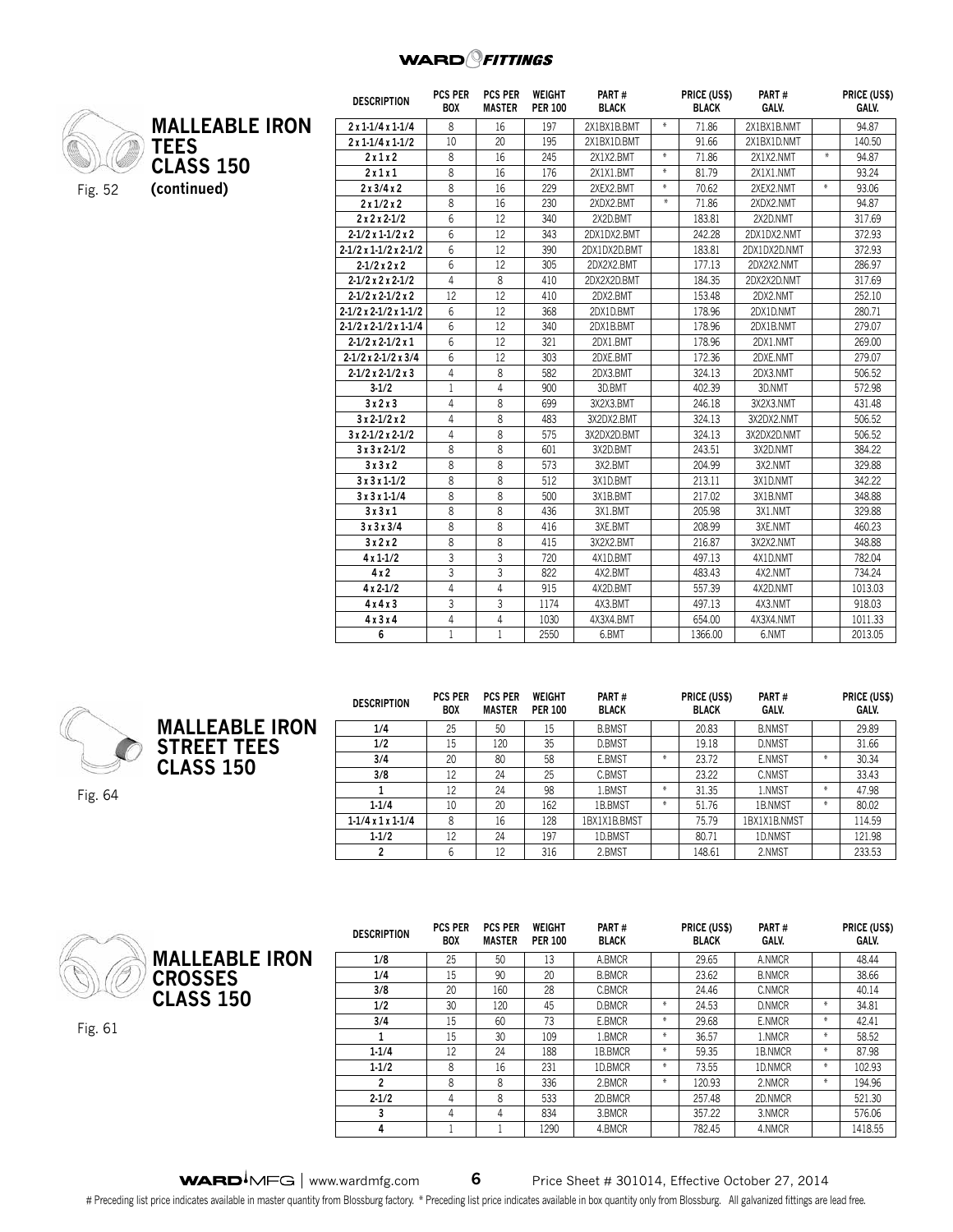## MALLEABLE IRON TEES CLASS 150 (continued)

Fig. 52

| DESCRIPTION | PCS PER BOX | PCS PER MASTER | WEIGHT PER 100 | PART # BLACK | | PRICE (US$) BLACK | PART # GALV. | | PRICE (US$) GALV. |
|---|---|---|---|---|---|---|---|---|---|
| 2 x 1-1/4 x 1-1/4 | 8 | 16 | 197 | 2X1BX1B.BMT | * | 71.86 | 2X1BX1B.NMT | | 94.87 |
| 2 x 1-1/4 x 1-1/2 | 10 | 20 | 195 | 2X1BX1D.BMT | | 91.66 | 2X1BX1D.NMT | | 140.50 |
| 2 x 1 x 2 | 8 | 16 | 245 | 2X1X2.BMT | * | 71.86 | 2X1X2.NMT | * | 94.87 |
| 2 x 1 x 1 | 8 | 16 | 176 | 2X1X1.BMT | * | 81.79 | 2X1X1.NMT | | 93.24 |
| 2 x 3/4 x 2 | 8 | 16 | 229 | 2XEX2.BMT | * | 70.62 | 2XEX2.NMT | * | 93.06 |
| 2 x 1/2 x 2 | 8 | 16 | 230 | 2XDX2.BMT | * | 71.86 | 2XDX2.NMT | | 94.87 |
| 2 x 2 x 2-1/2 | 6 | 12 | 340 | 2X2D.BMT | | 183.81 | 2X2D.NMT | | 317.69 |
| 2-1/2 x 1-1/2 x 2 | 6 | 12 | 343 | 2DX1DX2.BMT | | 242.28 | 2DX1DX2.NMT | | 372.93 |
| 2-1/2 x 1-1/2 x 2-1/2 | 6 | 12 | 390 | 2DX1DX2D.BMT | | 183.81 | 2DX1DX2D.NMT | | 372.93 |
| 2-1/2 x 2 x 2 | 6 | 12 | 305 | 2DX2X2.BMT | | 177.13 | 2DX2X2.NMT | | 286.97 |
| 2-1/2 x 2 x 2-1/2 | 4 | 8 | 410 | 2DX2X2D.BMT | | 184.35 | 2DX2X2D.NMT | | 317.69 |
| 2-1/2 x 2-1/2 x 2 | 12 | 12 | 410 | 2DX2.BMT | | 153.48 | 2DX2.NMT | | 252.10 |
| 2-1/2 x 2-1/2 x 1-1/2 | 6 | 12 | 368 | 2DX1D.BMT | | 178.96 | 2DX1D.NMT | | 280.71 |
| 2-1/2 x 2-1/2 x 1-1/4 | 6 | 12 | 340 | 2DX1B.BMT | | 178.96 | 2DX1B.NMT | | 279.07 |
| 2-1/2 x 2-1/2 x 1 | 6 | 12 | 321 | 2DX1.BMT | | 178.96 | 2DX1.NMT | | 269.00 |
| 2-1/2 x 2-1/2 x 3/4 | 6 | 12 | 303 | 2DXE.BMT | | 172.36 | 2DXE.NMT | | 279.07 |
| 2-1/2 x 2-1/2 x 3 | 4 | 8 | 582 | 2DX3.BMT | | 324.13 | 2DX3.NMT | | 506.52 |
| 3-1/2 | 1 | 4 | 900 | 3D.BMT | | 402.39 | 3D.NMT | | 572.98 |
| 3 x 2 x 3 | 4 | 8 | 699 | 3X2X3.BMT | | 246.18 | 3X2X3.NMT | | 431.48 |
| 3 x 2-1/2 x 2 | 4 | 8 | 483 | 3X2DX2.BMT | | 324.13 | 3X2DX2.NMT | | 506.52 |
| 3 x 2-1/2 x 2-1/2 | 4 | 8 | 575 | 3X2DX2D.BMT | | 324.13 | 3X2DX2D.NMT | | 506.52 |
| 3 x 3 x 2-1/2 | 8 | 8 | 601 | 3X2D.BMT | | 243.51 | 3X2D.NMT | | 384.22 |
| 3 x 3 x 2 | 8 | 8 | 573 | 3X2.BMT | | 204.99 | 3X2.NMT | | 329.88 |
| 3 x 3 x 1-1/2 | 8 | 8 | 512 | 3X1D.BMT | | 213.11 | 3X1D.NMT | | 342.22 |
| 3 x 3 x 1-1/4 | 8 | 8 | 500 | 3X1B.BMT | | 217.02 | 3X1B.NMT | | 348.88 |
| 3 x 3 x 1 | 8 | 8 | 436 | 3X1.BMT | | 205.98 | 3X1.NMT | | 329.88 |
| 3 x 3 x 3/4 | 8 | 8 | 416 | 3XE.BMT | | 208.99 | 3XE.NMT | | 460.23 |
| 3 x 2 x 2 | 8 | 8 | 415 | 3X2X2.BMT | | 216.87 | 3X2X2.NMT | | 348.88 |
| 4 x 1-1/2 | 3 | 3 | 720 | 4X1D.BMT | | 497.13 | 4X1D.NMT | | 782.04 |
| 4 x 2 | 3 | 3 | 822 | 4X2.BMT | | 483.43 | 4X2.NMT | | 734.24 |
| 4 x 2-1/2 | 4 | 4 | 915 | 4X2D.BMT | | 557.39 | 4X2D.NMT | | 1013.03 |
| 4 x 4 x 3 | 3 | 3 | 1174 | 4X3.BMT | | 497.13 | 4X3.NMT | | 918.03 |
| 4 x 3 x 4 | 4 | 4 | 1030 | 4X3X4.BMT | | 654.00 | 4X3X4.NMT | | 1011.33 |
| 6 | 1 | 1 | 2550 | 6.BMT | | 1366.00 | 6.NMT | | 2013.05 |

## MALLEABLE IRON STREET TEES CLASS 150

Fig. 64

| DESCRIPTION | PCS PER BOX | PCS PER MASTER | WEIGHT PER 100 | PART # BLACK | | PRICE (US$) BLACK | PART # GALV. | | PRICE (US$) GALV. |
|---|---|---|---|---|---|---|---|---|---|
| 1/4 | 25 | 50 | 15 | B.BMST | | 20.83 | B.NMST | | 29.89 |
| 1/2 | 15 | 120 | 35 | D.BMST | | 19.18 | D.NMST | | 31.66 |
| 3/4 | 20 | 80 | 58 | E.BMST | * | 23.72 | E.NMST | * | 30.34 |
| 3/8 | 12 | 24 | 25 | C.BMST | | 23.22 | C.NMST | | 33.43 |
| 1 | 12 | 24 | 98 | 1.BMST | * | 31.35 | 1.NMST | * | 47.98 |
| 1-1/4 | 10 | 20 | 162 | 1B.BMST | * | 51.76 | 1B.NMST | * | 80.02 |
| 1-1/4 x 1 x 1-1/4 | 8 | 16 | 128 | 1BX1X1B.BMST | | 75.79 | 1BX1X1B.NMST | | 114.59 |
| 1-1/2 | 12 | 24 | 197 | 1D.BMST | | 80.71 | 1D.NMST | | 121.98 |
| 2 | 6 | 12 | 316 | 2.BMST | | 148.61 | 2.NMST | | 233.53 |

## MALLEABLE IRON CROSSES CLASS 150

Fig. 61

| DESCRIPTION | PCS PER BOX | PCS PER MASTER | WEIGHT PER 100 | PART # BLACK | | PRICE (US$) BLACK | PART # GALV. | | PRICE (US$) GALV. |
|---|---|---|---|---|---|---|---|---|---|
| 1/8 | 25 | 50 | 13 | A.BMCR | | 29.65 | A.NMCR | | 48.44 |
| 1/4 | 15 | 90 | 20 | B.BMCR | | 23.62 | B.NMCR | | 38.66 |
| 3/8 | 20 | 160 | 28 | C.BMCR | | 24.46 | C.NMCR | | 40.14 |
| 1/2 | 30 | 120 | 45 | D.BMCR | * | 24.53 | D.NMCR | * | 34.81 |
| 3/4 | 15 | 60 | 73 | E.BMCR | * | 29.68 | E.NMCR | * | 42.41 |
| 1 | 15 | 30 | 109 | 1.BMCR | * | 36.57 | 1.NMCR | * | 58.52 |
| 1-1/4 | 12 | 24 | 188 | 1B.BMCR | * | 59.35 | 1B.NMCR | * | 87.98 |
| 1-1/2 | 8 | 16 | 231 | 1D.BMCR | * | 73.55 | 1D.NMCR | * | 102.93 |
| 2 | 8 | 8 | 336 | 2.BMCR | * | 120.93 | 2.NMCR | * | 194.96 |
| 2-1/2 | 4 | 8 | 533 | 2D.BMCR | | 257.48 | 2D.NMCR | | 521.30 |
| 3 | 4 | 4 | 834 | 3.BMCR | | 357.22 | 3.NMCR | | 576.06 |
| 4 | 1 | 1 | 1290 | 4.BMCR | | 782.45 | 4.NMCR | | 1418.55 |

# Preceding list price indicates available in master quantity from Blossburg factory. * Preceding list price indicates available in box quantity only from Blossburg. All galvanized fittings are lead free.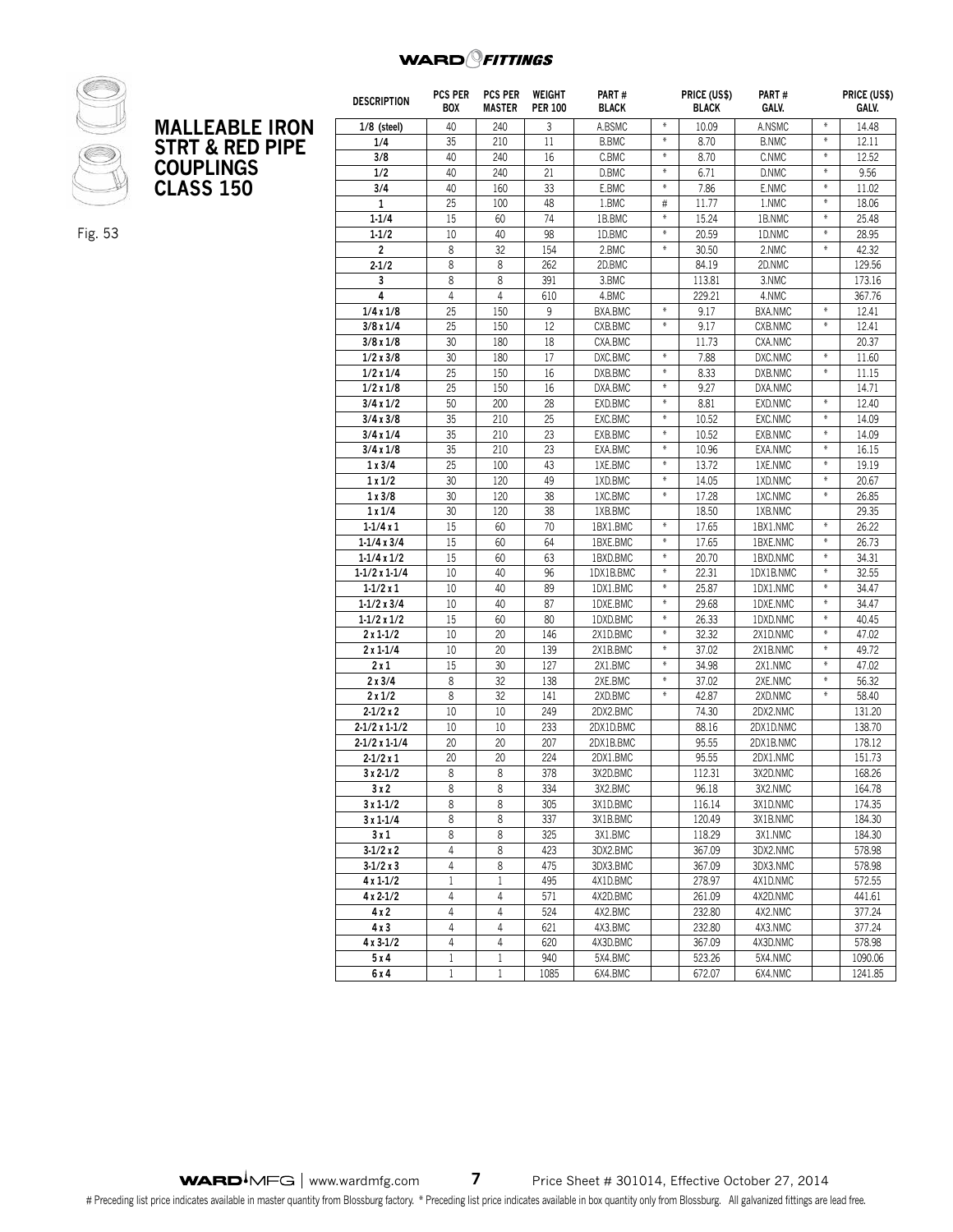## MALLEABLE IRON STRT & RED PIPE COUPLINGS CLASS 150

Fig. 53

| DESCRIPTION | PCS PER BOX | PCS PER MASTER | WEIGHT PER 100 | PART # BLACK | | PRICE (US$) BLACK | PART # GALV. | | PRICE (US$) GALV. |
|---|---|---|---|---|---|---|---|---|---|
| 1/8 (steel) | 40 | 240 | 3 | A.BSMC | * | 10.09 | A.NSMC | * | 14.48 |
| 1/4 | 35 | 210 | 11 | B.BMC | * | 8.70 | B.NMC | * | 12.11 |
| 3/8 | 40 | 240 | 16 | C.BMC | * | 8.70 | C.NMC | * | 12.52 |
| 1/2 | 40 | 240 | 21 | D.BMC | * | 6.71 | D.NMC | * | 9.56 |
| 3/4 | 40 | 160 | 33 | E.BMC | * | 7.86 | E.NMC | * | 11.02 |
| 1 | 25 | 100 | 48 | 1.BMC | # | 11.77 | 1.NMC | * | 18.06 |
| 1-1/4 | 15 | 60 | 74 | 1B.BMC | * | 15.24 | 1B.NMC | * | 25.48 |
| 1-1/2 | 10 | 40 | 98 | 1D.BMC | * | 20.59 | 1D.NMC | * | 28.95 |
| 2 | 8 | 32 | 154 | 2.BMC | * | 30.50 | 2.NMC | * | 42.32 |
| 2-1/2 | 8 | 8 | 262 | 2D.BMC | | 84.19 | 2D.NMC | | 129.56 |
| 3 | 8 | 8 | 391 | 3.BMC | | 113.81 | 3.NMC | | 173.16 |
| 4 | 4 | 4 | 610 | 4.BMC | | 229.21 | 4.NMC | | 367.76 |
| 1/4 x 1/8 | 25 | 150 | 9 | BXA.BMC | * | 9.17 | BXA.NMC | * | 12.41 |
| 3/8 x 1/4 | 25 | 150 | 12 | CXB.BMC | * | 9.17 | CXB.NMC | * | 12.41 |
| 3/8 x 1/8 | 30 | 180 | 18 | CXA.BMC | | 11.73 | CXA.NMC | | 20.37 |
| 1/2 x 3/8 | 30 | 180 | 17 | DXC.BMC | * | 7.88 | DXC.NMC | * | 11.60 |
| 1/2 x 1/4 | 25 | 150 | 16 | DXB.BMC | * | 8.33 | DXB.NMC | * | 11.15 |
| 1/2 x 1/8 | 25 | 150 | 16 | DXA.BMC | * | 9.27 | DXA.NMC | | 14.71 |
| 3/4 x 1/2 | 50 | 200 | 28 | EXD.BMC | * | 8.81 | EXD.NMC | * | 12.40 |
| 3/4 x 3/8 | 35 | 210 | 25 | EXC.BMC | * | 10.52 | EXC.NMC | * | 14.09 |
| 3/4 x 1/4 | 35 | 210 | 23 | EXB.BMC | * | 10.52 | EXB.NMC | * | 14.09 |
| 3/4 x 1/8 | 35 | 210 | 23 | EXA.BMC | * | 10.96 | EXA.NMC | * | 16.15 |
| 1 x 3/4 | 25 | 100 | 43 | 1XE.BMC | * | 13.72 | 1XE.NMC | * | 19.19 |
| 1 x 1/2 | 30 | 120 | 49 | 1XD.BMC | * | 14.05 | 1XD.NMC | * | 20.67 |
| 1 x 3/8 | 30 | 120 | 38 | 1XC.BMC | * | 17.28 | 1XC.NMC | * | 26.85 |
| 1 x 1/4 | 30 | 120 | 38 | 1XB.BMC | | 18.50 | 1XB.NMC | | 29.35 |
| 1-1/4 x 1 | 15 | 60 | 70 | 1BX1.BMC | * | 17.65 | 1BX1.NMC | * | 26.22 |
| 1-1/4 x 3/4 | 15 | 60 | 64 | 1BXE.BMC | * | 17.65 | 1BXE.NMC | * | 26.73 |
| 1-1/4 x 1/2 | 15 | 60 | 63 | 1BXD.BMC | * | 20.70 | 1BXD.NMC | * | 34.31 |
| 1-1/2 x 1-1/4 | 10 | 40 | 96 | 1DX1B.BMC | * | 22.31 | 1DX1B.NMC | * | 32.55 |
| 1-1/2 x 1 | 10 | 40 | 89 | 1DX1.BMC | * | 25.87 | 1DX1.NMC | * | 34.47 |
| 1-1/2 x 3/4 | 10 | 40 | 87 | 1DXE.BMC | * | 29.68 | 1DXE.NMC | * | 34.47 |
| 1-1/2 x 1/2 | 15 | 60 | 80 | 1DXD.BMC | * | 26.33 | 1DXD.NMC | * | 40.45 |
| 2 x 1-1/2 | 10 | 20 | 146 | 2X1D.BMC | * | 32.32 | 2X1D.NMC | * | 47.02 |
| 2 x 1-1/4 | 10 | 20 | 139 | 2X1B.BMC | * | 37.02 | 2X1B.NMC | * | 49.72 |
| 2 x 1 | 15 | 30 | 127 | 2X1.BMC | * | 34.98 | 2X1.NMC | * | 47.02 |
| 2 x 3/4 | 8 | 32 | 138 | 2XE.BMC | * | 37.02 | 2XE.NMC | * | 56.32 |
| 2 x 1/2 | 8 | 32 | 141 | 2XD.BMC | * | 42.87 | 2XD.NMC | * | 58.40 |
| 2-1/2 x 2 | 10 | 10 | 249 | 2DX2.BMC | | 74.30 | 2DX2.NMC | | 131.20 |
| 2-1/2 x 1-1/2 | 10 | 10 | 233 | 2DX1D.BMC | | 88.16 | 2DX1D.NMC | | 138.70 |
| 2-1/2 x 1-1/4 | 20 | 20 | 207 | 2DX1B.BMC | | 95.55 | 2DX1B.NMC | | 178.12 |
| 2-1/2 x 1 | 20 | 20 | 224 | 2DX1.BMC | | 95.55 | 2DX1.NMC | | 151.73 |
| 3 x 2-1/2 | 8 | 8 | 378 | 3X2D.BMC | | 112.31 | 3X2D.NMC | | 168.26 |
| 3 x 2 | 8 | 8 | 334 | 3X2.BMC | | 96.18 | 3X2.NMC | | 164.78 |
| 3 x 1-1/2 | 8 | 8 | 305 | 3X1D.BMC | | 116.14 | 3X1D.NMC | | 174.35 |
| 3 x 1-1/4 | 8 | 8 | 337 | 3X1B.BMC | | 120.49 | 3X1B.NMC | | 184.30 |
| 3 x 1 | 8 | 8 | 325 | 3X1.BMC | | 118.29 | 3X1.NMC | | 184.30 |
| 3-1/2 x 2 | 4 | 8 | 423 | 3DX2.BMC | | 367.09 | 3DX2.NMC | | 578.98 |
| 3-1/2 x 3 | 4 | 8 | 475 | 3DX3.BMC | | 367.09 | 3DX3.NMC | | 578.98 |
| 4 x 1-1/2 | 1 | 1 | 495 | 4X1D.BMC | | 278.97 | 4X1D.NMC | | 572.55 |
| 4 x 2-1/2 | 4 | 4 | 571 | 4X2D.BMC | | 261.09 | 4X2D.NMC | | 441.61 |
| 4 x 2 | 4 | 4 | 524 | 4X2.BMC | | 232.80 | 4X2.NMC | | 377.24 |
| 4 x 3 | 4 | 4 | 621 | 4X3.BMC | | 232.80 | 4X3.NMC | | 377.24 |
| 4 x 3-1/2 | 4 | 4 | 620 | 4X3D.BMC | | 367.09 | 4X3D.NMC | | 578.98 |
| 5 x 4 | 1 | 1 | 940 | 5X4.BMC | | 523.26 | 5X4.NMC | | 1090.06 |
| 6 x 4 | 1 | 1 | 1085 | 6X4.BMC | | 672.07 | 6X4.NMC | | 1241.85 |

WARD MFG | www.wardmfg.com    Price Sheet # 301014, Effective October 27, 2014

# Preceding list price indicates available in master quantity from Blossburg factory. * Preceding list price indicates available in box quantity only from Blossburg. All galvanized fittings are lead free.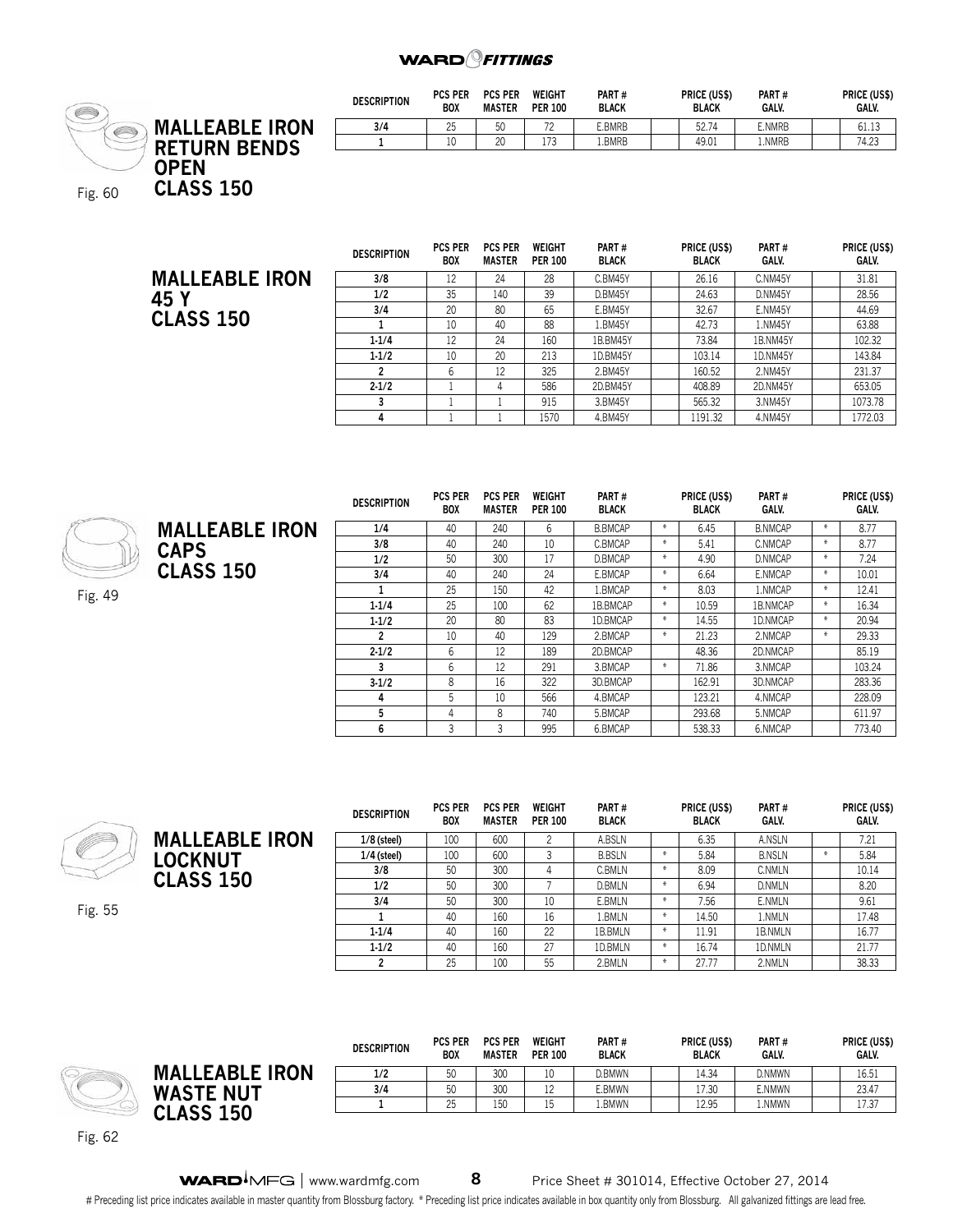## MALLEABLE IRON RETURN BENDS OPEN CLASS 150

Fig. 60

| DESCRIPTION | PCS PER BOX | PCS PER MASTER | WEIGHT PER 100 | PART # BLACK | | PRICE (US$) BLACK | PART # GALV. | | PRICE (US$) GALV. |
|---|---|---|---|---|---|---|---|---|---|
| 3/4 | 25 | 50 | 72 | E.BMRB | | 52.74 | E.NMRB | | 61.13 |
| 1 | 10 | 20 | 173 | 1.BMRB | | 49.01 | 1.NMRB | | 74.23 |

## MALLEABLE IRON 45 Y CLASS 150

| DESCRIPTION | PCS PER BOX | PCS PER MASTER | WEIGHT PER 100 | PART # BLACK | | PRICE (US$) BLACK | PART # GALV. | | PRICE (US$) GALV. |
|---|---|---|---|---|---|---|---|---|---|
| 3/8 | 12 | 24 | 28 | C.BM45Y | | 26.16 | C.NM45Y | | 31.81 |
| 1/2 | 35 | 140 | 39 | D.BM45Y | | 24.63 | D.NM45Y | | 28.56 |
| 3/4 | 20 | 80 | 65 | E.BM45Y | | 32.67 | E.NM45Y | | 44.69 |
| 1 | 10 | 40 | 88 | 1.BM45Y | | 42.73 | 1.NM45Y | | 63.88 |
| 1-1/4 | 12 | 24 | 160 | 1B.BM45Y | | 73.84 | 1B.NM45Y | | 102.32 |
| 1-1/2 | 10 | 20 | 213 | 1D.BM45Y | | 103.14 | 1D.NM45Y | | 143.84 |
| 2 | 6 | 12 | 325 | 2.BM45Y | | 160.52 | 2.NM45Y | | 231.37 |
| 2-1/2 | 1 | 4 | 586 | 2D.BM45Y | | 408.89 | 2D.NM45Y | | 653.05 |
| 3 | 1 | 1 | 915 | 3.BM45Y | | 565.32 | 3.NM45Y | | 1073.78 |
| 4 | 1 | 1 | 1570 | 4.BM45Y | | 1191.32 | 4.NM45Y | | 1772.03 |

## MALLEABLE IRON CAPS CLASS 150

Fig. 49

| DESCRIPTION | PCS PER BOX | PCS PER MASTER | WEIGHT PER 100 | PART # BLACK | | PRICE (US$) BLACK | PART # GALV. | | PRICE (US$) GALV. |
|---|---|---|---|---|---|---|---|---|---|
| 1/4 | 40 | 240 | 6 | B.BMCAP | * | 6.45 | B.NMCAP | * | 8.77 |
| 3/8 | 40 | 240 | 10 | C.BMCAP | * | 5.41 | C.NMCAP | * | 8.77 |
| 1/2 | 50 | 300 | 17 | D.BMCAP | * | 4.90 | D.NMCAP | * | 7.24 |
| 3/4 | 40 | 240 | 24 | E.BMCAP | * | 6.64 | E.NMCAP | * | 10.01 |
| 1 | 25 | 150 | 42 | 1.BMCAP | * | 8.03 | 1.NMCAP | * | 12.41 |
| 1-1/4 | 25 | 100 | 62 | 1B.BMCAP | * | 10.59 | 1B.NMCAP | * | 16.34 |
| 1-1/2 | 20 | 80 | 83 | 1D.BMCAP | * | 14.55 | 1D.NMCAP | * | 20.94 |
| 2 | 10 | 40 | 129 | 2.BMCAP | * | 21.23 | 2.NMCAP | * | 29.33 |
| 2-1/2 | 6 | 12 | 189 | 2D.BMCAP | | 48.36 | 2D.NMCAP | | 85.19 |
| 3 | 6 | 12 | 291 | 3.BMCAP | * | 71.86 | 3.NMCAP | | 103.24 |
| 3-1/2 | 8 | 16 | 322 | 3D.BMCAP | | 162.91 | 3D.NMCAP | | 283.36 |
| 4 | 5 | 10 | 566 | 4.BMCAP | | 123.21 | 4.NMCAP | | 228.09 |
| 5 | 4 | 8 | 740 | 5.BMCAP | | 293.68 | 5.NMCAP | | 611.97 |
| 6 | 3 | 3 | 995 | 6.BMCAP | | 538.33 | 6.NMCAP | | 773.40 |

## MALLEABLE IRON LOCKNUT CLASS 150

Fig. 55

| DESCRIPTION | PCS PER BOX | PCS PER MASTER | WEIGHT PER 100 | PART # BLACK | | PRICE (US$) BLACK | PART # GALV. | | PRICE (US$) GALV. |
|---|---|---|---|---|---|---|---|---|---|
| 1/8 (steel) | 100 | 600 | 2 | A.BSLN | | 6.35 | A.NSLN | | 7.21 |
| 1/4 (steel) | 100 | 600 | 3 | B.BSLN | * | 5.84 | B.NSLN | * | 5.84 |
| 3/8 | 50 | 300 | 4 | C.BMLN | * | 8.09 | C.NMLN | | 10.14 |
| 1/2 | 50 | 300 | 7 | D.BMLN | * | 6.94 | D.NMLN | | 8.20 |
| 3/4 | 50 | 300 | 10 | E.BMLN | * | 7.56 | E.NMLN | | 9.61 |
| 1 | 40 | 160 | 16 | 1.BMLN | * | 14.50 | 1.NMLN | | 17.48 |
| 1-1/4 | 40 | 160 | 22 | 1B.BMLN | * | 11.91 | 1B.NMLN | | 16.77 |
| 1-1/2 | 40 | 160 | 27 | 1D.BMLN | * | 16.74 | 1D.NMLN | | 21.77 |
| 2 | 25 | 100 | 55 | 2.BMLN | * | 27.77 | 2.NMLN | | 38.33 |

## MALLEABLE IRON WASTE NUT CLASS 150

Fig. 62

| DESCRIPTION | PCS PER BOX | PCS PER MASTER | WEIGHT PER 100 | PART # BLACK | | PRICE (US$) BLACK | PART # GALV. | | PRICE (US$) GALV. |
|---|---|---|---|---|---|---|---|---|---|
| 1/2 | 50 | 300 | 10 | D.BMWN | | 14.34 | D.NMWN | | 16.51 |
| 3/4 | 50 | 300 | 12 | E.BMWN | | 17.30 | E.NMWN | | 23.47 |
| 1 | 25 | 150 | 15 | 1.BMWN | | 12.95 | 1.NMWN | | 17.37 |

# Preceding list price indicates available in master quantity from Blossburg factory. * Preceding list price indicates available in box quantity only from Blossburg. All galvanized fittings are lead free.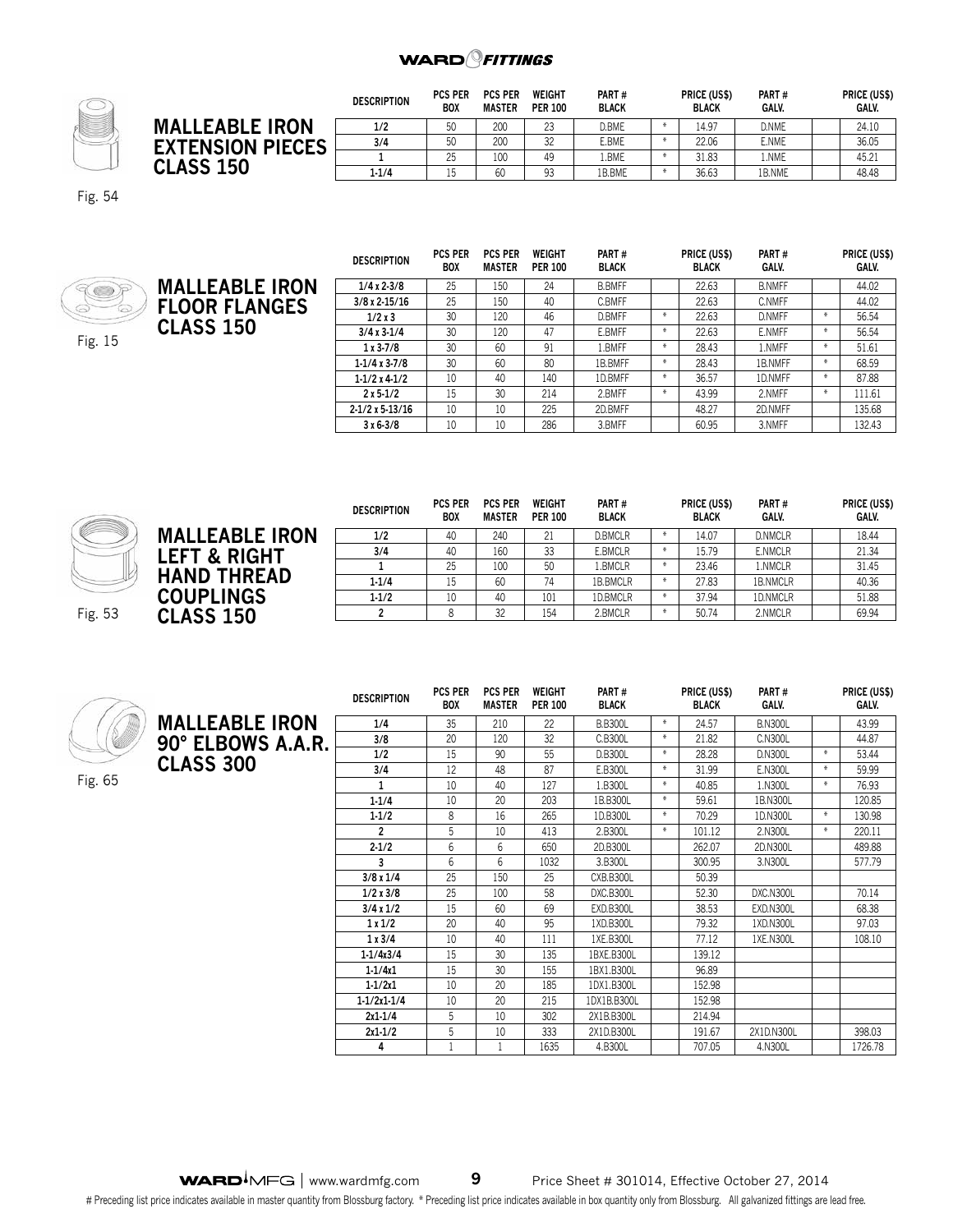## MALLEABLE IRON EXTENSION PIECES CLASS 150

Fig. 54

| DESCRIPTION | PCS PER BOX | PCS PER MASTER | WEIGHT PER 100 | PART # BLACK | | PRICE (US$) BLACK | PART # GALV. | | PRICE (US$) GALV. |
|---|---|---|---|---|---|---|---|---|---|
| 1/2 | 50 | 200 | 23 | D.BME | * | 14.97 | D.NME | | 24.10 |
| 3/4 | 50 | 200 | 32 | E.BME | * | 22.06 | E.NME | | 36.05 |
| 1 | 25 | 100 | 49 | 1.BME | * | 31.83 | 1.NME | | 45.21 |
| 1-1/4 | 15 | 60 | 93 | 1B.BME | * | 36.63 | 1B.NME | | 48.48 |

## MALLEABLE IRON FLOOR FLANGES CLASS 150

Fig. 15

| DESCRIPTION | PCS PER BOX | PCS PER MASTER | WEIGHT PER 100 | PART # BLACK | | PRICE (US$) BLACK | PART # GALV. | | PRICE (US$) GALV. |
|---|---|---|---|---|---|---|---|---|---|
| 1/4 x 2-3/8 | 25 | 150 | 24 | B.BMFF | | 22.63 | B.NMFF | | 44.02 |
| 3/8 x 2-15/16 | 25 | 150 | 40 | C.BMFF | | 22.63 | C.NMFF | | 44.02 |
| 1/2 x 3 | 30 | 120 | 46 | D.BMFF | * | 22.63 | D.NMFF | * | 56.54 |
| 3/4 x 3-1/4 | 30 | 120 | 47 | E.BMFF | * | 22.63 | E.NMFF | * | 56.54 |
| 1 x 3-7/8 | 30 | 60 | 91 | 1.BMFF | * | 28.43 | 1.NMFF | * | 51.61 |
| 1-1/4 x 3-7/8 | 30 | 60 | 80 | 1B.BMFF | * | 28.43 | 1B.NMFF | * | 68.59 |
| 1-1/2 x 4-1/2 | 10 | 40 | 140 | 1D.BMFF | * | 36.57 | 1D.NMFF | * | 87.88 |
| 2 x 5-1/2 | 15 | 30 | 214 | 2.BMFF | * | 43.99 | 2.NMFF | * | 111.61 |
| 2-1/2 x 5-13/16 | 10 | 10 | 225 | 2D.BMFF | | 48.27 | 2D.NMFF | | 135.68 |
| 3 x 6-3/8 | 10 | 10 | 286 | 3.BMFF | | 60.95 | 3.NMFF | | 132.43 |

## MALLEABLE IRON LEFT & RIGHT HAND THREAD COUPLINGS CLASS 150

Fig. 53

| DESCRIPTION | PCS PER BOX | PCS PER MASTER | WEIGHT PER 100 | PART # BLACK | | PRICE (US$) BLACK | PART # GALV. | | PRICE (US$) GALV. |
|---|---|---|---|---|---|---|---|---|---|
| 1/2 | 40 | 240 | 21 | D.BMCLR | * | 14.07 | D.NMCLR | | 18.44 |
| 3/4 | 40 | 160 | 33 | E.BMCLR | * | 15.79 | E.NMCLR | | 21.34 |
| 1 | 25 | 100 | 50 | 1.BMCLR | * | 23.46 | 1.NMCLR | | 31.45 |
| 1-1/4 | 15 | 60 | 74 | 1B.BMCLR | * | 27.83 | 1B.NMCLR | | 40.36 |
| 1-1/2 | 10 | 40 | 101 | 1D.BMCLR | * | 37.94 | 1D.NMCLR | | 51.88 |
| 2 | 8 | 32 | 154 | 2.BMCLR | * | 50.74 | 2.NMCLR | | 69.94 |

## MALLEABLE IRON 90° ELBOWS A.A.R. CLASS 300

Fig. 65

| DESCRIPTION | PCS PER BOX | PCS PER MASTER | WEIGHT PER 100 | PART # BLACK | | PRICE (US$) BLACK | PART # GALV. | | PRICE (US$) GALV. |
|---|---|---|---|---|---|---|---|---|---|
| 1/4 | 35 | 210 | 22 | B.B300L | * | 24.57 | B.N300L | | 43.99 |
| 3/8 | 20 | 120 | 32 | C.B300L | * | 21.82 | C.N300L | | 44.87 |
| 1/2 | 15 | 90 | 55 | D.B300L | * | 28.28 | D.N300L | * | 53.44 |
| 3/4 | 12 | 48 | 87 | E.B300L | * | 31.99 | E.N300L | * | 59.99 |
| 1 | 10 | 40 | 127 | 1.B300L | * | 40.85 | 1.N300L | * | 76.93 |
| 1-1/4 | 10 | 20 | 203 | 1B.B300L | * | 59.61 | 1B.N300L | | 120.85 |
| 1-1/2 | 8 | 16 | 265 | 1D.B300L | * | 70.29 | 1D.N300L | * | 130.98 |
| 2 | 5 | 10 | 413 | 2.B300L | * | 101.12 | 2.N300L | * | 220.11 |
| 2-1/2 | 6 | 6 | 650 | 2D.B300L | | 262.07 | 2D.N300L | | 489.88 |
| 3 | 6 | 6 | 1032 | 3.B300L | | 300.95 | 3.N300L | | 577.79 |
| 3/8 x 1/4 | 25 | 150 | 25 | CXB.B300L | | 50.39 | | | |
| 1/2 x 3/8 | 25 | 100 | 58 | DXC.B300L | | 52.30 | DXC.N300L | | 70.14 |
| 3/4 x 1/2 | 15 | 60 | 69 | EXD.B300L | | 38.53 | EXD.N300L | | 68.38 |
| 1 x 1/2 | 20 | 40 | 95 | 1XD.B300L | | 79.32 | 1XD.N300L | | 97.03 |
| 1 x 3/4 | 10 | 40 | 111 | 1XE.B300L | | 77.12 | 1XE.N300L | | 108.10 |
| 1-1/4x3/4 | 15 | 30 | 135 | 1BXE.B300L | | 139.12 | | | |
| 1-1/4x1 | 15 | 30 | 155 | 1BX1.B300L | | 96.89 | | | |
| 1-1/2x1 | 10 | 20 | 185 | 1DX1.B300L | | 152.98 | | | |
| 1-1/2x1-1/4 | 10 | 20 | 215 | 1DX1B.B300L | | 152.98 | | | |
| 2x1-1/4 | 5 | 10 | 302 | 2X1B.B300L | | 214.94 | | | |
| 2x1-1/2 | 5 | 10 | 333 | 2X1D.B300L | | 191.67 | 2X1D.N300L | | 398.03 |
| 4 | 1 | 1 | 1635 | 4.B300L | | 707.05 | 4.N300L | | 1726.78 |

# Preceding list price indicates available in master quantity from Blossburg factory. * Preceding list price indicates available in box quantity only from Blossburg. All galvanized fittings are lead free.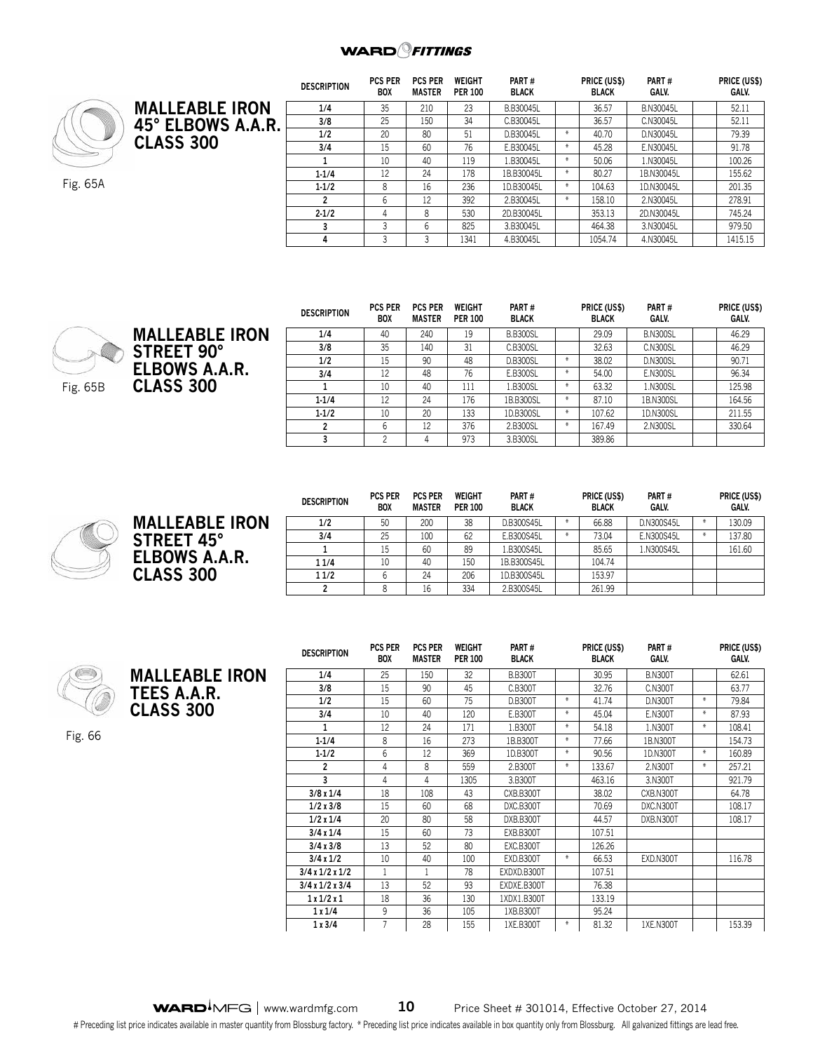## MALLEABLE IRON 45° ELBOWS A.A.R. CLASS 300

Fig. 65A

| DESCRIPTION | PCS PER BOX | PCS PER MASTER | WEIGHT PER 100 | PART # BLACK | | PRICE (US$) BLACK | PART # GALV. | | PRICE (US$) GALV. |
|---|---|---|---|---|---|---|---|---|---|
| 1/4 | 35 | 210 | 23 | B.B30045L | | 36.57 | B.N30045L | | 52.11 |
| 3/8 | 25 | 150 | 34 | C.B30045L | | 36.57 | C.N30045L | | 52.11 |
| 1/2 | 20 | 80 | 51 | D.B30045L | * | 40.70 | D.N30045L | | 79.39 |
| 3/4 | 15 | 60 | 76 | E.B30045L | * | 45.28 | E.N30045L | | 91.78 |
| 1 | 10 | 40 | 119 | 1.B30045L | * | 50.06 | 1.N30045L | | 100.26 |
| 1-1/4 | 12 | 24 | 178 | 1B.B30045L | * | 80.27 | 1B.N30045L | | 155.62 |
| 1-1/2 | 8 | 16 | 236 | 1D.B30045L | * | 104.63 | 1D.N30045L | | 201.35 |
| 2 | 6 | 12 | 392 | 2.B30045L | * | 158.10 | 2.N30045L | | 278.91 |
| 2-1/2 | 4 | 8 | 530 | 2D.B30045L | | 353.13 | 2D.N30045L | | 745.24 |
| 3 | 3 | 6 | 825 | 3.B30045L | | 464.38 | 3.N30045L | | 979.50 |
| 4 | 3 | 3 | 1341 | 4.B30045L | | 1054.74 | 4.N30045L | | 1415.15 |

## MALLEABLE IRON STREET 90° ELBOWS A.A.R. CLASS 300

Fig. 65B

| DESCRIPTION | PCS PER BOX | PCS PER MASTER | WEIGHT PER 100 | PART # BLACK | | PRICE (US$) BLACK | PART # GALV. | | PRICE (US$) GALV. |
|---|---|---|---|---|---|---|---|---|---|
| 1/4 | 40 | 240 | 19 | B.B300SL | | 29.09 | B.N300SL | | 46.29 |
| 3/8 | 35 | 140 | 31 | C.B300SL | | 32.63 | C.N300SL | | 46.29 |
| 1/2 | 15 | 90 | 48 | D.B300SL | * | 38.02 | D.N300SL | | 90.71 |
| 3/4 | 12 | 48 | 76 | E.B300SL | * | 54.00 | E.N300SL | | 96.34 |
| 1 | 10 | 40 | 111 | 1.B300SL | * | 63.32 | 1.N300SL | | 125.98 |
| 1-1/4 | 12 | 24 | 176 | 1B.B300SL | * | 87.10 | 1B.N300SL | | 164.56 |
| 1-1/2 | 10 | 20 | 133 | 1D.B300SL | * | 107.62 | 1D.N300SL | | 211.55 |
| 2 | 6 | 12 | 376 | 2.B300SL | * | 167.49 | 2.N300SL | | 330.64 |
| 3 | 2 | 4 | 973 | 3.B300SL | | 389.86 | | | |

## MALLEABLE IRON STREET 45° ELBOWS A.A.R. CLASS 300

| DESCRIPTION | PCS PER BOX | PCS PER MASTER | WEIGHT PER 100 | PART # BLACK | | PRICE (US$) BLACK | PART # GALV. | | PRICE (US$) GALV. |
|---|---|---|---|---|---|---|---|---|---|
| 1/2 | 50 | 200 | 38 | D.B300S45L | * | 66.88 | D.N300S45L | * | 130.09 |
| 3/4 | 25 | 100 | 62 | E.B300S45L | * | 73.04 | E.N300S45L | * | 137.80 |
| 1 | 15 | 60 | 89 | 1.B300S45L | | 85.65 | 1.N300S45L | | 161.60 |
| 1 1/4 | 10 | 40 | 150 | 1B.B300S45L | | 104.74 | | | |
| 1 1/2 | 6 | 24 | 206 | 1D.B300S45L | | 153.97 | | | |
| 2 | 8 | 16 | 334 | 2.B300S45L | | 261.99 | | | |

## MALLEABLE IRON TEES A.A.R. CLASS 300

Fig. 66

| DESCRIPTION | PCS PER BOX | PCS PER MASTER | WEIGHT PER 100 | PART # BLACK | | PRICE (US$) BLACK | PART # GALV. | | PRICE (US$) GALV. |
|---|---|---|---|---|---|---|---|---|---|
| 1/4 | 25 | 150 | 32 | B.B300T | | 30.95 | B.N300T | | 62.61 |
| 3/8 | 15 | 90 | 45 | C.B300T | | 32.76 | C.N300T | | 63.77 |
| 1/2 | 15 | 60 | 75 | D.B300T | * | 41.74 | D.N300T | * | 79.84 |
| 3/4 | 10 | 40 | 120 | E.B300T | * | 45.04 | E.N300T | * | 87.93 |
| 1 | 12 | 24 | 171 | 1.B300T | * | 54.18 | 1.N300T | * | 108.41 |
| 1-1/4 | 8 | 16 | 273 | 1B.B300T | * | 77.66 | 1B.N300T | | 154.73 |
| 1-1/2 | 6 | 12 | 369 | 1D.B300T | * | 90.56 | 1D.N300T | * | 160.89 |
| 2 | 4 | 8 | 559 | 2.B300T | * | 133.67 | 2.N300T | * | 257.21 |
| 3 | 4 | 4 | 1305 | 3.B300T | | 463.16 | 3.N300T | | 921.79 |
| 3/8 x 1/4 | 18 | 108 | 43 | CXB.B300T | | 38.02 | CXB.N300T | | 64.78 |
| 1/2 x 3/8 | 15 | 60 | 68 | DXC.B300T | | 70.69 | DXC.N300T | | 108.17 |
| 1/2 x 1/4 | 20 | 80 | 58 | DXB.B300T | | 44.57 | DXB.N300T | | 108.17 |
| 3/4 x 1/4 | 15 | 60 | 73 | EXB.B300T | | 107.51 | | | |
| 3/4 x 3/8 | 13 | 52 | 80 | EXC.B300T | | 126.26 | | | |
| 3/4 x 1/2 | 10 | 40 | 100 | EXD.B300T | * | 66.53 | EXD.N300T | | 116.78 |
| 3/4 x 1/2 x 1/2 | 1 | 1 | 78 | EXDXD.B300T | | 107.51 | | | |
| 3/4 x 1/2 x 3/4 | 13 | 52 | 93 | EXDXE.B300T | | 76.38 | | | |
| 1 x 1/2 x 1 | 18 | 36 | 130 | 1XDX1.B300T | | 133.19 | | | |
| 1 x 1/4 | 9 | 36 | 105 | 1XB.B300T | | 95.24 | | | |
| 1 x 3/4 | 7 | 28 | 155 | 1XE.B300T | * | 81.32 | 1XE.N300T | | 153.39 |

# Preceding list price indicates available in master quantity from Blossburg factory. * Preceding list price indicates available in box quantity only from Blossburg. All galvanized fittings are lead free.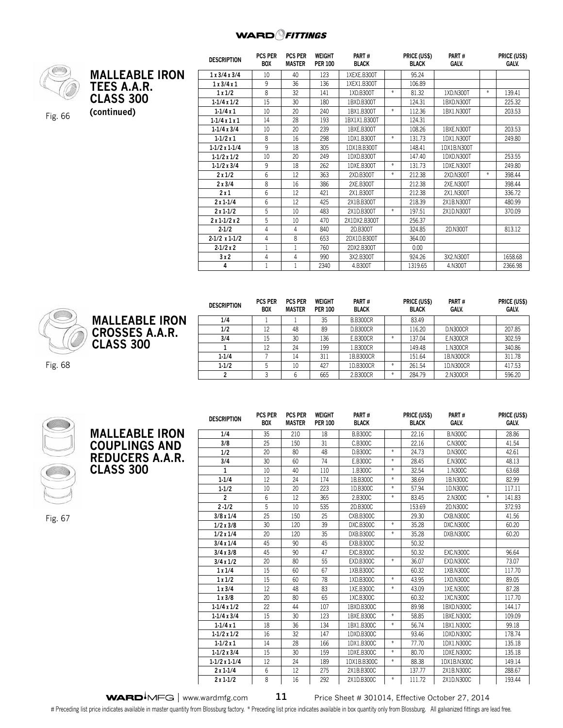## MALLEABLE IRON TEES A.A.R. CLASS 300 (continued)

Fig. 66

| DESCRIPTION | PCS PER BOX | PCS PER MASTER | WEIGHT PER 100 | PART # BLACK | | PRICE (US$) BLACK | PART # GALV. | | PRICE (US$) GALV. |
|---|---|---|---|---|---|---|---|---|---|
| 1 x 3/4 x 3/4 | 10 | 40 | 123 | 1XEXE.B300T | | 95.24 | | | |
| 1 x 3/4 x 1 | 9 | 36 | 136 | 1XEX1.B300T | | 106.89 | | | |
| 1 x 1/2 | 8 | 32 | 141 | 1XD.B300T | * | 81.32 | 1XD.N300T | * | 139.41 |
| 1-1/4 x 1/2 | 15 | 30 | 180 | 1BXD.B300T | | 124.31 | 1BXD.N300T | | 225.32 |
| 1-1/4 x 1 | 10 | 20 | 240 | 1BX1.B300T | * | 112.36 | 1BX1.N300T | | 203.53 |
| 1-1/4 x 1 x 1 | 14 | 28 | 193 | 1BX1X1.B300T | | 124.31 | | | |
| 1-1/4 x 3/4 | 10 | 20 | 239 | 1BXE.B300T | | 108.26 | 1BXE.N300T | | 203.53 |
| 1-1/2 x 1 | 8 | 16 | 298 | 1DX1.B300T | * | 131.73 | 1DX1.N300T | | 249.80 |
| 1-1/2 x 1-1/4 | 9 | 18 | 305 | 1DX1B.B300T | | 148.41 | 1DX1B.N300T | | |
| 1-1/2 x 1/2 | 10 | 20 | 249 | 1DXD.B300T | | 147.40 | 1DXD.N300T | | 253.55 |
| 1-1/2 x 3/4 | 9 | 18 | 262 | 1DXE.B300T | * | 131.73 | 1DXE.N300T | | 249.80 |
| 2 x 1/2 | 6 | 12 | 363 | 2XD.B300T | * | 212.38 | 2XD.N300T | * | 398.44 |
| 2 x 3/4 | 8 | 16 | 386 | 2XE.B300T | | 212.38 | 2XE.N300T | | 398.44 |
| 2 x 1 | 6 | 12 | 421 | 2X1.B300T | | 212.38 | 2X1.N300T | | 336.72 |
| 2 x 1-1/4 | 6 | 12 | 425 | 2X1B.B300T | | 218.39 | 2X1B.N300T | | 480.99 |
| 2 x 1-1/2 | 5 | 10 | 483 | 2X1D.B300T | * | 197.51 | 2X1D.N300T | | 370.09 |
| 2 x 1-1/2 x 2 | 5 | 10 | 470 | 2X1DX2.B300T | | 256.37 | | | |
| 2-1/2 | 4 | 4 | 840 | 2D.B300T | | 324.85 | 2D.N300T | | 813.12 |
| 2-1/2 x 1-1/2 | 4 | 8 | 653 | 2DX1D.B300T | | 364.00 | | | |
| 2-1/2 x 2 | 1 | 1 | 760 | 2DX2.B300T | | 0.00 | | | |
| 3 x 2 | 4 | 4 | 990 | 3X2.B300T | | 924.26 | 3X2.N300T | | 1658.68 |
| 4 | 1 | 1 | 2340 | 4.B300T | | 1319.65 | 4.N300T | | 2366.98 |

## MALLEABLE IRON CROSSES A.A.R. CLASS 300

Fig. 68

| DESCRIPTION | PCS PER BOX | PCS PER MASTER | WEIGHT PER 100 | PART # BLACK | | PRICE (US$) BLACK | PART # GALV. | | PRICE (US$) GALV. |
|---|---|---|---|---|---|---|---|---|---|
| 1/4 | 1 | 1 | 35 | B.B300CR | | 83.49 | | | |
| 1/2 | 12 | 48 | 89 | D.B300CR | | 116.20 | D.N300CR | | 207.85 |
| 3/4 | 15 | 30 | 136 | E.B300CR | * | 137.04 | E.N300CR | | 302.59 |
| 1 | 12 | 24 | 199 | 1.B300CR | | 149.48 | 1.N300CR | | 340.86 |
| 1-1/4 | 7 | 14 | 311 | 1B.B300CR | | 151.64 | 1B.N300CR | | 311.78 |
| 1-1/2 | 5 | 10 | 427 | 1D.B300CR | * | 261.54 | 1D.N300CR | | 417.53 |
| 2 | 3 | 6 | 665 | 2.B300CR | * | 284.79 | 2.N300CR | | 596.20 |

## MALLEABLE IRON COUPLINGS AND REDUCERS A.A.R. CLASS 300

Fig. 67

| DESCRIPTION | PCS PER BOX | PCS PER MASTER | WEIGHT PER 100 | PART # BLACK | | PRICE (US$) BLACK | PART # GALV. | | PRICE (US$) GALV. |
|---|---|---|---|---|---|---|---|---|---|
| 1/4 | 35 | 210 | 18 | B.B300C | | 22.16 | B.N300C | | 28.86 |
| 3/8 | 25 | 150 | 31 | C.B300C | | 22.16 | C.N300C | | 41.54 |
| 1/2 | 20 | 80 | 48 | D.B300C | * | 24.73 | D.N300C | | 42.61 |
| 3/4 | 30 | 60 | 74 | E.B300C | * | 28.45 | E.N300C | | 48.13 |
| 1 | 10 | 40 | 110 | 1.B300C | * | 32.54 | 1.N300C | | 63.68 |
| 1-1/4 | 12 | 24 | 174 | 1B.B300C | * | 38.69 | 1B.N300C | | 82.99 |
| 1-1/2 | 10 | 20 | 223 | 1D.B300C | * | 57.94 | 1D.N300C | | 117.11 |
| 2 | 6 | 12 | 365 | 2.B300C | * | 83.45 | 2.N300C | * | 141.83 |
| 2 -1/2 | 5 | 10 | 535 | 2D.B300C | | 153.69 | 2D.N300C | | 372.93 |
| 3/8 x 1/4 | 25 | 150 | 25 | CXB.B300C | | 29.30 | CXB.N300C | | 41.56 |
| 1/2 x 3/8 | 30 | 120 | 39 | DXC.B300C | * | 35.28 | DXC.N300C | | 60.20 |
| 1/2 x 1/4 | 20 | 120 | 35 | DXB.B300C | * | 35.28 | DXB.N300C | | 60.20 |
| 3/4 x 1/4 | 45 | 90 | 45 | EXB.B300C | | 50.32 | | | |
| 3/4 x 3/8 | 45 | 90 | 47 | EXC.B300C | | 50.32 | EXC.N300C | | 96.64 |
| 3/4 x 1/2 | 20 | 80 | 55 | EXD.B300C | * | 36.07 | EXD.N300C | | 73.07 |
| 1 x 1/4 | 15 | 60 | 67 | 1XB.B300C | | 60.32 | 1XB.N300C | | 117.70 |
| 1 x 1/2 | 15 | 60 | 78 | 1XD.B300C | * | 43.95 | 1XD.N300C | | 89.05 |
| 1 x 3/4 | 12 | 48 | 83 | 1XE.B300C | * | 43.09 | 1XE.N300C | | 87.28 |
| 1 x 3/8 | 20 | 80 | 65 | 1XC.B300C | | 60.32 | 1XC.N300C | | 117.70 |
| 1-1/4 x 1/2 | 22 | 44 | 107 | 1BXD.B300C | | 89.98 | 1BXD.N300C | | 144.17 |
| 1-1/4 x 3/4 | 15 | 30 | 123 | 1BXE.B300C | * | 58.85 | 1BXE.N300C | | 109.09 |
| 1-1/4 x 1 | 18 | 36 | 134 | 1BX1.B300C | * | 56.74 | 1BX1.N300C | | 99.18 |
| 1-1/2 x 1/2 | 16 | 32 | 147 | 1DXD.B300C | | 93.46 | 1DXD.N300C | | 178.74 |
| 1-1/2 x 1 | 14 | 28 | 166 | 1DX1.B300C | * | 77.70 | 1DX1.N300C | | 135.18 |
| 1-1/2 x 3/4 | 15 | 30 | 159 | 1DXE.B300C | * | 80.70 | 1DXE.N300C | | 135.18 |
| 1-1/2 x 1-1/4 | 12 | 24 | 189 | 1DX1B.B300C | * | 88.38 | 1DX1B.N300C | | 149.14 |
| 2 x 1-1/4 | 6 | 12 | 275 | 2X1B.B300C | | 137.77 | 2X1B.N300C | | 288.67 |
| 2 x 1-1/2 | 8 | 16 | 292 | 2X1D.B300C | * | 111.72 | 2X1D.N300C | | 193.44 |

www.wardmfg.com | Price Sheet # 301014, Effective October 27, 2014

# Preceding list price indicates available in master quantity from Blossburg factory. * Preceding list price indicates available in box quantity only from Blossburg. All galvanized fittings are lead free.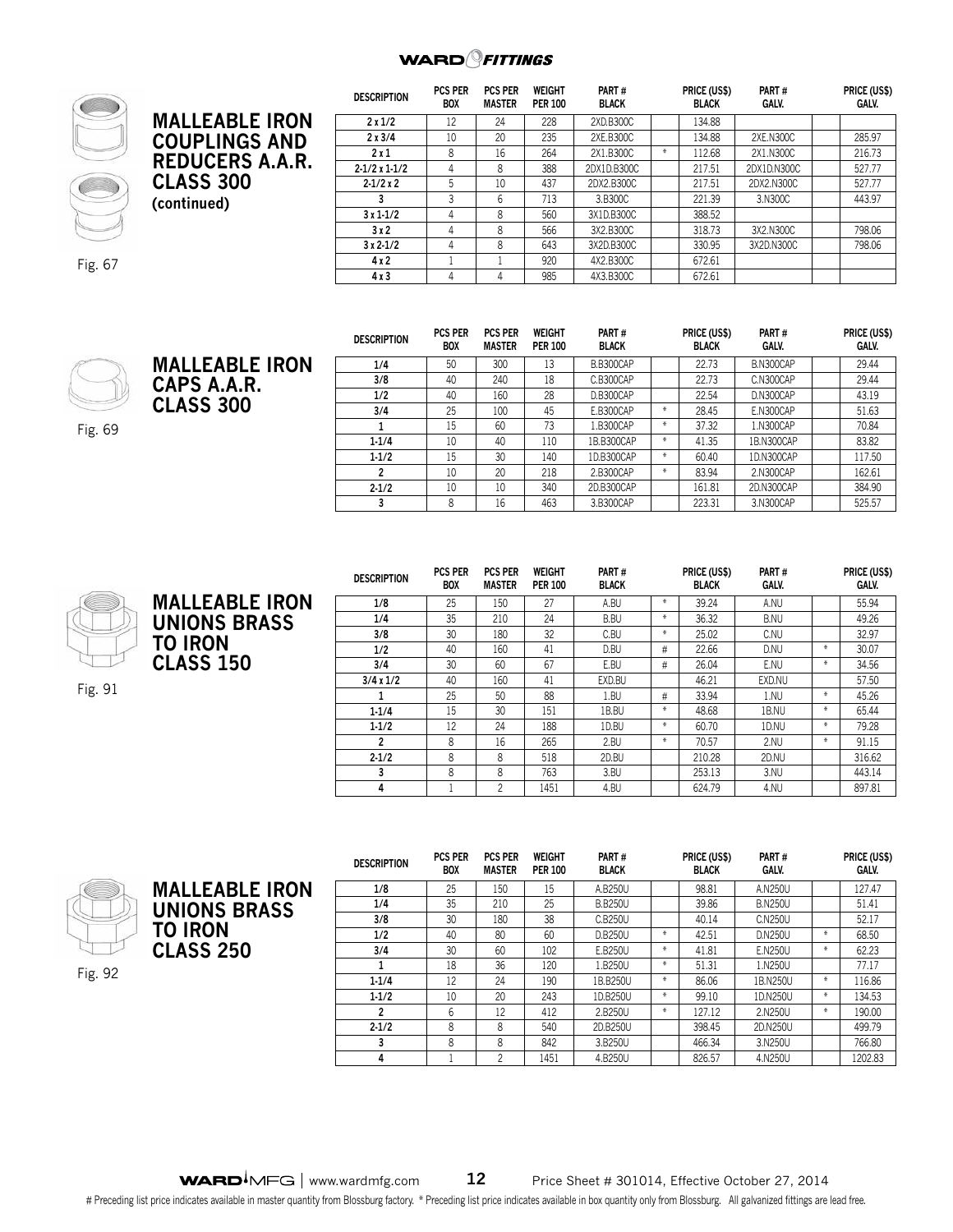## MALLEABLE IRON COUPLINGS AND REDUCERS A.A.R. CLASS 300 (continued)

Fig. 67

| DESCRIPTION | PCS PER BOX | PCS PER MASTER | WEIGHT PER 100 | PART # BLACK | | PRICE (US$) BLACK | PART # GALV. | | PRICE (US$) GALV. |
|---|---|---|---|---|---|---|---|---|---|
| 2 x 1/2 | 12 | 24 | 228 | 2XD.B300C | | 134.88 | | | |
| 2 x 3/4 | 10 | 20 | 235 | 2XE.B300C | | 134.88 | 2XE.N300C | | 285.97 |
| 2 x 1 | 8 | 16 | 264 | 2X1.B300C | * | 112.68 | 2X1.N300C | | 216.73 |
| 2-1/2 x 1-1/2 | 4 | 8 | 388 | 2DX1D.B300C | | 217.51 | 2DX1D.N300C | | 527.77 |
| 2-1/2 x 2 | 5 | 10 | 437 | 2DX2.B300C | | 217.51 | 2DX2.N300C | | 527.77 |
| 3 | 3 | 6 | 713 | 3.B300C | | 221.39 | 3.N300C | | 443.97 |
| 3 x 1-1/2 | 4 | 8 | 560 | 3X1D.B300C | | 388.52 | | | |
| 3 x 2 | 4 | 8 | 566 | 3X2.B300C | | 318.73 | 3X2.N300C | | 798.06 |
| 3 x 2-1/2 | 4 | 8 | 643 | 3X2D.B300C | | 330.95 | 3X2D.N300C | | 798.06 |
| 4 x 2 | 1 | 1 | 920 | 4X2.B300C | | 672.61 | | | |
| 4 x 3 | 4 | 4 | 985 | 4X3.B300C | | 672.61 | | | |

## MALLEABLE IRON CAPS A.A.R. CLASS 300

Fig. 69

| DESCRIPTION | PCS PER BOX | PCS PER MASTER | WEIGHT PER 100 | PART # BLACK | | PRICE (US$) BLACK | PART # GALV. | | PRICE (US$) GALV. |
|---|---|---|---|---|---|---|---|---|---|
| 1/4 | 50 | 300 | 13 | B.B300CAP | | 22.73 | B.N300CAP | | 29.44 |
| 3/8 | 40 | 240 | 18 | C.B300CAP | | 22.73 | C.N300CAP | | 29.44 |
| 1/2 | 40 | 160 | 28 | D.B300CAP | | 22.54 | D.N300CAP | | 43.19 |
| 3/4 | 25 | 100 | 45 | E.B300CAP | * | 28.45 | E.N300CAP | | 51.63 |
| 1 | 15 | 60 | 73 | 1.B300CAP | * | 37.32 | 1.N300CAP | | 70.84 |
| 1-1/4 | 10 | 40 | 110 | 1B.B300CAP | * | 41.35 | 1B.N300CAP | | 83.82 |
| 1-1/2 | 15 | 30 | 140 | 1D.B300CAP | * | 60.40 | 1D.N300CAP | | 117.50 |
| 2 | 10 | 20 | 218 | 2.B300CAP | * | 83.94 | 2.N300CAP | | 162.61 |
| 2-1/2 | 10 | 10 | 340 | 2D.B300CAP | | 161.81 | 2D.N300CAP | | 384.90 |
| 3 | 8 | 16 | 463 | 3.B300CAP | | 223.31 | 3.N300CAP | | 525.57 |

## MALLEABLE IRON UNIONS BRASS TO IRON CLASS 150

Fig. 91

| DESCRIPTION | PCS PER BOX | PCS PER MASTER | WEIGHT PER 100 | PART # BLACK | | PRICE (US$) BLACK | PART # GALV. | | PRICE (US$) GALV. |
|---|---|---|---|---|---|---|---|---|---|
| 1/8 | 25 | 150 | 27 | A.BU | * | 39.24 | A.NU | | 55.94 |
| 1/4 | 35 | 210 | 24 | B.BU | * | 36.32 | B.NU | | 49.26 |
| 3/8 | 30 | 180 | 32 | C.BU | * | 25.02 | C.NU | | 32.97 |
| 1/2 | 40 | 160 | 41 | D.BU | # | 22.66 | D.NU | * | 30.07 |
| 3/4 | 30 | 60 | 67 | E.BU | # | 26.04 | E.NU | * | 34.56 |
| 3/4 x 1/2 | 40 | 160 | 41 | EXD.BU | | 46.21 | EXD.NU | | 57.50 |
| 1 | 25 | 50 | 88 | 1.BU | # | 33.94 | 1.NU | * | 45.26 |
| 1-1/4 | 15 | 30 | 151 | 1B.BU | * | 48.68 | 1B.NU | * | 65.44 |
| 1-1/2 | 12 | 24 | 188 | 1D.BU | * | 60.70 | 1D.NU | * | 79.28 |
| 2 | 8 | 16 | 265 | 2.BU | * | 70.57 | 2.NU | * | 91.15 |
| 2-1/2 | 8 | 8 | 518 | 2D.BU | | 210.28 | 2D.NU | | 316.62 |
| 3 | 8 | 8 | 763 | 3.BU | | 253.13 | 3.NU | | 443.14 |
| 4 | 1 | 2 | 1451 | 4.BU | | 624.79 | 4.NU | | 897.81 |

## MALLEABLE IRON UNIONS BRASS TO IRON CLASS 250

Fig. 92

| DESCRIPTION | PCS PER BOX | PCS PER MASTER | WEIGHT PER 100 | PART # BLACK | | PRICE (US$) BLACK | PART # GALV. | | PRICE (US$) GALV. |
|---|---|---|---|---|---|---|---|---|---|
| 1/8 | 25 | 150 | 15 | A.B250U | | 98.81 | A.N250U | | 127.47 |
| 1/4 | 35 | 210 | 25 | B.B250U | | 39.86 | B.N250U | | 51.41 |
| 3/8 | 30 | 180 | 38 | C.B250U | | 40.14 | C.N250U | | 52.17 |
| 1/2 | 40 | 80 | 60 | D.B250U | * | 42.51 | D.N250U | * | 68.50 |
| 3/4 | 30 | 60 | 102 | E.B250U | * | 41.81 | E.N250U | * | 62.23 |
| 1 | 18 | 36 | 120 | 1.B250U | * | 51.31 | 1.N250U | | 77.17 |
| 1-1/4 | 12 | 24 | 190 | 1B.B250U | * | 86.06 | 1B.N250U | * | 116.86 |
| 1-1/2 | 10 | 20 | 243 | 1D.B250U | * | 99.10 | 1D.N250U | * | 134.53 |
| 2 | 6 | 12 | 412 | 2.B250U | * | 127.12 | 2.N250U | * | 190.00 |
| 2-1/2 | 8 | 8 | 540 | 2D.B250U | | 398.45 | 2D.N250U | | 499.79 |
| 3 | 8 | 8 | 842 | 3.B250U | | 466.34 | 3.N250U | | 766.80 |
| 4 | 1 | 2 | 1451 | 4.B250U | | 826.57 | 4.N250U | | 1202.83 |

Price Sheet # 301014, Effective October 27, 2014

# Preceding list price indicates available in master quantity from Blossburg factory. * Preceding list price indicates available in box quantity only from Blossburg. All galvanized fittings are lead free.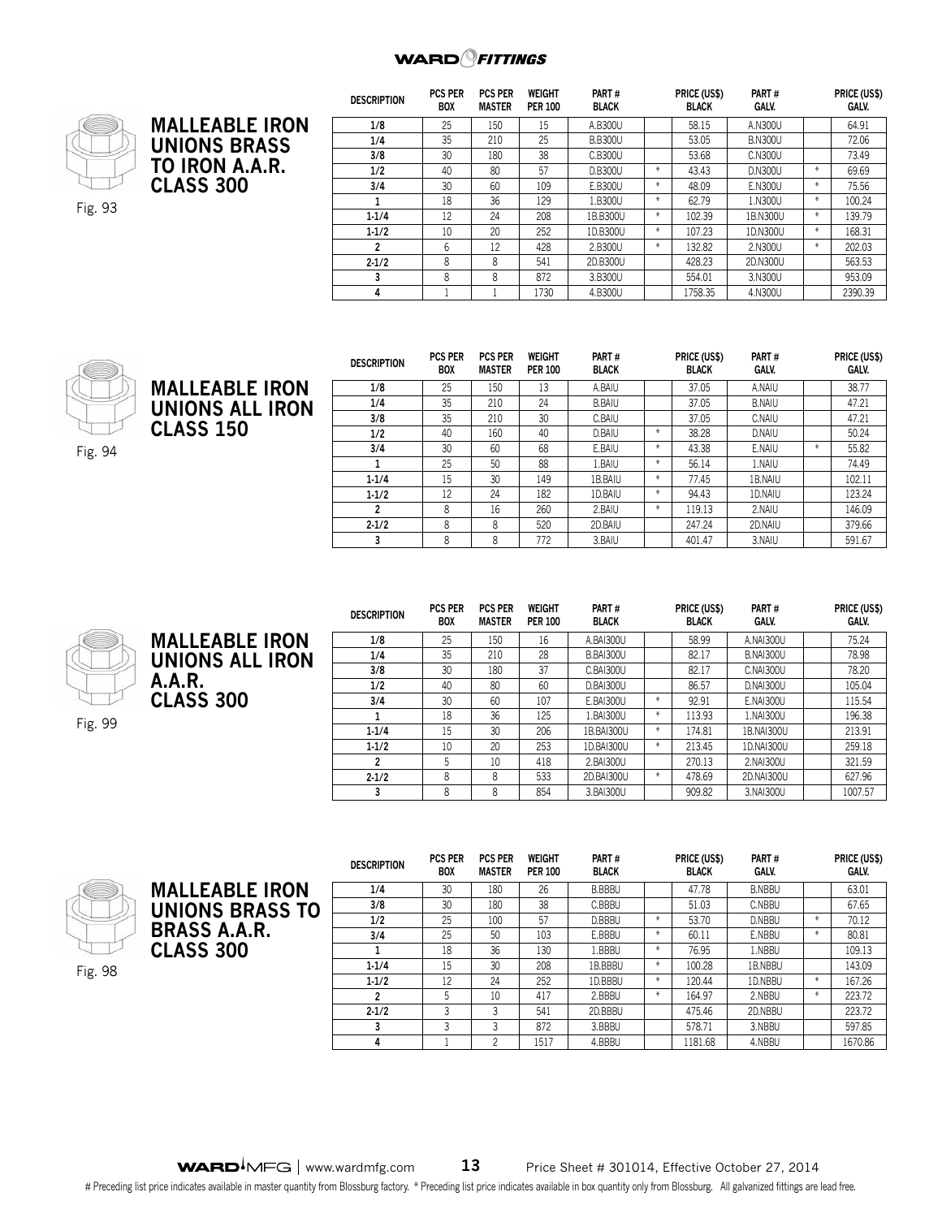# WARD FITTINGS

## MALLEABLE IRON UNIONS BRASS TO IRON A.A.R. CLASS 300

Fig. 93

| DESCRIPTION | PCS PER BOX | PCS PER MASTER | WEIGHT PER 100 | PART # BLACK | | PRICE (US$) BLACK | PART # GALV. | | PRICE (US$) GALV. |
|---|---|---|---|---|---|---|---|---|---|
| 1/8 | 25 | 150 | 15 | A.B300U | | 58.15 | A.N300U | | 64.91 |
| 1/4 | 35 | 210 | 25 | B.B300U | | 53.05 | B.N300U | | 72.06 |
| 3/8 | 30 | 180 | 38 | C.B300U | | 53.68 | C.N300U | | 73.49 |
| 1/2 | 40 | 80 | 57 | D.B300U | * | 43.43 | D.N300U | * | 69.69 |
| 3/4 | 30 | 60 | 109 | E.B300U | * | 48.09 | E.N300U | * | 75.56 |
| 1 | 18 | 36 | 129 | 1.B300U | * | 62.79 | 1.N300U | * | 100.24 |
| 1-1/4 | 12 | 24 | 208 | 1B.B300U | * | 102.39 | 1B.N300U | * | 139.79 |
| 1-1/2 | 10 | 20 | 252 | 1D.B300U | * | 107.23 | 1D.N300U | * | 168.31 |
| 2 | 6 | 12 | 428 | 2.B300U | * | 132.82 | 2.N300U | * | 202.03 |
| 2-1/2 | 8 | 8 | 541 | 2D.B300U | | 428.23 | 2D.N300U | | 563.53 |
| 3 | 8 | 8 | 872 | 3.B300U | | 554.01 | 3.N300U | | 953.09 |
| 4 | 1 | 1 | 1730 | 4.B300U | | 1758.35 | 4.N300U | | 2390.39 |

## MALLEABLE IRON UNIONS ALL IRON CLASS 150

Fig. 94

| DESCRIPTION | PCS PER BOX | PCS PER MASTER | WEIGHT PER 100 | PART # BLACK | | PRICE (US$) BLACK | PART # GALV. | | PRICE (US$) GALV. |
|---|---|---|---|---|---|---|---|---|---|
| 1/8 | 25 | 150 | 13 | A.BAIU | | 37.05 | A.NAIU | | 38.77 |
| 1/4 | 35 | 210 | 24 | B.BAIU | | 37.05 | B.NAIU | | 47.21 |
| 3/8 | 35 | 210 | 30 | C.BAIU | | 37.05 | C.NAIU | | 47.21 |
| 1/2 | 40 | 160 | 40 | D.BAIU | * | 38.28 | D.NAIU | | 50.24 |
| 3/4 | 30 | 60 | 68 | E.BAIU | * | 43.38 | E.NAIU | * | 55.82 |
| 1 | 25 | 50 | 88 | 1.BAIU | * | 56.14 | 1.NAIU | | 74.49 |
| 1-1/4 | 15 | 30 | 149 | 1B.BAIU | * | 77.45 | 1B.NAIU | | 102.11 |
| 1-1/2 | 12 | 24 | 182 | 1D.BAIU | * | 94.43 | 1D.NAIU | | 123.24 |
| 2 | 8 | 16 | 260 | 2.BAIU | * | 119.13 | 2.NAIU | | 146.09 |
| 2-1/2 | 8 | 8 | 520 | 2D.BAIU | | 247.24 | 2D.NAIU | | 379.66 |
| 3 | 8 | 8 | 772 | 3.BAIU | | 401.47 | 3.NAIU | | 591.67 |

## MALLEABLE IRON UNIONS ALL IRON A.A.R. CLASS 300

Fig. 99

| DESCRIPTION | PCS PER BOX | PCS PER MASTER | WEIGHT PER 100 | PART # BLACK | | PRICE (US$) BLACK | PART # GALV. | | PRICE (US$) GALV. |
|---|---|---|---|---|---|---|---|---|---|
| 1/8 | 25 | 150 | 16 | A.BAI300U | | 58.99 | A.NAI300U | | 75.24 |
| 1/4 | 35 | 210 | 28 | B.BAI300U | | 82.17 | B.NAI300U | | 78.98 |
| 3/8 | 30 | 180 | 37 | C.BAI300U | | 82.17 | C.NAI300U | | 78.20 |
| 1/2 | 40 | 80 | 60 | D.BAI300U | | 86.57 | D.NAI300U | | 105.04 |
| 3/4 | 30 | 60 | 107 | E.BAI300U | * | 92.91 | E.NAI300U | | 115.54 |
| 1 | 18 | 36 | 125 | 1.BAI300U | * | 113.93 | 1.NAI300U | | 196.38 |
| 1-1/4 | 15 | 30 | 206 | 1B.BAI300U | * | 174.81 | 1B.NAI300U | | 213.91 |
| 1-1/2 | 10 | 20 | 253 | 1D.BAI300U | * | 213.45 | 1D.NAI300U | | 259.18 |
| 2 | 5 | 10 | 418 | 2.BAI300U | | 270.13 | 2.NAI300U | | 321.59 |
| 2-1/2 | 8 | 8 | 533 | 2D.BAI300U | * | 478.69 | 2D.NAI300U | | 627.96 |
| 3 | 8 | 8 | 854 | 3.BAI300U | | 909.82 | 3.NAI300U | | 1007.57 |

## MALLEABLE IRON UNIONS BRASS TO BRASS A.A.R. CLASS 300

Fig. 98

| DESCRIPTION | PCS PER BOX | PCS PER MASTER | WEIGHT PER 100 | PART # BLACK | | PRICE (US$) BLACK | PART # GALV. | | PRICE (US$) GALV. |
|---|---|---|---|---|---|---|---|---|---|
| 1/4 | 30 | 180 | 26 | B.BBBU | | 47.78 | B.NBBU | | 63.01 |
| 3/8 | 30 | 180 | 38 | C.BBBU | | 51.03 | C.NBBU | | 67.65 |
| 1/2 | 25 | 100 | 57 | D.BBBU | * | 53.70 | D.NBBU | * | 70.12 |
| 3/4 | 25 | 50 | 103 | E.BBBU | * | 60.11 | E.NBBU | * | 80.81 |
| 1 | 18 | 36 | 130 | 1.BBBU | * | 76.95 | 1.NBBU | | 109.13 |
| 1-1/4 | 15 | 30 | 208 | 1B.BBBU | * | 100.28 | 1B.NBBU | | 143.09 |
| 1-1/2 | 12 | 24 | 252 | 1D.BBBU | * | 120.44 | 1D.NBBU | * | 167.26 |
| 2 | 5 | 10 | 417 | 2.BBBU | * | 164.97 | 2.NBBU | * | 223.72 |
| 2-1/2 | 3 | 3 | 541 | 2D.BBBU | | 475.46 | 2D.NBBU | | 223.72 |
| 3 | 3 | 3 | 872 | 3.BBBU | | 578.71 | 3.NBBU | | 597.85 |
| 4 | 1 | 2 | 1517 | 4.BBBU | | 1181.68 | 4.NBBU | | 1670.86 |

WARD MFG | www.wardmfg.com Price Sheet # 301014, Effective October 27, 2014

# Preceding list price indicates available in master quantity from Blossburg factory. * Preceding list price indicates available in box quantity only from Blossburg. All galvanized fittings are lead free.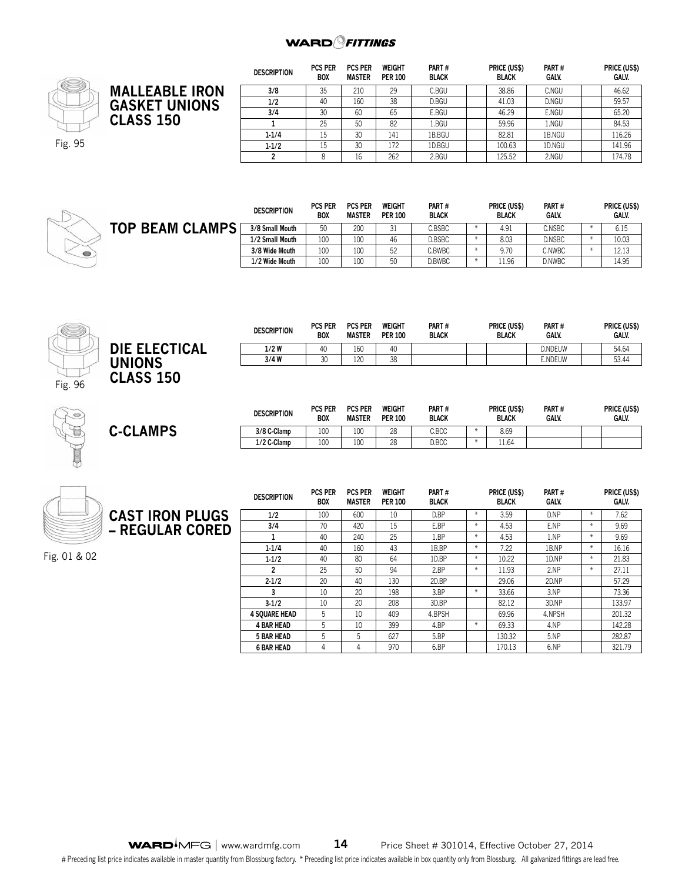## MALLEABLE IRON GASKET UNIONS CLASS 150

Fig. 95

| DESCRIPTION | PCS PER BOX | PCS PER MASTER | WEIGHT PER 100 | PART # BLACK | | PRICE (US$) BLACK | PART # GALV. | | PRICE (US$) GALV. |
|---|---|---|---|---|---|---|---|---|---|
| 3/8 | 35 | 210 | 29 | C.BGU | | 38.86 | C.NGU | | 46.62 |
| 1/2 | 40 | 160 | 38 | D.BGU | | 41.03 | D.NGU | | 59.57 |
| 3/4 | 30 | 60 | 65 | E.BGU | | 46.29 | E.NGU | | 65.20 |
| 1 | 25 | 50 | 82 | 1.BGU | | 59.96 | 1.NGU | | 84.53 |
| 1-1/4 | 15 | 30 | 141 | 1B.BGU | | 82.81 | 1B.NGU | | 116.26 |
| 1-1/2 | 15 | 30 | 172 | 1D.BGU | | 100.63 | 1D.NGU | | 141.96 |
| 2 | 8 | 16 | 262 | 2.BGU | | 125.52 | 2.NGU | | 174.78 |

## TOP BEAM CLAMPS

| DESCRIPTION | PCS PER BOX | PCS PER MASTER | WEIGHT PER 100 | PART # BLACK | | PRICE (US$) BLACK | PART # GALV. | | PRICE (US$) GALV. |
|---|---|---|---|---|---|---|---|---|---|
| 3/8 Small Mouth | 50 | 200 | 31 | C.BSBC | * | 4.91 | C.NSBC | * | 6.15 |
| 1/2 Small Mouth | 100 | 100 | 46 | D.BSBC | * | 8.03 | D.NSBC | * | 10.03 |
| 3/8 Wide Mouth | 100 | 100 | 52 | C.BWBC | * | 9.70 | C.NWBC | * | 12.13 |
| 1/2 Wide Mouth | 100 | 100 | 50 | D.BWBC | * | 11.96 | D.NWBC | | 14.95 |

## DIE ELECTICAL UNIONS CLASS 150

Fig. 96

| DESCRIPTION | PCS PER BOX | PCS PER MASTER | WEIGHT PER 100 | PART # BLACK | | PRICE (US$) BLACK | PART # GALV. | | PRICE (US$) GALV. |
|---|---|---|---|---|---|---|---|---|---|
| 1/2 W | 40 | 160 | 40 | | | | D.NDEUW | | 54.64 |
| 3/4 W | 30 | 120 | 38 | | | | E.NDEUW | | 53.44 |

## C-CLAMPS

| DESCRIPTION | PCS PER BOX | PCS PER MASTER | WEIGHT PER 100 | PART # BLACK | | PRICE (US$) BLACK | PART # GALV. | | PRICE (US$) GALV. |
|---|---|---|---|---|---|---|---|---|---|
| 3/8 C-Clamp | 100 | 100 | 28 | C.BCC | * | 8.69 | | | |
| 1/2 C-Clamp | 100 | 100 | 28 | D.BCC | * | 11.64 | | | |

## CAST IRON PLUGS – REGULAR CORED

Fig. 01 & 02

| DESCRIPTION | PCS PER BOX | PCS PER MASTER | WEIGHT PER 100 | PART # BLACK | | PRICE (US$) BLACK | PART # GALV. | | PRICE (US$) GALV. |
|---|---|---|---|---|---|---|---|---|---|
| 1/2 | 100 | 600 | 10 | D.BP | * | 3.59 | D.NP | * | 7.62 |
| 3/4 | 70 | 420 | 15 | E.BP | * | 4.53 | E.NP | * | 9.69 |
| 1 | 40 | 240 | 25 | 1.BP | * | 4.53 | 1.NP | * | 9.69 |
| 1-1/4 | 40 | 160 | 43 | 1B.BP | * | 7.22 | 1B.NP | * | 16.16 |
| 1-1/2 | 40 | 80 | 64 | 1D.BP | * | 10.22 | 1D.NP | * | 21.83 |
| 2 | 25 | 50 | 94 | 2.BP | * | 11.93 | 2.NP | * | 27.11 |
| 2-1/2 | 20 | 40 | 130 | 2D.BP | | 29.06 | 2D.NP | | 57.29 |
| 3 | 10 | 20 | 198 | 3.BP | * | 33.66 | 3.NP | | 73.36 |
| 3-1/2 | 10 | 20 | 208 | 3D.BP | | 82.12 | 3D.NP | | 133.97 |
| 4 SQUARE HEAD | 5 | 10 | 409 | 4.BPSH | | 69.96 | 4.NPSH | | 201.32 |
| 4 BAR HEAD | 5 | 10 | 399 | 4.BP | * | 69.33 | 4.NP | | 142.28 |
| 5 BAR HEAD | 5 | 5 | 627 | 5.BP | | 130.32 | 5.NP | | 282.87 |
| 6 BAR HEAD | 4 | 4 | 970 | 6.BP | | 170.13 | 6.NP | | 321.79 |

Price Sheet # 301014, Effective October 27, 2014

# Preceding list price indicates available in master quantity from Blossburg factory. * Preceding list price indicates available in box quantity only from Blossburg. All galvanized fittings are lead free.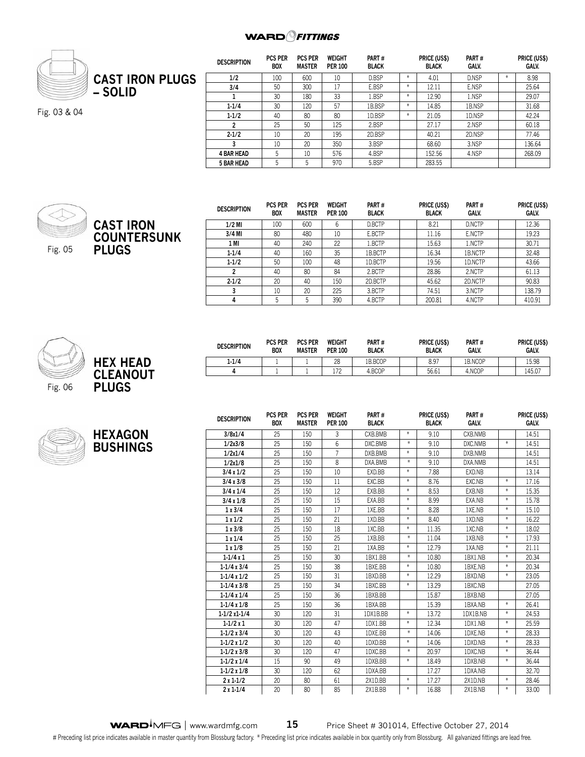WARD FITTINGS

## CAST IRON PLUGS – SOLID

Fig. 03 & 04

| DESCRIPTION | PCS PER BOX | PCS PER MASTER | WEIGHT PER 100 | PART # BLACK | | PRICE (US$) BLACK | PART # GALV. | | PRICE (US$) GALV. |
|---|---|---|---|---|---|---|---|---|---|
| 1/2 | 100 | 600 | 10 | D.BSP | * | 4.01 | D.NSP | * | 8.98 |
| 3/4 | 50 | 300 | 17 | E.BSP | * | 12.11 | E.NSP | | 25.64 |
| 1 | 30 | 180 | 33 | 1.BSP | * | 12.90 | 1.NSP | | 29.07 |
| 1-1/4 | 30 | 120 | 57 | 1B.BSP | * | 14.85 | 1B.NSP | | 31.68 |
| 1-1/2 | 40 | 80 | 80 | 1D.BSP | * | 21.05 | 1D.NSP | | 42.24 |
| 2 | 25 | 50 | 125 | 2.BSP | | 27.17 | 2.NSP | | 60.18 |
| 2-1/2 | 10 | 20 | 195 | 2D.BSP | | 40.21 | 2D.NSP | | 77.46 |
| 3 | 10 | 20 | 350 | 3.BSP | | 68.60 | 3.NSP | | 136.64 |
| 4 BAR HEAD | 5 | 10 | 576 | 4.BSP | | 152.56 | 4.NSP | | 268.09 |
| 5 BAR HEAD | 5 | 5 | 970 | 5.BSP | | 283.55 | | | |

## CAST IRON COUNTERSUNK PLUGS

Fig. 05

| DESCRIPTION | PCS PER BOX | PCS PER MASTER | WEIGHT PER 100 | PART # BLACK | | PRICE (US$) BLACK | PART # GALV. | | PRICE (US$) GALV. |
|---|---|---|---|---|---|---|---|---|---|
| 1/2 MI | 100 | 600 | 6 | D.BCTP | | 8.21 | D.NCTP | | 12.36 |
| 3/4 MI | 80 | 480 | 10 | E.BCTP | | 11.16 | E.NCTP | | 19.23 |
| 1 MI | 40 | 240 | 22 | 1.BCTP | | 15.63 | 1.NCTP | | 30.71 |
| 1-1/4 | 40 | 160 | 35 | 1B.BCTP | | 16.34 | 1B.NCTP | | 32.48 |
| 1-1/2 | 50 | 100 | 48 | 1D.BCTP | | 19.56 | 1D.NCTP | | 43.66 |
| 2 | 40 | 80 | 84 | 2.BCTP | | 28.86 | 2.NCTP | | 61.13 |
| 2-1/2 | 20 | 40 | 150 | 2D.BCTP | | 45.62 | 2D.NCTP | | 90.83 |
| 3 | 10 | 20 | 225 | 3.BCTP | | 74.51 | 3.NCTP | | 138.79 |
| 4 | 5 | 5 | 390 | 4.BCTP | | 200.81 | 4.NCTP | | 410.91 |

## HEX HEAD CLEANOUT PLUGS

Fig. 06

| DESCRIPTION | PCS PER BOX | PCS PER MASTER | WEIGHT PER 100 | PART # BLACK | | PRICE (US$) BLACK | PART # GALV. | | PRICE (US$) GALV. |
|---|---|---|---|---|---|---|---|---|---|
| 1-1/4 | 1 | 1 | 28 | 1B.BCOP | | 8.97 | 1B.NCOP | | 15.98 |
| 4 | 1 | 1 | 172 | 4.BCOP | | 56.61 | 4.NCOP | | 145.07 |

## HEXAGON BUSHINGS

| DESCRIPTION | PCS PER BOX | PCS PER MASTER | WEIGHT PER 100 | PART # BLACK | | PRICE (US$) BLACK | PART # GALV. | | PRICE (US$) GALV. |
|---|---|---|---|---|---|---|---|---|---|
| 3/8x1/4 | 25 | 150 | 3 | CXB.BMB | * | 9.10 | CXB.NMB | | 14.51 |
| 1/2x3/8 | 25 | 150 | 6 | DXC.BMB | * | 9.10 | DXC.NMB | * | 14.51 |
| 1/2x1/4 | 25 | 150 | 7 | DXB.BMB | * | 9.10 | DXB.NMB | | 14.51 |
| 1/2x1/8 | 25 | 150 | 8 | DXA.BMB | * | 9.10 | DXA.NMB | | 14.51 |
| 3/4 x 1/2 | 25 | 150 | 10 | EXD.BB | * | 7.88 | EXD.NB | | 13.14 |
| 3/4 x 3/8 | 25 | 150 | 11 | EXC.BB | * | 8.76 | EXC.NB | * | 17.16 |
| 3/4 x 1/4 | 25 | 150 | 12 | EXB.BB | * | 8.53 | EXB.NB | * | 15.35 |
| 3/4 x 1/8 | 25 | 150 | 15 | EXA.BB | * | 8.99 | EXA.NB | * | 15.78 |
| 1 x 3/4 | 25 | 150 | 17 | 1XE.BB | * | 8.28 | 1XE.NB | * | 15.10 |
| 1 x 1/2 | 25 | 150 | 21 | 1XD.BB | * | 8.40 | 1XD.NB | * | 16.22 |
| 1 x 3/8 | 25 | 150 | 18 | 1XC.BB | * | 11.35 | 1XC.NB | * | 18.02 |
| 1 x 1/4 | 25 | 150 | 25 | 1XB.BB | * | 11.04 | 1XB.NB | * | 17.93 |
| 1 x 1/8 | 25 | 150 | 21 | 1XA.BB | * | 12.79 | 1XA.NB | * | 21.11 |
| 1-1/4 x 1 | 25 | 150 | 30 | 1BX1.BB | * | 10.80 | 1BX1.NB | * | 20.34 |
| 1-1/4 x 3/4 | 25 | 150 | 38 | 1BXE.BB | * | 10.80 | 1BXE.NB | * | 20.34 |
| 1-1/4 x 1/2 | 25 | 150 | 31 | 1BXD.BB | * | 12.29 | 1BXD.NB | * | 23.05 |
| 1-1/4 x 3/8 | 25 | 150 | 34 | 1BXC.BB | * | 13.29 | 1BXC.NB | | 27.05 |
| 1-1/4 x 1/4 | 25 | 150 | 36 | 1BXB.BB | | 15.87 | 1BXB.NB | | 27.05 |
| 1-1/4 x 1/8 | 25 | 150 | 36 | 1BXA.BB | | 15.39 | 1BXA.NB | * | 26.41 |
| 1-1/2 x1-1/4 | 30 | 120 | 31 | 1DX1B.BB | * | 13.72 | 1DX1B.NB | * | 24.53 |
| 1-1/2 x 1 | 30 | 120 | 47 | 1DX1.BB | * | 12.34 | 1DX1.NB | * | 25.59 |
| 1-1/2 x 3/4 | 30 | 120 | 43 | 1DXE.BB | * | 14.06 | 1DXE.NB | * | 28.33 |
| 1-1/2 x 1/2 | 30 | 120 | 40 | 1DXD.BB | * | 14.06 | 1DXD.NB | * | 28.33 |
| 1-1/2 x 3/8 | 30 | 120 | 47 | 1DXC.BB | * | 20.97 | 1DXC.NB | * | 36.44 |
| 1-1/2 x 1/4 | 15 | 90 | 49 | 1DXB.BB | * | 18.49 | 1DXB.NB | * | 36.44 |
| 1-1/2 x 1/8 | 30 | 120 | 62 | 1DXA.BB | | 17.27 | 1DXA.NB | | 32.70 |
| 2 x 1-1/2 | 20 | 80 | 61 | 2X1D.BB | * | 17.27 | 2X1D.NB | * | 28.46 |
| 2 x 1-1/4 | 20 | 80 | 85 | 2X1B.BB | * | 16.88 | 2X1B.NB | * | 33.00 |

WARD MFG | www.wardmfg.com Price Sheet # 301014, Effective October 27, 2014

# Preceding list price indicates available in master quantity from Blossburg factory. * Preceding list price indicates available in box quantity only from Blossburg. All galvanized fittings are lead free.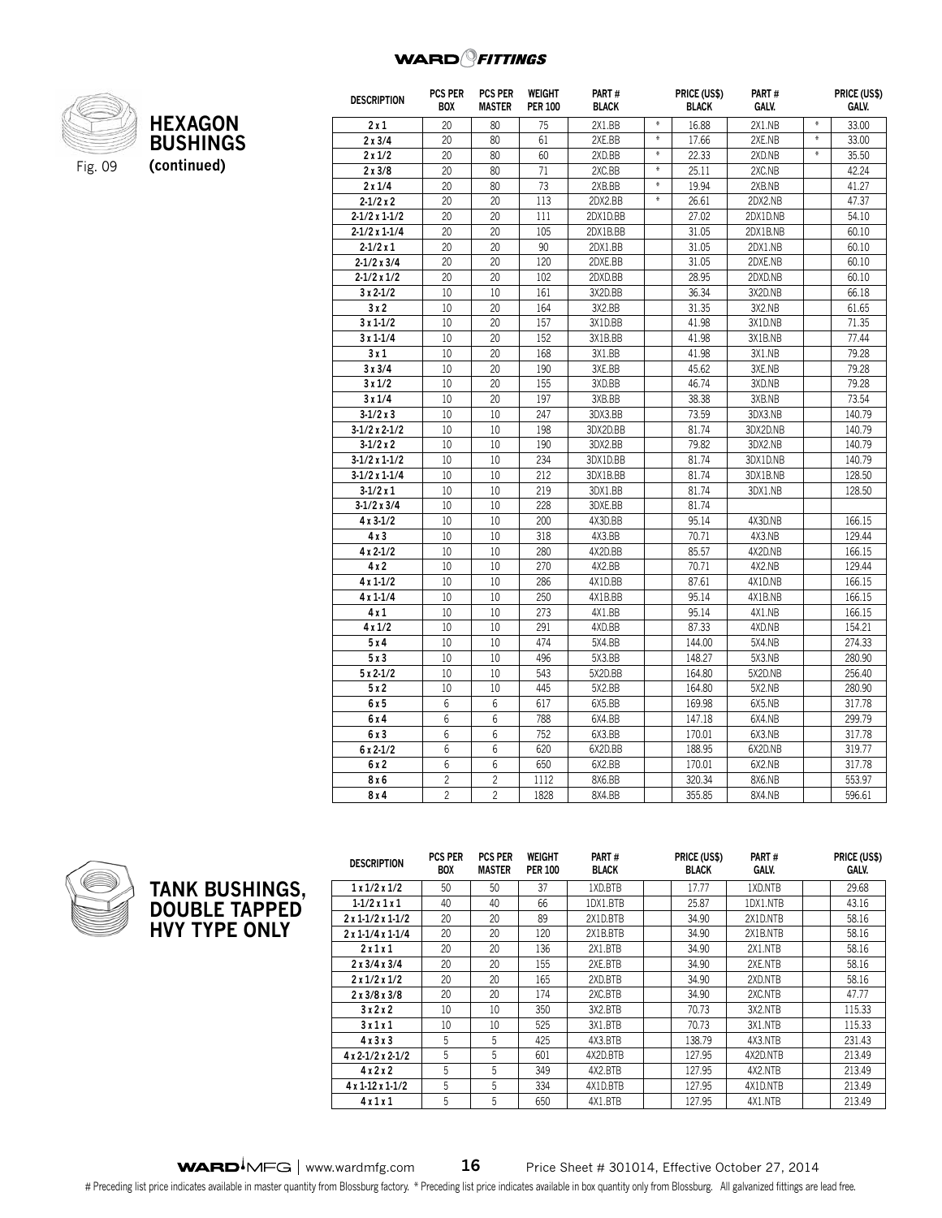WARD FITTINGS

## HEXAGON BUSHINGS (continued)

Fig. 09

| DESCRIPTION | PCS PER BOX | PCS PER MASTER | WEIGHT PER 100 | PART # BLACK | | PRICE (US$) BLACK | PART # GALV. | | PRICE (US$) GALV. |
|---|---|---|---|---|---|---|---|---|---|
| 2 x 1 | 20 | 80 | 75 | 2X1.BB | * | 16.88 | 2X1.NB | * | 33.00 |
| 2 x 3/4 | 20 | 80 | 61 | 2XE.BB | * | 17.66 | 2XE.NB | * | 33.00 |
| 2 x 1/2 | 20 | 80 | 60 | 2XD.BB | * | 22.33 | 2XD.NB | * | 35.50 |
| 2 x 3/8 | 20 | 80 | 71 | 2XC.BB | * | 25.11 | 2XC.NB | | 42.24 |
| 2 x 1/4 | 20 | 80 | 73 | 2XB.BB | * | 19.94 | 2XB.NB | | 41.27 |
| 2-1/2 x 2 | 20 | 20 | 113 | 2DX2.BB | * | 26.61 | 2DX2.NB | | 47.37 |
| 2-1/2 x 1-1/2 | 20 | 20 | 111 | 2DX1D.BB | | 27.02 | 2DX1D.NB | | 54.10 |
| 2-1/2 x 1-1/4 | 20 | 20 | 105 | 2DX1B.BB | | 31.05 | 2DX1B.NB | | 60.10 |
| 2-1/2 x 1 | 20 | 20 | 90 | 2DX1.BB | | 31.05 | 2DX1.NB | | 60.10 |
| 2-1/2 x 3/4 | 20 | 20 | 120 | 2DXE.BB | | 31.05 | 2DXE.NB | | 60.10 |
| 2-1/2 x 1/2 | 20 | 20 | 102 | 2DXD.BB | | 28.95 | 2DXD.NB | | 60.10 |
| 3 x 2-1/2 | 10 | 10 | 161 | 3X2D.BB | | 36.34 | 3X2D.NB | | 66.18 |
| 3 x 2 | 10 | 20 | 164 | 3X2.BB | | 31.35 | 3X2.NB | | 61.65 |
| 3 x 1-1/2 | 10 | 20 | 157 | 3X1D.BB | | 41.98 | 3X1D.NB | | 71.35 |
| 3 x 1-1/4 | 10 | 20 | 152 | 3X1B.BB | | 41.98 | 3X1B.NB | | 77.44 |
| 3 x 1 | 10 | 20 | 168 | 3X1.BB | | 41.98 | 3X1.NB | | 79.28 |
| 3 x 3/4 | 10 | 20 | 190 | 3XE.BB | | 45.62 | 3XE.NB | | 79.28 |
| 3 x 1/2 | 10 | 20 | 155 | 3XD.BB | | 46.74 | 3XD.NB | | 79.28 |
| 3 x 1/4 | 10 | 20 | 197 | 3XB.BB | | 38.38 | 3XB.NB | | 73.54 |
| 3-1/2 x 3 | 10 | 10 | 247 | 3DX3.BB | | 73.59 | 3DX3.NB | | 140.79 |
| 3-1/2 x 2-1/2 | 10 | 10 | 198 | 3DX2D.BB | | 81.74 | 3DX2D.NB | | 140.79 |
| 3-1/2 x 2 | 10 | 10 | 190 | 3DX2.BB | | 79.82 | 3DX2.NB | | 140.79 |
| 3-1/2 x 1-1/2 | 10 | 10 | 234 | 3DX1D.BB | | 81.74 | 3DX1D.NB | | 140.79 |
| 3-1/2 x 1-1/4 | 10 | 10 | 212 | 3DX1B.BB | | 81.74 | 3DX1B.NB | | 128.50 |
| 3-1/2 x 1 | 10 | 10 | 219 | 3DX1.BB | | 81.74 | 3DX1.NB | | 128.50 |
| 3-1/2 x 3/4 | 10 | 10 | 228 | 3DXE.BB | | 81.74 | | | |
| 4 x 3-1/2 | 10 | 10 | 200 | 4X3D.BB | | 95.14 | 4X3D.NB | | 166.15 |
| 4 x 3 | 10 | 10 | 318 | 4X3.BB | | 70.71 | 4X3.NB | | 129.44 |
| 4 x 2-1/2 | 10 | 10 | 280 | 4X2D.BB | | 85.57 | 4X2D.NB | | 166.15 |
| 4 x 2 | 10 | 10 | 270 | 4X2.BB | | 70.71 | 4X2.NB | | 129.44 |
| 4 x 1-1/2 | 10 | 10 | 286 | 4X1D.BB | | 87.61 | 4X1D.NB | | 166.15 |
| 4 x 1-1/4 | 10 | 10 | 250 | 4X1B.BB | | 95.14 | 4X1B.NB | | 166.15 |
| 4 x 1 | 10 | 10 | 273 | 4X1.BB | | 95.14 | 4X1.NB | | 166.15 |
| 4 x 1/2 | 10 | 10 | 291 | 4XD.BB | | 87.33 | 4XD.NB | | 154.21 |
| 5 x 4 | 10 | 10 | 474 | 5X4.BB | | 144.00 | 5X4.NB | | 274.33 |
| 5 x 3 | 10 | 10 | 496 | 5X3.BB | | 148.27 | 5X3.NB | | 280.90 |
| 5 x 2-1/2 | 10 | 10 | 543 | 5X2D.BB | | 164.80 | 5X2D.NB | | 256.40 |
| 5 x 2 | 10 | 10 | 445 | 5X2.BB | | 164.80 | 5X2.NB | | 280.90 |
| 6 x 5 | 6 | 6 | 617 | 6X5.BB | | 169.98 | 6X5.NB | | 317.78 |
| 6 x 4 | 6 | 6 | 788 | 6X4.BB | | 147.18 | 6X4.NB | | 299.79 |
| 6 x 3 | 6 | 6 | 752 | 6X3.BB | | 170.01 | 6X3.NB | | 317.78 |
| 6 x 2-1/2 | 6 | 6 | 620 | 6X2D.BB | | 188.95 | 6X2D.NB | | 319.77 |
| 6 x 2 | 6 | 6 | 650 | 6X2.BB | | 170.01 | 6X2.NB | | 317.78 |
| 8 x 6 | 2 | 2 | 1112 | 8X6.BB | | 320.34 | 8X6.NB | | 553.97 |
| 8 x 4 | 2 | 2 | 1828 | 8X4.BB | | 355.85 | 8X4.NB | | 596.61 |

## TANK BUSHINGS, DOUBLE TAPPED HVY TYPE ONLY

| DESCRIPTION | PCS PER BOX | PCS PER MASTER | WEIGHT PER 100 | PART # BLACK | | PRICE (US$) BLACK | PART # GALV. | | PRICE (US$) GALV. |
|---|---|---|---|---|---|---|---|---|---|
| 1 x 1/2 x 1/2 | 50 | 50 | 37 | 1XD.BTB | | 17.77 | 1XD.NTB | | 29.68 |
| 1-1/2 x 1 x 1 | 40 | 40 | 66 | 1DX1.BTB | | 25.87 | 1DX1.NTB | | 43.16 |
| 2 x 1-1/2 x 1-1/2 | 20 | 20 | 89 | 2X1D.BTB | | 34.90 | 2X1D.NTB | | 58.16 |
| 2 x 1-1/4 x 1-1/4 | 20 | 20 | 120 | 2X1B.BTB | | 34.90 | 2X1B.NTB | | 58.16 |
| 2 x 1 x 1 | 20 | 20 | 136 | 2X1.BTB | | 34.90 | 2X1.NTB | | 58.16 |
| 2 x 3/4 x 3/4 | 20 | 20 | 155 | 2XE.BTB | | 34.90 | 2XE.NTB | | 58.16 |
| 2 x 1/2 x 1/2 | 20 | 20 | 165 | 2XD.BTB | | 34.90 | 2XD.NTB | | 58.16 |
| 2 x 3/8 x 3/8 | 20 | 20 | 174 | 2XC.BTB | | 34.90 | 2XC.NTB | | 47.77 |
| 3 x 2 x 2 | 10 | 10 | 350 | 3X2.BTB | | 70.73 | 3X2.NTB | | 115.33 |
| 3 x 1 x 1 | 10 | 10 | 525 | 3X1.BTB | | 70.73 | 3X1.NTB | | 115.33 |
| 4 x 3 x 3 | 5 | 5 | 425 | 4X3.BTB | | 138.79 | 4X3.NTB | | 231.43 |
| 4 x 2-1/2 x 2-1/2 | 5 | 5 | 601 | 4X2D.BTB | | 127.95 | 4X2D.NTB | | 213.49 |
| 4 x 2 x 2 | 5 | 5 | 349 | 4X2.BTB | | 127.95 | 4X2.NTB | | 213.49 |
| 4 x 1-12 x 1-1/2 | 5 | 5 | 334 | 4X1D.BTB | | 127.95 | 4X1D.NTB | | 213.49 |
| 4 x 1 x 1 | 5 | 5 | 650 | 4X1.BTB | | 127.95 | 4X1.NTB | | 213.49 |

WARD MFG | www.wardmfg.com Price Sheet # 301014, Effective October 27, 2014

# Preceding list price indicates available in master quantity from Blossburg factory. * Preceding list price indicates available in box quantity only from Blossburg. All galvanized fittings are lead free.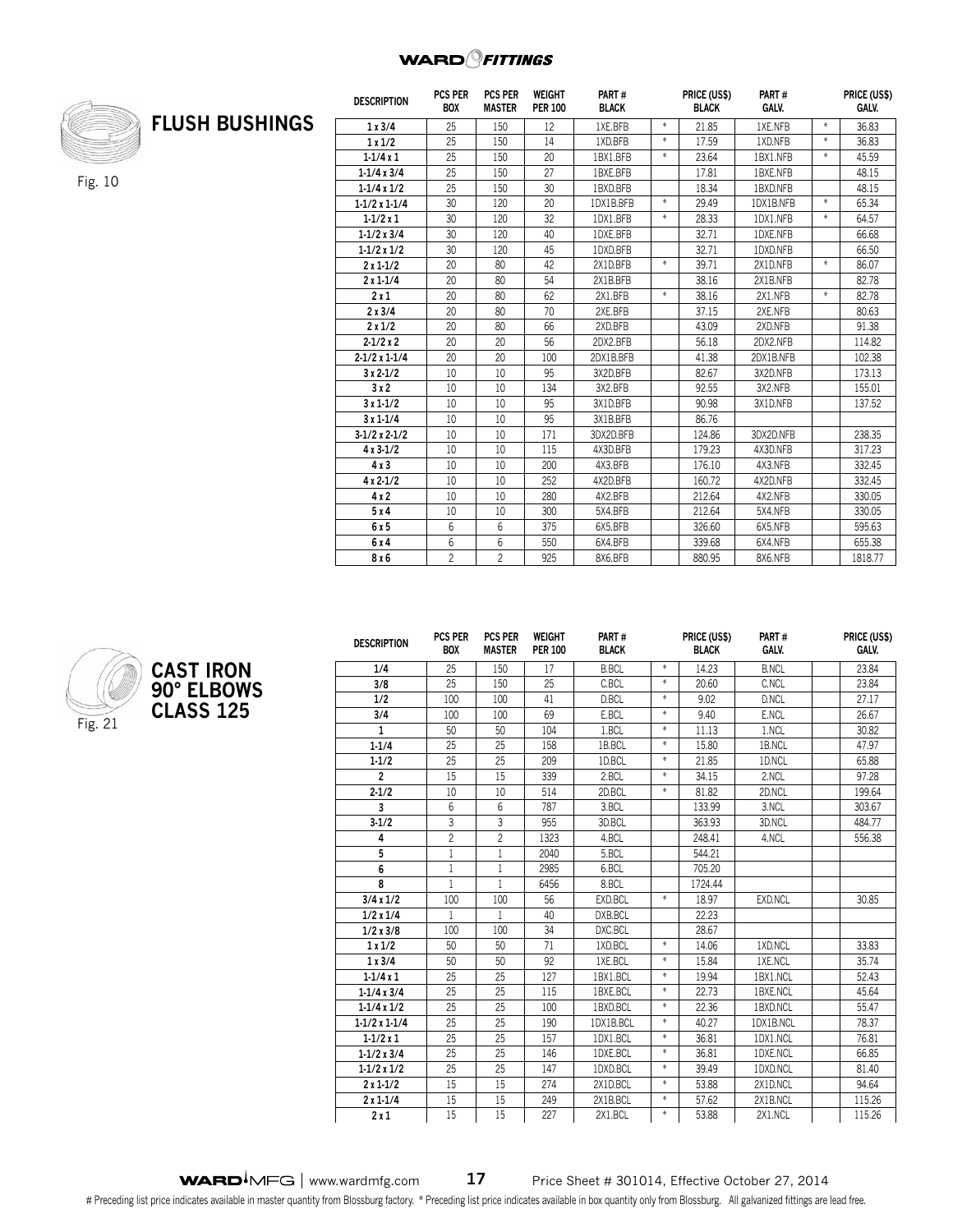## FLUSH BUSHINGS

Fig. 10

| DESCRIPTION | PCS PER BOX | PCS PER MASTER | WEIGHT PER 100 | PART # BLACK | | PRICE (US$) BLACK | PART # GALV. | | PRICE (US$) GALV. |
|---|---|---|---|---|---|---|---|---|---|
| 1 x 3/4 | 25 | 150 | 12 | 1XE.BFB | * | 21.85 | 1XE.NFB | * | 36.83 |
| 1 x 1/2 | 25 | 150 | 14 | 1XD.BFB | * | 17.59 | 1XD.NFB | * | 36.83 |
| 1-1/4 x 1 | 25 | 150 | 20 | 1BX1.BFB | * | 23.64 | 1BX1.NFB | * | 45.59 |
| 1-1/4 x 3/4 | 25 | 150 | 27 | 1BXE.BFB | | 17.81 | 1BXE.NFB | | 48.15 |
| 1-1/4 x 1/2 | 25 | 150 | 30 | 1BXD.BFB | | 18.34 | 1BXD.NFB | | 48.15 |
| 1-1/2 x 1-1/4 | 30 | 120 | 20 | 1DX1B.BFB | * | 29.49 | 1DX1B.NFB | * | 65.34 |
| 1-1/2 x 1 | 30 | 120 | 32 | 1DX1.BFB | * | 28.33 | 1DX1.NFB | * | 64.57 |
| 1-1/2 x 3/4 | 30 | 120 | 40 | 1DXE.BFB | | 32.71 | 1DXE.NFB | | 66.68 |
| 1-1/2 x 1/2 | 30 | 120 | 45 | 1DXD.BFB | | 32.71 | 1DXD.NFB | | 66.50 |
| 2 x 1-1/2 | 20 | 80 | 42 | 2X1D.BFB | * | 39.71 | 2X1D.NFB | * | 86.07 |
| 2 x 1-1/4 | 20 | 80 | 54 | 2X1B.BFB | | 38.16 | 2X1B.NFB | | 82.78 |
| 2 x 1 | 20 | 80 | 62 | 2X1.BFB | * | 38.16 | 2X1.NFB | * | 82.78 |
| 2 x 3/4 | 20 | 80 | 70 | 2XE.BFB | | 37.15 | 2XE.NFB | | 80.63 |
| 2 x 1/2 | 20 | 80 | 66 | 2XD.BFB | | 43.09 | 2XD.NFB | | 91.38 |
| 2-1/2 x 2 | 20 | 20 | 56 | 2DX2.BFB | | 56.18 | 2DX2.NFB | | 114.82 |
| 2-1/2 x 1-1/4 | 20 | 20 | 100 | 2DX1B.BFB | | 41.38 | 2DX1B.NFB | | 102.38 |
| 3 x 2-1/2 | 10 | 10 | 95 | 3X2D.BFB | | 82.67 | 3X2D.NFB | | 173.13 |
| 3 x 2 | 10 | 10 | 134 | 3X2.BFB | | 92.55 | 3X2.NFB | | 155.01 |
| 3 x 1-1/2 | 10 | 10 | 95 | 3X1D.BFB | | 90.98 | 3X1D.NFB | | 137.52 |
| 3 x 1-1/4 | 10 | 10 | 95 | 3X1B.BFB | | 86.76 | | | |
| 3-1/2 x 2-1/2 | 10 | 10 | 171 | 3DX2D.BFB | | 124.86 | 3DX2D.NFB | | 238.35 |
| 4 x 3-1/2 | 10 | 10 | 115 | 4X3D.BFB | | 179.23 | 4X3D.NFB | | 317.23 |
| 4 x 3 | 10 | 10 | 200 | 4X3.BFB | | 176.10 | 4X3.NFB | | 332.45 |
| 4 x 2-1/2 | 10 | 10 | 252 | 4X2D.BFB | | 160.72 | 4X2D.NFB | | 332.45 |
| 4 x 2 | 10 | 10 | 280 | 4X2.BFB | | 212.64 | 4X2.NFB | | 330.05 |
| 5 x 4 | 10 | 10 | 300 | 5X4.BFB | | 212.64 | 5X4.NFB | | 330.05 |
| 6 x 5 | 6 | 6 | 375 | 6X5.BFB | | 326.60 | 6X5.NFB | | 595.63 |
| 6 x 4 | 6 | 6 | 550 | 6X4.BFB | | 339.68 | 6X4.NFB | | 655.38 |
| 8 x 6 | 2 | 2 | 925 | 8X6.BFB | | 880.95 | 8X6.NFB | | 1818.77 |

## CAST IRON 90° ELBOWS CLASS 125

Fig. 21

| DESCRIPTION | PCS PER BOX | PCS PER MASTER | WEIGHT PER 100 | PART # BLACK | | PRICE (US$) BLACK | PART # GALV. | | PRICE (US$) GALV. |
|---|---|---|---|---|---|---|---|---|---|
| 1/4 | 25 | 150 | 17 | B.BCL | * | 14.23 | B.NCL | | 23.84 |
| 3/8 | 25 | 150 | 25 | C.BCL | * | 20.60 | C.NCL | | 23.84 |
| 1/2 | 100 | 100 | 41 | D.BCL | * | 9.02 | D.NCL | | 27.17 |
| 3/4 | 100 | 100 | 69 | E.BCL | * | 9.40 | E.NCL | | 26.67 |
| 1 | 50 | 50 | 104 | 1.BCL | * | 11.13 | 1.NCL | | 30.82 |
| 1-1/4 | 25 | 25 | 158 | 1B.BCL | * | 15.80 | 1B.NCL | | 47.97 |
| 1-1/2 | 25 | 25 | 209 | 1D.BCL | * | 21.85 | 1D.NCL | | 65.88 |
| 2 | 15 | 15 | 339 | 2.BCL | * | 34.15 | 2.NCL | | 97.28 |
| 2-1/2 | 10 | 10 | 514 | 2D.BCL | * | 81.82 | 2D.NCL | | 199.64 |
| 3 | 6 | 6 | 787 | 3.BCL | | 133.99 | 3.NCL | | 303.67 |
| 3-1/2 | 3 | 3 | 955 | 3D.BCL | | 363.93 | 3D.NCL | | 484.77 |
| 4 | 2 | 2 | 1323 | 4.BCL | | 248.41 | 4.NCL | | 556.38 |
| 5 | 1 | 1 | 2040 | 5.BCL | | 544.21 | | | |
| 6 | 1 | 1 | 2985 | 6.BCL | | 705.20 | | | |
| 8 | 1 | 1 | 6456 | 8.BCL | | 1724.44 | | | |
| 3/4 x 1/2 | 100 | 100 | 56 | EXD.BCL | * | 18.97 | EXD.NCL | | 30.85 |
| 1/2 x 1/4 | 1 | 1 | 40 | DXB.BCL | | 22.23 | | | |
| 1/2 x 3/8 | 100 | 100 | 34 | DXC.BCL | | 28.67 | | | |
| 1 x 1/2 | 50 | 50 | 71 | 1XD.BCL | * | 14.06 | 1XD.NCL | | 33.83 |
| 1 x 3/4 | 50 | 50 | 92 | 1XE.BCL | * | 15.84 | 1XE.NCL | | 35.74 |
| 1-1/4 x 1 | 25 | 25 | 127 | 1BX1.BCL | * | 19.94 | 1BX1.NCL | | 52.43 |
| 1-1/4 x 3/4 | 25 | 25 | 115 | 1BXE.BCL | * | 22.73 | 1BXE.NCL | | 45.64 |
| 1-1/4 x 1/2 | 25 | 25 | 100 | 1BXD.BCL | * | 22.36 | 1BXD.NCL | | 55.47 |
| 1-1/2 x 1-1/4 | 25 | 25 | 190 | 1DX1B.BCL | * | 40.27 | 1DX1B.NCL | | 78.37 |
| 1-1/2 x 1 | 25 | 25 | 157 | 1DX1.BCL | * | 36.81 | 1DX1.NCL | | 76.81 |
| 1-1/2 x 3/4 | 25 | 25 | 146 | 1DXE.BCL | * | 36.81 | 1DXE.NCL | | 66.85 |
| 1-1/2 x 1/2 | 25 | 25 | 147 | 1DXD.BCL | * | 39.49 | 1DXD.NCL | | 81.40 |
| 2 x 1-1/2 | 15 | 15 | 274 | 2X1D.BCL | * | 53.88 | 2X1D.NCL | | 94.64 |
| 2 x 1-1/4 | 15 | 15 | 249 | 2X1B.BCL | * | 57.62 | 2X1B.NCL | | 115.26 |
| 2 x 1 | 15 | 15 | 227 | 2X1.BCL | * | 53.88 | 2X1.NCL | | 115.26 |

WARD MFG | www.wardmfg.com Price Sheet # 301014, Effective October 27, 2014

# Preceding list price indicates available in master quantity from Blossburg factory. * Preceding list price indicates available in box quantity only from Blossburg. All galvanized fittings are lead free.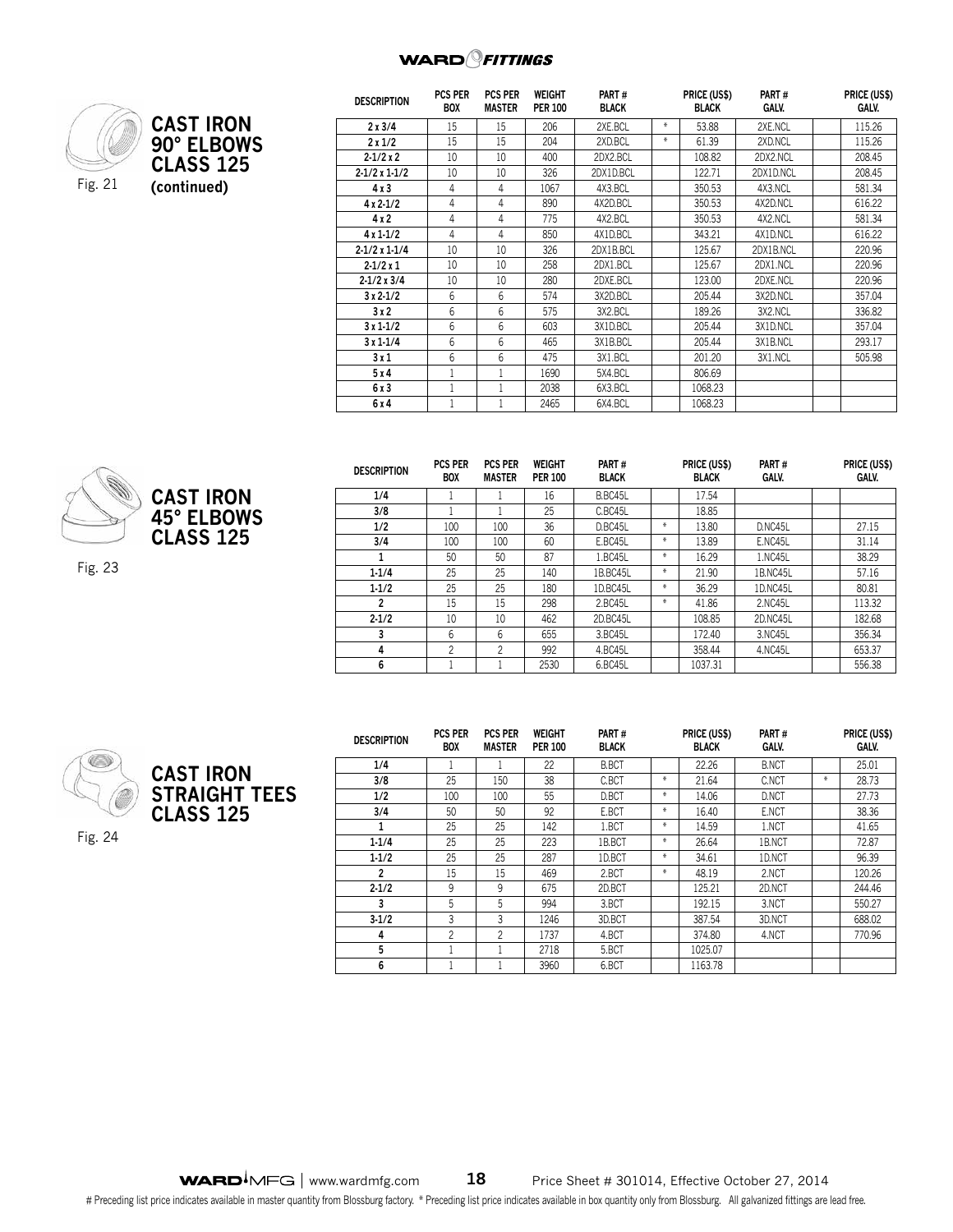## CAST IRON 90° ELBOWS CLASS 125 (continued)

Fig. 21

| DESCRIPTION | PCS PER BOX | PCS PER MASTER | WEIGHT PER 100 | PART # BLACK | | PRICE (US$) BLACK | PART # GALV. | | PRICE (US$) GALV. |
|---|---|---|---|---|---|---|---|---|---|
| 2 x 3/4 | 15 | 15 | 206 | 2XE.BCL | * | 53.88 | 2XE.NCL | | 115.26 |
| 2 x 1/2 | 15 | 15 | 204 | 2XD.BCL | * | 61.39 | 2XD.NCL | | 115.26 |
| 2-1/2 x 2 | 10 | 10 | 400 | 2DX2.BCL | | 108.82 | 2DX2.NCL | | 208.45 |
| 2-1/2 x 1-1/2 | 10 | 10 | 326 | 2DX1D.BCL | | 122.71 | 2DX1D.NCL | | 208.45 |
| 4 x 3 | 4 | 4 | 1067 | 4X3.BCL | | 350.53 | 4X3.NCL | | 581.34 |
| 4 x 2-1/2 | 4 | 4 | 890 | 4X2D.BCL | | 350.53 | 4X2D.NCL | | 616.22 |
| 4 x 2 | 4 | 4 | 775 | 4X2.BCL | | 350.53 | 4X2.NCL | | 581.34 |
| 4 x 1-1/2 | 4 | 4 | 850 | 4X1D.BCL | | 343.21 | 4X1D.NCL | | 616.22 |
| 2-1/2 x 1-1/4 | 10 | 10 | 326 | 2DX1B.BCL | | 125.67 | 2DX1B.NCL | | 220.96 |
| 2-1/2 x 1 | 10 | 10 | 258 | 2DX1.BCL | | 125.67 | 2DX1.NCL | | 220.96 |
| 2-1/2 x 3/4 | 10 | 10 | 280 | 2DXE.BCL | | 123.00 | 2DXE.NCL | | 220.96 |
| 3 x 2-1/2 | 6 | 6 | 574 | 3X2D.BCL | | 205.44 | 3X2D.NCL | | 357.04 |
| 3 x 2 | 6 | 6 | 575 | 3X2.BCL | | 189.26 | 3X2.NCL | | 336.82 |
| 3 x 1-1/2 | 6 | 6 | 603 | 3X1D.BCL | | 205.44 | 3X1D.NCL | | 357.04 |
| 3 x 1-1/4 | 6 | 6 | 465 | 3X1B.BCL | | 205.44 | 3X1B.NCL | | 293.17 |
| 3 x 1 | 6 | 6 | 475 | 3X1.BCL | | 201.20 | 3X1.NCL | | 505.98 |
| 5 x 4 | 1 | 1 | 1690 | 5X4.BCL | | 806.69 | | | |
| 6 x 3 | 1 | 1 | 2038 | 6X3.BCL | | 1068.23 | | | |
| 6 x 4 | 1 | 1 | 2465 | 6X4.BCL | | 1068.23 | | | |

## CAST IRON 45° ELBOWS CLASS 125

Fig. 23

| DESCRIPTION | PCS PER BOX | PCS PER MASTER | WEIGHT PER 100 | PART # BLACK | | PRICE (US$) BLACK | PART # GALV. | | PRICE (US$) GALV. |
|---|---|---|---|---|---|---|---|---|---|
| 1/4 | 1 | 1 | 16 | B.BC45L | | 17.54 | | | |
| 3/8 | 1 | 1 | 25 | C.BC45L | | 18.85 | | | |
| 1/2 | 100 | 100 | 36 | D.BC45L | * | 13.80 | D.NC45L | | 27.15 |
| 3/4 | 100 | 100 | 60 | E.BC45L | * | 13.89 | E.NC45L | | 31.14 |
| 1 | 50 | 50 | 87 | 1.BC45L | * | 16.29 | 1.NC45L | | 38.29 |
| 1-1/4 | 25 | 25 | 140 | 1B.BC45L | * | 21.90 | 1B.NC45L | | 57.16 |
| 1-1/2 | 25 | 25 | 180 | 1D.BC45L | * | 36.29 | 1D.NC45L | | 80.81 |
| 2 | 15 | 15 | 298 | 2.BC45L | * | 41.86 | 2.NC45L | | 113.32 |
| 2-1/2 | 10 | 10 | 462 | 2D.BC45L | | 108.85 | 2D.NC45L | | 182.68 |
| 3 | 6 | 6 | 655 | 3.BC45L | | 172.40 | 3.NC45L | | 356.34 |
| 4 | 2 | 2 | 992 | 4.BC45L | | 358.44 | 4.NC45L | | 653.37 |
| 6 | 1 | 1 | 2530 | 6.BC45L | | 1037.31 | | | 556.38 |

## CAST IRON STRAIGHT TEES CLASS 125

Fig. 24

| DESCRIPTION | PCS PER BOX | PCS PER MASTER | WEIGHT PER 100 | PART # BLACK | | PRICE (US$) BLACK | PART # GALV. | | PRICE (US$) GALV. |
|---|---|---|---|---|---|---|---|---|---|
| 1/4 | 1 | 1 | 22 | B.BCT | | 22.26 | B.NCT | | 25.01 |
| 3/8 | 25 | 150 | 38 | C.BCT | * | 21.64 | C.NCT | * | 28.73 |
| 1/2 | 100 | 100 | 55 | D.BCT | * | 14.06 | D.NCT | | 27.73 |
| 3/4 | 50 | 50 | 92 | E.BCT | * | 16.40 | E.NCT | | 38.36 |
| 1 | 25 | 25 | 142 | 1.BCT | * | 14.59 | 1.NCT | | 41.65 |
| 1-1/4 | 25 | 25 | 223 | 1B.BCT | * | 26.64 | 1B.NCT | | 72.87 |
| 1-1/2 | 25 | 25 | 287 | 1D.BCT | * | 34.61 | 1D.NCT | | 96.39 |
| 2 | 15 | 15 | 469 | 2.BCT | * | 48.19 | 2.NCT | | 120.26 |
| 2-1/2 | 9 | 9 | 675 | 2D.BCT | | 125.21 | 2D.NCT | | 244.46 |
| 3 | 5 | 5 | 994 | 3.BCT | | 192.15 | 3.NCT | | 550.27 |
| 3-1/2 | 3 | 3 | 1246 | 3D.BCT | | 387.54 | 3D.NCT | | 688.02 |
| 4 | 2 | 2 | 1737 | 4.BCT | | 374.80 | 4.NCT | | 770.96 |
| 5 | 1 | 1 | 2718 | 5.BCT | | 1025.07 | | | |
| 6 | 1 | 1 | 3960 | 6.BCT | | 1163.78 | | | |

Price Sheet # 301014, Effective October 27, 2014

# Preceding list price indicates available in master quantity from Blossburg factory. * Preceding list price indicates available in box quantity only from Blossburg. All galvanized fittings are lead free.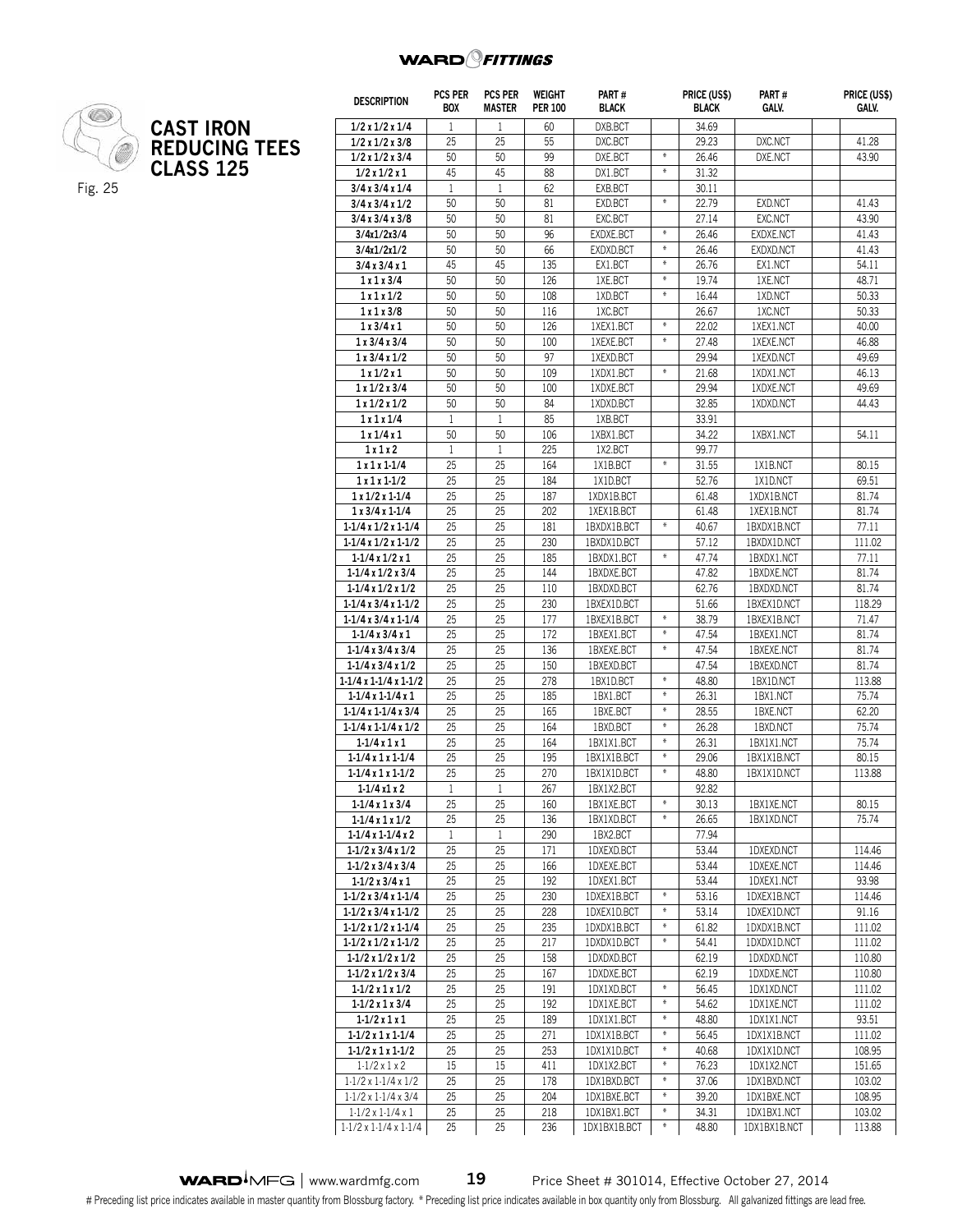# CAST IRON REDUCING TEES CLASS 125

Fig. 25

| DESCRIPTION | PCS PER BOX | PCS PER MASTER | WEIGHT PER 100 | PART # BLACK | | PRICE (US$) BLACK | PART # GALV. | | PRICE (US$) GALV. |
|---|---|---|---|---|---|---|---|---|---|
| 1/2 x 1/2 x 1/4 | 1 | 1 | 60 | DXB.BCT | | 34.69 | | | |
| 1/2 x 1/2 x 3/8 | 25 | 25 | 55 | DXC.BCT | | 29.23 | DXC.NCT | | 41.28 |
| 1/2 x 1/2 x 3/4 | 50 | 50 | 99 | DXE.BCT | * | 26.46 | DXE.NCT | | 43.90 |
| 1/2 x 1/2 x 1 | 45 | 45 | 88 | DX1.BCT | * | 31.32 | | | |
| 3/4 x 3/4 x 1/4 | 1 | 1 | 62 | EXB.BCT | | 30.11 | | | |
| 3/4 x 3/4 x 1/2 | 50 | 50 | 81 | EXD.BCT | * | 22.79 | EXD.NCT | | 41.43 |
| 3/4 x 3/4 x 3/8 | 50 | 50 | 81 | EXC.BCT | | 27.14 | EXC.NCT | | 43.90 |
| 3/4x1/2x3/4 | 50 | 50 | 96 | EXDXE.BCT | * | 26.46 | EXDXE.NCT | | 41.43 |
| 3/4x1/2x1/2 | 50 | 50 | 66 | EXDXD.BCT | * | 26.46 | EXDXD.NCT | | 41.43 |
| 3/4 x 3/4 x 1 | 45 | 45 | 135 | EX1.BCT | * | 26.76 | EX1.NCT | | 54.11 |
| 1 x 1 x 3/4 | 50 | 50 | 126 | 1XE.BCT | * | 19.74 | 1XE.NCT | | 48.71 |
| 1 x 1 x 1/2 | 50 | 50 | 108 | 1XD.BCT | * | 16.44 | 1XD.NCT | | 50.33 |
| 1 x 1 x 3/8 | 50 | 50 | 116 | 1XC.BCT | | 26.67 | 1XC.NCT | | 50.33 |
| 1 x 3/4 x 1 | 50 | 50 | 126 | 1XEX1.BCT | * | 22.02 | 1XEX1.NCT | | 40.00 |
| 1 x 3/4 x 3/4 | 50 | 50 | 100 | 1XEXE.BCT | * | 27.48 | 1XEXE.NCT | | 46.88 |
| 1 x 3/4 x 1/2 | 50 | 50 | 97 | 1XEXD.BCT | | 29.94 | 1XEXD.NCT | | 49.69 |
| 1 x 1/2 x 1 | 50 | 50 | 109 | 1XDX1.BCT | * | 21.68 | 1XDX1.NCT | | 46.13 |
| 1 x 1/2 x 3/4 | 50 | 50 | 100 | 1XDXE.BCT | | 29.94 | 1XDXE.NCT | | 49.69 |
| 1 x 1/2 x 1/2 | 50 | 50 | 84 | 1XDXD.BCT | | 32.85 | 1XDXD.NCT | | 44.43 |
| 1 x 1 x 1/4 | 1 | 1 | 85 | 1XB.BCT | | 33.91 | | | |
| 1 x 1/4 x 1 | 50 | 50 | 106 | 1XBX1.BCT | | 34.22 | 1XBX1.NCT | | 54.11 |
| 1 x 1 x 2 | 1 | 1 | 225 | 1X2.BCT | | 99.77 | | | |
| 1 x 1 x 1-1/4 | 25 | 25 | 164 | 1X1B.BCT | * | 31.55 | 1X1B.NCT | | 80.15 |
| 1 x 1 x 1-1/2 | 25 | 25 | 184 | 1X1D.BCT | | 52.76 | 1X1D.NCT | | 69.51 |
| 1 x 1/2 x 1-1/4 | 25 | 25 | 187 | 1XDX1B.BCT | | 61.48 | 1XDX1B.NCT | | 81.74 |
| 1 x 3/4 x 1-1/4 | 25 | 25 | 202 | 1XEX1B.BCT | | 61.48 | 1XEX1B.NCT | | 81.74 |
| 1-1/4 x 1/2 x 1-1/4 | 25 | 25 | 181 | 1BXDX1B.BCT | * | 40.67 | 1BXDX1B.NCT | | 77.11 |
| 1-1/4 x 1/2 x 1-1/2 | 25 | 25 | 230 | 1BXDX1D.BCT | | 57.12 | 1BXDX1D.NCT | | 111.02 |
| 1-1/4 x 1/2 x 1 | 25 | 25 | 185 | 1BXDX1.BCT | * | 47.74 | 1BXDX1.NCT | | 77.11 |
| 1-1/4 x 1/2 x 3/4 | 25 | 25 | 144 | 1BXDXE.BCT | | 47.82 | 1BXDXE.NCT | | 81.74 |
| 1-1/4 x 1/2 x 1/2 | 25 | 25 | 110 | 1BXDXD.BCT | | 62.76 | 1BXDXD.NCT | | 81.74 |
| 1-1/4 x 3/4 x 1-1/2 | 25 | 25 | 230 | 1BXEX1D.BCT | | 51.66 | 1BXEX1D.NCT | | 118.29 |
| 1-1/4 x 3/4 x 1-1/4 | 25 | 25 | 177 | 1BXEX1B.BCT | * | 38.79 | 1BXEX1B.NCT | | 71.47 |
| 1-1/4 x 3/4 x 1 | 25 | 25 | 172 | 1BXEX1.BCT | * | 47.54 | 1BXEX1.NCT | | 81.74 |
| 1-1/4 x 3/4 x 3/4 | 25 | 25 | 136 | 1BXEXE.BCT | * | 47.54 | 1BXEXE.NCT | | 81.74 |
| 1-1/4 x 3/4 x 1/2 | 25 | 25 | 150 | 1BXEXD.BCT | | 47.54 | 1BXEXD.NCT | | 81.74 |
| 1-1/4 x 1-1/4 x 1-1/2 | 25 | 25 | 278 | 1BX1D.BCT | * | 48.80 | 1BX1D.NCT | | 113.88 |
| 1-1/4 x 1-1/4 x 1 | 25 | 25 | 185 | 1BX1.BCT | * | 26.31 | 1BX1.NCT | | 75.74 |
| 1-1/4 x 1-1/4 x 3/4 | 25 | 25 | 165 | 1BXE.BCT | * | 28.55 | 1BXE.NCT | | 62.20 |
| 1-1/4 x 1-1/4 x 1/2 | 25 | 25 | 164 | 1BXD.BCT | * | 26.28 | 1BXD.NCT | | 75.74 |
| 1-1/4 x 1 x 1 | 25 | 25 | 164 | 1BX1X1.BCT | * | 26.31 | 1BX1X1.NCT | | 75.74 |
| 1-1/4 x 1 x 1-1/4 | 25 | 25 | 195 | 1BX1X1B.BCT | * | 29.06 | 1BX1X1B.NCT | | 80.15 |
| 1-1/4 x 1 x 1-1/2 | 25 | 25 | 270 | 1BX1X1D.BCT | * | 48.80 | 1BX1X1D.NCT | | 113.88 |
| 1-1/4 x1 x 2 | 1 | 1 | 267 | 1BX1X2.BCT | | 92.82 | | | |
| 1-1/4 x 1 x 3/4 | 25 | 25 | 160 | 1BX1XE.BCT | * | 30.13 | 1BX1XE.NCT | | 80.15 |
| 1-1/4 x 1 x 1/2 | 25 | 25 | 136 | 1BX1XD.BCT | * | 26.65 | 1BX1XD.NCT | | 75.74 |
| 1-1/4 x 1-1/4 x 2 | 1 | 1 | 290 | 1BX2.BCT | | 77.94 | | | |
| 1-1/2 x 3/4 x 1/2 | 25 | 25 | 171 | 1DXEXD.BCT | | 53.44 | 1DXEXD.NCT | | 114.46 |
| 1-1/2 x 3/4 x 3/4 | 25 | 25 | 166 | 1DXEXE.BCT | | 53.44 | 1DXEXE.NCT | | 114.46 |
| 1-1/2 x 3/4 x 1 | 25 | 25 | 192 | 1DXEX1.BCT | | 53.44 | 1DXEX1.NCT | | 93.98 |
| 1-1/2 x 3/4 x 1-1/4 | 25 | 25 | 230 | 1DXEX1B.BCT | * | 53.16 | 1DXEX1B.NCT | | 114.46 |
| 1-1/2 x 3/4 x 1-1/2 | 25 | 25 | 228 | 1DXEX1D.BCT | * | 53.14 | 1DXEX1D.NCT | | 91.16 |
| 1-1/2 x 1/2 x 1-1/4 | 25 | 25 | 235 | 1DXDX1B.BCT | * | 61.82 | 1DXDX1B.NCT | | 111.02 |
| 1-1/2 x 1/2 x 1-1/2 | 25 | 25 | 217 | 1DXDX1D.BCT | * | 54.41 | 1DXDX1D.NCT | | 111.02 |
| 1-1/2 x 1/2 x 1/2 | 25 | 25 | 158 | 1DXDXD.BCT | | 62.19 | 1DXDXD.NCT | | 110.80 |
| 1-1/2 x 1/2 x 3/4 | 25 | 25 | 167 | 1DXDXE.BCT | | 62.19 | 1DXDXE.NCT | | 110.80 |
| 1-1/2 x 1 x 1/2 | 25 | 25 | 191 | 1DX1XD.BCT | * | 56.45 | 1DX1XD.NCT | | 111.02 |
| 1-1/2 x 1 x 3/4 | 25 | 25 | 192 | 1DX1XE.BCT | * | 54.62 | 1DX1XE.NCT | | 111.02 |
| 1-1/2 x 1 x 1 | 25 | 25 | 189 | 1DX1X1.BCT | * | 48.80 | 1DX1X1.NCT | | 93.51 |
| 1-1/2 x 1 x 1-1/4 | 25 | 25 | 271 | 1DX1X1B.BCT | * | 56.45 | 1DX1X1B.NCT | | 111.02 |
| 1-1/2 x 1 x 1-1/2 | 25 | 25 | 253 | 1DX1X1D.BCT | * | 40.68 | 1DX1X1D.NCT | | 108.95 |
| 1-1/2 x 1 x 2 | 15 | 15 | 411 | 1DX1X2.BCT | * | 76.23 | 1DX1X2.NCT | | 151.65 |
| 1-1/2 x 1-1/4 x 1/2 | 25 | 25 | 178 | 1DX1BXD.BCT | * | 37.06 | 1DX1BXD.NCT | | 103.02 |
| 1-1/2 x 1-1/4 x 3/4 | 25 | 25 | 204 | 1DX1BXE.BCT | * | 39.20 | 1DX1BXE.NCT | | 108.95 |
| 1-1/2 x 1-1/4 x 1 | 25 | 25 | 218 | 1DX1BX1.BCT | * | 34.31 | 1DX1BX1.NCT | | 103.02 |
| 1-1/2 x 1-1/4 x 1-1/4 | 25 | 25 | 236 | 1DX1BX1B.BCT | * | 48.80 | 1DX1BX1B.NCT | | 113.88 |

# Preceding list price indicates available in master quantity from Blossburg factory. * Preceding list price indicates available in box quantity only from Blossburg. All galvanized fittings are lead free.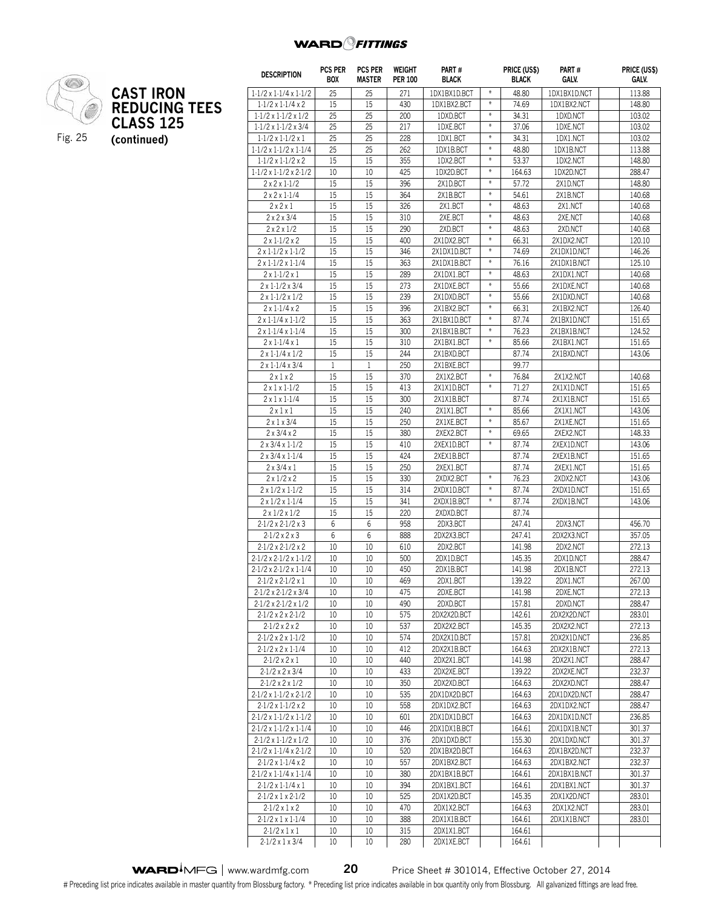WARD FITTINGS

## CAST IRON REDUCING TEES CLASS 125 (continued)

Fig. 25

| DESCRIPTION | PCS PER BOX | PCS PER MASTER | WEIGHT PER 100 | PART # BLACK | | PRICE (US$) BLACK | PART # GALV. | | PRICE (US$) GALV. |
|---|---|---|---|---|---|---|---|---|---|
| 1-1/2 x 1-1/4 x 1-1/2 | 25 | 25 | 271 | 1DX1BX1D.BCT | * | 48.80 | 1DX1BX1D.NCT | | 113.88 |
| 1-1/2 x 1-1/4 x 2 | 15 | 15 | 430 | 1DX1BX2.BCT | * | 74.69 | 1DX1BX2.NCT | | 148.80 |
| 1-1/2 x 1-1/2 x 1/2 | 25 | 25 | 200 | 1DXD.BCT | * | 34.31 | 1DXD.NCT | | 103.02 |
| 1-1/2 x 1-1/2 x 3/4 | 25 | 25 | 217 | 1DXE.BCT | * | 37.06 | 1DXE.NCT | | 103.02 |
| 1-1/2 x 1-1/2 x 1 | 25 | 25 | 228 | 1DX1.BCT | * | 34.31 | 1DX1.NCT | | 103.02 |
| 1-1/2 x 1-1/2 x 1-1/4 | 25 | 25 | 262 | 1DX1B.BCT | * | 48.80 | 1DX1B.NCT | | 113.88 |
| 1-1/2 x 1-1/2 x 2 | 15 | 15 | 355 | 1DX2.BCT | * | 53.37 | 1DX2.NCT | | 148.80 |
| 1-1/2 x 1-1/2 x 2-1/2 | 10 | 10 | 425 | 1DX2D.BCT | * | 164.63 | 1DX2D.NCT | | 288.47 |
| 2 x 2 x 1-1/2 | 15 | 15 | 396 | 2X1D.BCT | * | 57.72 | 2X1D.NCT | | 148.80 |
| 2 x 2 x 1-1/4 | 15 | 15 | 364 | 2X1B.BCT | * | 54.61 | 2X1B.NCT | | 140.68 |
| 2 x 2 x 1 | 15 | 15 | 326 | 2X1.BCT | * | 48.63 | 2X1.NCT | | 140.68 |
| 2 x 2 x 3/4 | 15 | 15 | 310 | 2XE.BCT | * | 48.63 | 2XE.NCT | | 140.68 |
| 2 x 2 x 1/2 | 15 | 15 | 290 | 2XD.BCT | * | 48.63 | 2XD.NCT | | 140.68 |
| 2 x 1-1/2 x 2 | 15 | 15 | 400 | 2X1DX2.BCT | * | 66.31 | 2X1DX2.NCT | | 120.10 |
| 2 x 1-1/2 x 1-1/2 | 15 | 15 | 346 | 2X1DX1D.BCT | * | 74.69 | 2X1DX1D.NCT | | 146.26 |
| 2 x 1-1/2 x 1-1/4 | 15 | 15 | 363 | 2X1DX1B.BCT | * | 76.16 | 2X1DX1B.NCT | | 125.10 |
| 2 x 1-1/2 x 1 | 15 | 15 | 289 | 2X1DX1.BCT | * | 48.63 | 2X1DX1.NCT | | 140.68 |
| 2 x 1-1/2 x 3/4 | 15 | 15 | 273 | 2X1DXE.BCT | * | 55.66 | 2X1DXE.NCT | | 140.68 |
| 2 x 1-1/2 x 1/2 | 15 | 15 | 239 | 2X1DXD.BCT | * | 55.66 | 2X1DXD.NCT | | 140.68 |
| 2 x 1-1/4 x 2 | 15 | 15 | 396 | 2X1BX2.BCT | * | 66.31 | 2X1BX2.NCT | | 126.40 |
| 2 x 1-1/4 x 1-1/2 | 15 | 15 | 363 | 2X1BX1D.BCT | * | 87.74 | 2X1BX1D.NCT | | 151.65 |
| 2 x 1-1/4 x 1-1/4 | 15 | 15 | 300 | 2X1BX1B.BCT | * | 76.23 | 2X1BX1B.NCT | | 124.52 |
| 2 x 1-1/4 x 1 | 15 | 15 | 310 | 2X1BX1.BCT | * | 85.66 | 2X1BX1.NCT | | 151.65 |
| 2 x 1-1/4 x 1/2 | 15 | 15 | 244 | 2X1BXD.BCT | | 87.74 | 2X1BXD.NCT | | 143.06 |
| 2 x 1-1/4 x 3/4 | 1 | 1 | 250 | 2X1BXE.BCT | | 99.77 | | | |
| 2 x 1 x 2 | 15 | 15 | 370 | 2X1X2.BCT | * | 76.84 | 2X1X2.NCT | | 140.68 |
| 2 x 1 x 1-1/2 | 15 | 15 | 413 | 2X1X1D.BCT | * | 71.27 | 2X1X1D.NCT | | 151.65 |
| 2 x 1 x 1-1/4 | 15 | 15 | 300 | 2X1X1B.BCT | | 87.74 | 2X1X1B.NCT | | 151.65 |
| 2 x 1 x 1 | 15 | 15 | 240 | 2X1X1.BCT | * | 85.66 | 2X1X1.NCT | | 143.06 |
| 2 x 1 x 3/4 | 15 | 15 | 250 | 2X1XE.BCT | * | 85.67 | 2X1XE.NCT | | 151.65 |
| 2 x 3/4 x 2 | 15 | 15 | 380 | 2XEX2.BCT | * | 69.65 | 2XEX2.NCT | | 148.33 |
| 2 x 3/4 x 1-1/2 | 15 | 15 | 410 | 2XEX1D.BCT | * | 87.74 | 2XEX1D.NCT | | 143.06 |
| 2 x 3/4 x 1-1/4 | 15 | 15 | 424 | 2XEX1B.BCT | | 87.74 | 2XEX1B.NCT | | 151.65 |
| 2 x 3/4 x 1 | 15 | 15 | 250 | 2XEX1.BCT | | 87.74 | 2XEX1.NCT | | 151.65 |
| 2 x 1/2 x 2 | 15 | 15 | 330 | 2XDX2.BCT | * | 76.23 | 2XDX2.NCT | | 143.06 |
| 2 x 1/2 x 1-1/2 | 15 | 15 | 314 | 2XDX1D.BCT | * | 87.74 | 2XDX1D.NCT | | 151.65 |
| 2 x 1/2 x 1-1/4 | 15 | 15 | 341 | 2XDX1B.BCT | * | 87.74 | 2XDX1B.NCT | | 143.06 |
| 2 x 1/2 x 1/2 | 15 | 15 | 220 | 2XDXD.BCT | | 87.74 | | | |
| 2-1/2 x 2-1/2 x 3 | 6 | 6 | 958 | 2DX3.BCT | | 247.41 | 2DX3.NCT | | 456.70 |
| 2-1/2 x 2 x 3 | 6 | 6 | 888 | 2DX2X3.BCT | | 247.41 | 2DX2X3.NCT | | 357.05 |
| 2-1/2 x 2-1/2 x 2 | 10 | 10 | 610 | 2DX2.BCT | | 141.98 | 2DX2.NCT | | 272.13 |
| 2-1/2 x 2-1/2 x 1-1/2 | 10 | 10 | 500 | 2DX1D.BCT | | 145.35 | 2DX1D.NCT | | 288.47 |
| 2-1/2 x 2-1/2 x 1-1/4 | 10 | 10 | 450 | 2DX1B.BCT | | 141.98 | 2DX1B.NCT | | 272.13 |
| 2-1/2 x 2-1/2 x 1 | 10 | 10 | 469 | 2DX1.BCT | | 139.22 | 2DX1.NCT | | 267.00 |
| 2-1/2 x 2-1/2 x 3/4 | 10 | 10 | 475 | 2DXE.BCT | | 141.98 | 2DXE.NCT | | 272.13 |
| 2-1/2 x 2-1/2 x 1/2 | 10 | 10 | 490 | 2DXD.BCT | | 157.81 | 2DXD.NCT | | 288.47 |
| 2-1/2 x 2 x 2-1/2 | 10 | 10 | 575 | 2DX2X2D.BCT | | 142.61 | 2DX2X2D.NCT | | 283.01 |
| 2-1/2 x 2 x 2 | 10 | 10 | 537 | 2DX2X2.BCT | | 145.35 | 2DX2X2.NCT | | 272.13 |
| 2-1/2 x 2 x 1-1/2 | 10 | 10 | 574 | 2DX2X1D.BCT | | 157.81 | 2DX2X1D.NCT | | 236.85 |
| 2-1/2 x 2 x 1-1/4 | 10 | 10 | 412 | 2DX2X1B.BCT | | 164.63 | 2DX2X1B.NCT | | 272.13 |
| 2-1/2 x 2 x 1 | 10 | 10 | 440 | 2DX2X1.BCT | | 141.98 | 2DX2X1.NCT | | 288.47 |
| 2-1/2 x 2 x 3/4 | 10 | 10 | 433 | 2DX2XE.BCT | | 139.22 | 2DX2XE.NCT | | 232.37 |
| 2-1/2 x 2 x 1/2 | 10 | 10 | 350 | 2DX2XD.BCT | | 164.63 | 2DX2XD.NCT | | 288.47 |
| 2-1/2 x 1-1/2 x 2-1/2 | 10 | 10 | 535 | 2DX1DX2D.BCT | | 164.63 | 2DX1DX2D.NCT | | 288.47 |
| 2-1/2 x 1-1/2 x 2 | 10 | 10 | 558 | 2DX1DX2.BCT | | 164.63 | 2DX1DX2.NCT | | 288.47 |
| 2-1/2 x 1-1/2 x 1-1/2 | 10 | 10 | 601 | 2DX1DX1D.BCT | | 164.63 | 2DX1DX1D.NCT | | 236.85 |
| 2-1/2 x 1-1/2 x 1-1/4 | 10 | 10 | 446 | 2DX1DX1B.BCT | | 164.61 | 2DX1DX1B.NCT | | 301.37 |
| 2-1/2 x 1-1/2 x 1/2 | 10 | 10 | 376 | 2DX1DXD.BCT | | 155.30 | 2DX1DXD.NCT | | 301.37 |
| 2-1/2 x 1-1/4 x 2-1/2 | 10 | 10 | 520 | 2DX1BX2D.BCT | | 164.63 | 2DX1BX2D.NCT | | 232.37 |
| 2-1/2 x 1-1/4 x 2 | 10 | 10 | 557 | 2DX1BX2.BCT | | 164.63 | 2DX1BX2.NCT | | 232.37 |
| 2-1/2 x 1-1/4 x 1-1/4 | 10 | 10 | 380 | 2DX1BX1B.BCT | | 164.61 | 2DX1BX1B.NCT | | 301.37 |
| 2-1/2 x 1-1/4 x 1 | 10 | 10 | 394 | 2DX1BX1.BCT | | 164.61 | 2DX1BX1.NCT | | 301.37 |
| 2-1/2 x 1 x 2-1/2 | 10 | 10 | 525 | 2DX1X2D.BCT | | 145.35 | 2DX1X2D.NCT | | 283.01 |
| 2-1/2 x 1 x 2 | 10 | 10 | 470 | 2DX1X2.BCT | | 164.63 | 2DX1X2.NCT | | 283.01 |
| 2-1/2 x 1 x 1-1/4 | 10 | 10 | 388 | 2DX1X1B.BCT | | 164.61 | 2DX1X1B.NCT | | 283.01 |
| 2-1/2 x 1 x 1 | 10 | 10 | 315 | 2DX1X1.BCT | | 164.61 | | | |
| 2-1/2 x 1 x 3/4 | 10 | 10 | 280 | 2DX1XE.BCT | | 164.61 | | | |

WARD MFG | www.wardmfg.com    Price Sheet # 301014, Effective October 27, 2014

# Preceding list price indicates available in master quantity from Blossburg factory. * Preceding list price indicates available in box quantity only from Blossburg. All galvanized fittings are lead free.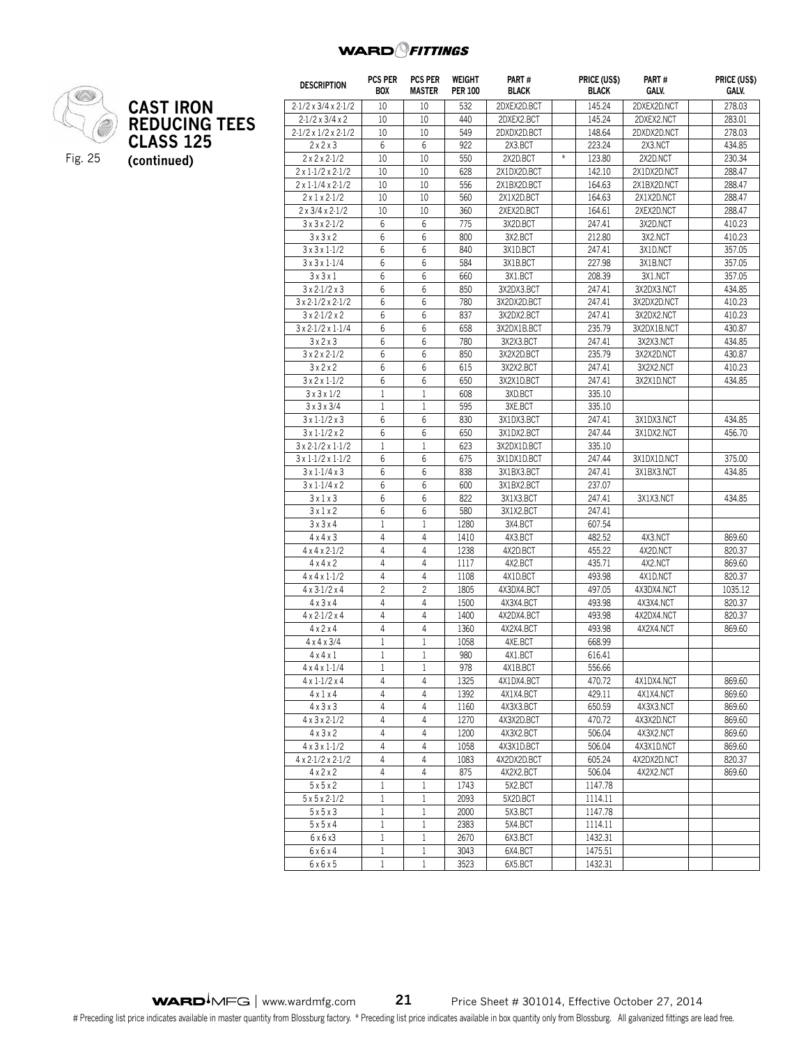## CAST IRON REDUCING TEES CLASS 125 (continued)

Fig. 25

| DESCRIPTION | PCS PER BOX | PCS PER MASTER | WEIGHT PER 100 | PART # BLACK | | PRICE (US$) BLACK | PART # GALV. | | PRICE (US$) GALV. |
|---|---|---|---|---|---|---|---|---|---|
| 2-1/2 x 3/4 x 2-1/2 | 10 | 10 | 532 | 2DXEX2D.BCT | | 145.24 | 2DXEX2D.NCT | | 278.03 |
| 2-1/2 x 3/4 x 2 | 10 | 10 | 440 | 2DXEX2.BCT | | 145.24 | 2DXEX2.NCT | | 283.01 |
| 2-1/2 x 1/2 x 2-1/2 | 10 | 10 | 549 | 2DXDX2D.BCT | | 148.64 | 2DXDX2D.NCT | | 278.03 |
| 2 x 2 x 3 | 6 | 6 | 922 | 2X3.BCT | | 223.24 | 2X3.NCT | | 434.85 |
| 2 x 2 x 2-1/2 | 10 | 10 | 550 | 2X2D.BCT | * | 123.80 | 2X2D.NCT | | 230.34 |
| 2 x 1-1/2 x 2-1/2 | 10 | 10 | 628 | 2X1DX2D.BCT | | 142.10 | 2X1DX2D.NCT | | 288.47 |
| 2 x 1-1/4 x 2-1/2 | 10 | 10 | 556 | 2X1BX2D.BCT | | 164.63 | 2X1BX2D.NCT | | 288.47 |
| 2 x 1 x 2-1/2 | 10 | 10 | 560 | 2X1X2D.BCT | | 164.63 | 2X1X2D.NCT | | 288.47 |
| 2 x 3/4 x 2-1/2 | 10 | 10 | 360 | 2XEX2D.BCT | | 164.61 | 2XEX2D.NCT | | 288.47 |
| 3 x 3 x 2-1/2 | 6 | 6 | 775 | 3X2D.BCT | | 247.41 | 3X2D.NCT | | 410.23 |
| 3 x 3 x 2 | 6 | 6 | 800 | 3X2.BCT | | 212.80 | 3X2.NCT | | 410.23 |
| 3 x 3 x 1-1/2 | 6 | 6 | 840 | 3X1D.BCT | | 247.41 | 3X1D.NCT | | 357.05 |
| 3 x 3 x 1-1/4 | 6 | 6 | 584 | 3X1B.BCT | | 227.98 | 3X1B.NCT | | 357.05 |
| 3 x 3 x 1 | 6 | 6 | 660 | 3X1.BCT | | 208.39 | 3X1.NCT | | 357.05 |
| 3 x 2-1/2 x 3 | 6 | 6 | 850 | 3X2DX3.BCT | | 247.41 | 3X2DX3.NCT | | 434.85 |
| 3 x 2-1/2 x 2-1/2 | 6 | 6 | 780 | 3X2DX2D.BCT | | 247.41 | 3X2DX2D.NCT | | 410.23 |
| 3 x 2-1/2 x 2 | 6 | 6 | 837 | 3X2DX2.BCT | | 247.41 | 3X2DX2.NCT | | 410.23 |
| 3 x 2-1/2 x 1-1/4 | 6 | 6 | 658 | 3X2DX1B.BCT | | 235.79 | 3X2DX1B.NCT | | 430.87 |
| 3 x 2 x 3 | 6 | 6 | 780 | 3X2X3.BCT | | 247.41 | 3X2X3.NCT | | 434.85 |
| 3 x 2 x 2-1/2 | 6 | 6 | 850 | 3X2X2D.BCT | | 235.79 | 3X2X2D.NCT | | 430.87 |
| 3 x 2 x 2 | 6 | 6 | 615 | 3X2X2.BCT | | 247.41 | 3X2X2.NCT | | 410.23 |
| 3 x 2 x 1-1/2 | 6 | 6 | 650 | 3X2X1D.BCT | | 247.41 | 3X2X1D.NCT | | 434.85 |
| 3 x 3 x 1/2 | 1 | 1 | 608 | 3XD.BCT | | 335.10 | | | |
| 3 x 3 x 3/4 | 1 | 1 | 595 | 3XE.BCT | | 335.10 | | | |
| 3 x 1-1/2 x 3 | 6 | 6 | 830 | 3X1DX3.BCT | | 247.41 | 3X1DX3.NCT | | 434.85 |
| 3 x 1-1/2 x 2 | 6 | 6 | 650 | 3X1DX2.BCT | | 247.44 | 3X1DX2.NCT | | 456.70 |
| 3 x 2-1/2 x 1-1/2 | 1 | 1 | 623 | 3X2DX1D.BCT | | 335.10 | | | |
| 3 x 1-1/2 x 1-1/2 | 6 | 6 | 675 | 3X1DX1D.BCT | | 247.44 | 3X1DX1D.NCT | | 375.00 |
| 3 x 1-1/4 x 3 | 6 | 6 | 838 | 3X1BX3.BCT | | 247.41 | 3X1BX3.NCT | | 434.85 |
| 3 x 1-1/4 x 2 | 6 | 6 | 600 | 3X1BX2.BCT | | 237.07 | | | |
| 3 x 1 x 3 | 6 | 6 | 822 | 3X1X3.BCT | | 247.41 | 3X1X3.NCT | | 434.85 |
| 3 x 1 x 2 | 6 | 6 | 580 | 3X1X2.BCT | | 247.41 | | | |
| 3 x 3 x 4 | 1 | 1 | 1280 | 3X4.BCT | | 607.54 | | | |
| 4 x 4 x 3 | 4 | 4 | 1410 | 4X3.BCT | | 482.52 | 4X3.NCT | | 869.60 |
| 4 x 4 x 2-1/2 | 4 | 4 | 1238 | 4X2D.BCT | | 455.22 | 4X2D.NCT | | 820.37 |
| 4 x 4 x 2 | 4 | 4 | 1117 | 4X2.BCT | | 435.71 | 4X2.NCT | | 869.60 |
| 4 x 4 x 1-1/2 | 4 | 4 | 1108 | 4X1D.BCT | | 493.98 | 4X1D.NCT | | 820.37 |
| 4 x 3-1/2 x 4 | 2 | 2 | 1805 | 4X3DX4.BCT | | 497.05 | 4X3DX4.NCT | | 1035.12 |
| 4 x 3 x 4 | 4 | 4 | 1500 | 4X3X4.BCT | | 493.98 | 4X3X4.NCT | | 820.37 |
| 4 x 2-1/2 x 4 | 4 | 4 | 1400 | 4X2DX4.BCT | | 493.98 | 4X2DX4.NCT | | 820.37 |
| 4 x 2 x 4 | 4 | 4 | 1360 | 4X2X4.BCT | | 493.98 | 4X2X4.NCT | | 869.60 |
| 4 x 4 x 3/4 | 1 | 1 | 1058 | 4XE.BCT | | 668.99 | | | |
| 4 x 4 x 1 | 1 | 1 | 980 | 4X1.BCT | | 616.41 | | | |
| 4 x 4 x 1-1/4 | 1 | 1 | 978 | 4X1B.BCT | | 556.66 | | | |
| 4 x 1-1/2 x 4 | 4 | 4 | 1325 | 4X1DX4.BCT | | 470.72 | 4X1DX4.NCT | | 869.60 |
| 4 x 1 x 4 | 4 | 4 | 1392 | 4X1X4.BCT | | 429.11 | 4X1X4.NCT | | 869.60 |
| 4 x 3 x 3 | 4 | 4 | 1160 | 4X3X3.BCT | | 650.59 | 4X3X3.NCT | | 869.60 |
| 4 x 3 x 2-1/2 | 4 | 4 | 1270 | 4X3X2D.BCT | | 470.72 | 4X3X2D.NCT | | 869.60 |
| 4 x 3 x 2 | 4 | 4 | 1200 | 4X3X2.BCT | | 506.04 | 4X3X2.NCT | | 869.60 |
| 4 x 3 x 1-1/2 | 4 | 4 | 1058 | 4X3X1D.BCT | | 506.04 | 4X3X1D.NCT | | 869.60 |
| 4 x 2-1/2 x 2-1/2 | 4 | 4 | 1083 | 4X2DX2D.BCT | | 605.24 | 4X2DX2D.NCT | | 820.37 |
| 4 x 2 x 2 | 4 | 4 | 875 | 4X2X2.BCT | | 506.04 | 4X2X2.NCT | | 869.60 |
| 5 x 5 x 2 | 1 | 1 | 1743 | 5X2.BCT | | 1147.78 | | | |
| 5 x 5 x 2-1/2 | 1 | 1 | 2093 | 5X2D.BCT | | 1114.11 | | | |
| 5 x 5 x 3 | 1 | 1 | 2000 | 5X3.BCT | | 1147.78 | | | |
| 5 x 5 x 4 | 1 | 1 | 2383 | 5X4.BCT | | 1114.11 | | | |
| 6 x 6 x3 | 1 | 1 | 2670 | 6X3.BCT | | 1432.31 | | | |
| 6 x 6 x 4 | 1 | 1 | 3043 | 6X4.BCT | | 1475.51 | | | |
| 6 x 6 x 5 | 1 | 1 | 3523 | 6X5.BCT | | 1432.31 | | | |

# Preceding list price indicates available in master quantity from Blossburg factory. * Preceding list price indicates available in box quantity only from Blossburg. All galvanized fittings are lead free.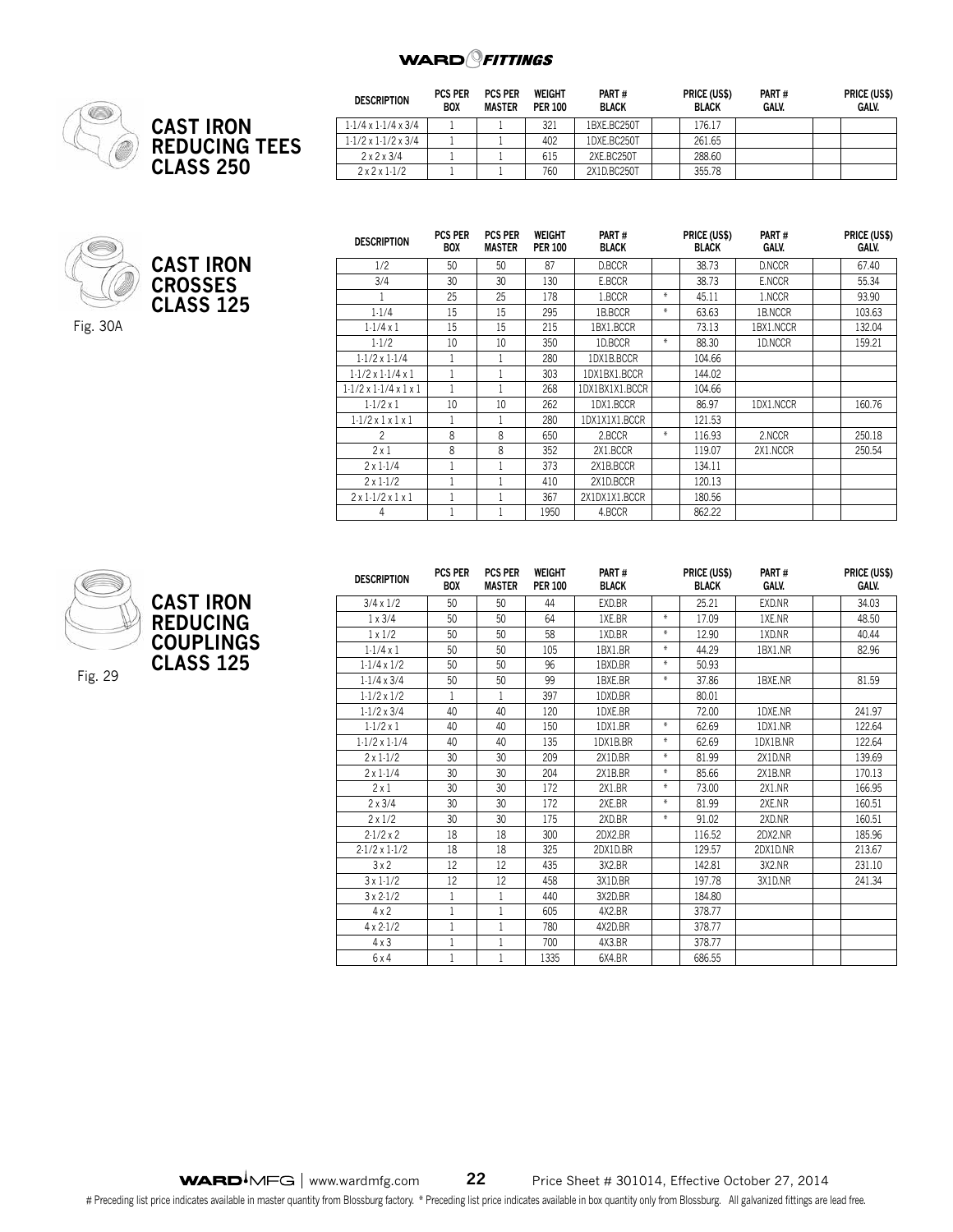# WARD FITTINGS

## CAST IRON REDUCING TEES CLASS 250

| DESCRIPTION | PCS PER BOX | PCS PER MASTER | WEIGHT PER 100 | PART # BLACK | | PRICE (US$) BLACK | PART # GALV. | | PRICE (US$) GALV. |
|---|---|---|---|---|---|---|---|---|---|
| 1-1/4 x 1-1/4 x 3/4 | 1 | 1 | 321 | 1BXE.BC250T | | 176.17 | | | |
| 1-1/2 x 1-1/2 x 3/4 | 1 | 1 | 402 | 1DXE.BC250T | | 261.65 | | | |
| 2 x 2 x 3/4 | 1 | 1 | 615 | 2XE.BC250T | | 288.60 | | | |
| 2 x 2 x 1-1/2 | 1 | 1 | 760 | 2X1D.BC250T | | 355.78 | | | |

## CAST IRON CROSSES CLASS 125

Fig. 30A

| DESCRIPTION | PCS PER BOX | PCS PER MASTER | WEIGHT PER 100 | PART # BLACK | | PRICE (US$) BLACK | PART # GALV. | | PRICE (US$) GALV. |
|---|---|---|---|---|---|---|---|---|---|
| 1/2 | 50 | 50 | 87 | D.BCCR | | 38.73 | D.NCCR | | 67.40 |
| 3/4 | 30 | 30 | 130 | E.BCCR | | 38.73 | E.NCCR | | 55.34 |
| 1 | 25 | 25 | 178 | 1.BCCR | * | 45.11 | 1.NCCR | | 93.90 |
| 1-1/4 | 15 | 15 | 295 | 1B.BCCR | * | 63.63 | 1B.NCCR | | 103.63 |
| 1-1/4 x 1 | 15 | 15 | 215 | 1BX1.BCCR | | 73.13 | 1BX1.NCCR | | 132.04 |
| 1-1/2 | 10 | 10 | 350 | 1D.BCCR | * | 88.30 | 1D.NCCR | | 159.21 |
| 1-1/2 x 1-1/4 | 1 | 1 | 280 | 1DX1B.BCCR | | 104.66 | | | |
| 1-1/2 x 1-1/4 x 1 | 1 | 1 | 303 | 1DX1BX1.BCCR | | 144.02 | | | |
| 1-1/2 x 1-1/4 x 1 x 1 | 1 | 1 | 268 | 1DX1BX1X1.BCCR | | 104.66 | | | |
| 1-1/2 x 1 | 10 | 10 | 262 | 1DX1.BCCR | | 86.97 | 1DX1.NCCR | | 160.76 |
| 1-1/2 x 1 x 1 x 1 | 1 | 1 | 280 | 1DX1X1X1.BCCR | | 121.53 | | | |
| 2 | 8 | 8 | 650 | 2.BCCR | * | 116.93 | 2.NCCR | | 250.18 |
| 2 x 1 | 8 | 8 | 352 | 2X1.BCCR | | 119.07 | 2X1.NCCR | | 250.54 |
| 2 x 1-1/4 | 1 | 1 | 373 | 2X1B.BCCR | | 134.11 | | | |
| 2 x 1-1/2 | 1 | 1 | 410 | 2X1D.BCCR | | 120.13 | | | |
| 2 x 1-1/2 x 1 x 1 | 1 | 1 | 367 | 2X1DX1X1.BCCR | | 180.56 | | | |
| 4 | 1 | 1 | 1950 | 4.BCCR | | 862.22 | | | |

## CAST IRON REDUCING COUPLINGS CLASS 125

Fig. 29

| DESCRIPTION | PCS PER BOX | PCS PER MASTER | WEIGHT PER 100 | PART # BLACK | | PRICE (US$) BLACK | PART # GALV. | | PRICE (US$) GALV. |
|---|---|---|---|---|---|---|---|---|---|
| 3/4 x 1/2 | 50 | 50 | 44 | EXD.BR | | 25.21 | EXD.NR | | 34.03 |
| 1 x 3/4 | 50 | 50 | 64 | 1XE.BR | * | 17.09 | 1XE.NR | | 48.50 |
| 1 x 1/2 | 50 | 50 | 58 | 1XD.BR | * | 12.90 | 1XD.NR | | 40.44 |
| 1-1/4 x 1 | 50 | 50 | 105 | 1BX1.BR | * | 44.29 | 1BX1.NR | | 82.96 |
| 1-1/4 x 1/2 | 50 | 50 | 96 | 1BXD.BR | * | 50.93 | | | |
| 1-1/4 x 3/4 | 50 | 50 | 99 | 1BXE.BR | * | 37.86 | 1BXE.NR | | 81.59 |
| 1-1/2 x 1/2 | 1 | 1 | 397 | 1DXD.BR | | 80.01 | | | |
| 1-1/2 x 3/4 | 40 | 40 | 120 | 1DXE.BR | | 72.00 | 1DXE.NR | | 241.97 |
| 1-1/2 x 1 | 40 | 40 | 150 | 1DX1.BR | * | 62.69 | 1DX1.NR | | 122.64 |
| 1-1/2 x 1-1/4 | 40 | 40 | 135 | 1DX1B.BR | * | 62.69 | 1DX1B.NR | | 122.64 |
| 2 x 1-1/2 | 30 | 30 | 209 | 2X1D.BR | * | 81.99 | 2X1D.NR | | 139.69 |
| 2 x 1-1/4 | 30 | 30 | 204 | 2X1B.BR | * | 85.66 | 2X1B.NR | | 170.13 |
| 2 x 1 | 30 | 30 | 172 | 2X1.BR | * | 73.00 | 2X1.NR | | 166.95 |
| 2 x 3/4 | 30 | 30 | 172 | 2XE.BR | * | 81.99 | 2XE.NR | | 160.51 |
| 2 x 1/2 | 30 | 30 | 175 | 2XD.BR | * | 91.02 | 2XD.NR | | 160.51 |
| 2-1/2 x 2 | 18 | 18 | 300 | 2DX2.BR | | 116.52 | 2DX2.NR | | 185.96 |
| 2-1/2 x 1-1/2 | 18 | 18 | 325 | 2DX1D.BR | | 129.57 | 2DX1D.NR | | 213.67 |
| 3 x 2 | 12 | 12 | 435 | 3X2.BR | | 142.81 | 3X2.NR | | 231.10 |
| 3 x 1-1/2 | 12 | 12 | 458 | 3X1D.BR | | 197.78 | 3X1D.NR | | 241.34 |
| 3 x 2-1/2 | 1 | 1 | 440 | 3X2D.BR | | 184.80 | | | |
| 4 x 2 | 1 | 1 | 605 | 4X2.BR | | 378.77 | | | |
| 4 x 2-1/2 | 1 | 1 | 780 | 4X2D.BR | | 378.77 | | | |
| 4 x 3 | 1 | 1 | 700 | 4X3.BR | | 378.77 | | | |
| 6 x 4 | 1 | 1 | 1335 | 6X4.BR | | 686.55 | | | |

WARD MFG | www.wardmfg.com Price Sheet # 301014, Effective October 27, 2014

# Preceding list price indicates available in master quantity from Blossburg factory. * Preceding list price indicates available in box quantity only from Blossburg. All galvanized fittings are lead free.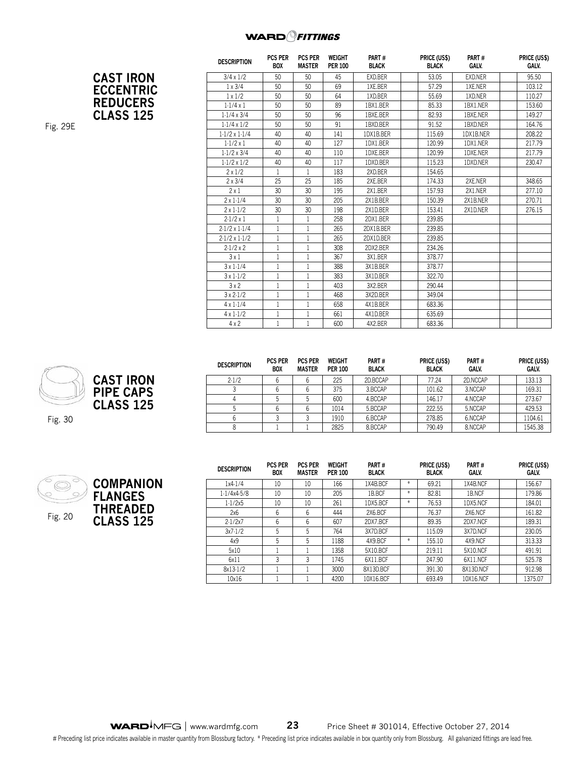## CAST IRON ECCENTRIC REDUCERS CLASS 125

Fig. 29E

| DESCRIPTION | PCS PER BOX | PCS PER MASTER | WEIGHT PER 100 | PART # BLACK | | PRICE (US$) BLACK | PART # GALV. | | PRICE (US$) GALV. |
|---|---|---|---|---|---|---|---|---|---|
| 3/4 x 1/2 | 50 | 50 | 45 | EXD.BER | | 53.05 | EXD.NER | | 95.50 |
| 1 x 3/4 | 50 | 50 | 69 | 1XE.BER | | 57.29 | 1XE.NER | | 103.12 |
| 1 x 1/2 | 50 | 50 | 64 | 1XD.BER | | 55.69 | 1XD.NER | | 110.27 |
| 1-1/4 x 1 | 50 | 50 | 89 | 1BX1.BER | | 85.33 | 1BX1.NER | | 153.60 |
| 1-1/4 x 3/4 | 50 | 50 | 96 | 1BXE.BER | | 82.93 | 1BXE.NER | | 149.27 |
| 1-1/4 x 1/2 | 50 | 50 | 91 | 1BXD.BER | | 91.52 | 1BXD.NER | | 164.76 |
| 1-1/2 x 1-1/4 | 40 | 40 | 141 | 1DX1B.BER | | 115.69 | 1DX1B.NER | | 208.22 |
| 1-1/2 x 1 | 40 | 40 | 127 | 1DX1.BER | | 120.99 | 1DX1.NER | | 217.79 |
| 1-1/2 x 3/4 | 40 | 40 | 110 | 1DXE.BER | | 120.99 | 1DXE.NER | | 217.79 |
| 1-1/2 x 1/2 | 40 | 40 | 117 | 1DXD.BER | | 115.23 | 1DXD.NER | | 230.47 |
| 2 x 1/2 | 1 | 1 | 183 | 2XD.BER | | 154.65 | | | |
| 2 x 3/4 | 25 | 25 | 185 | 2XE.BER | | 174.33 | 2XE.NER | | 348.65 |
| 2 x 1 | 30 | 30 | 195 | 2X1.BER | | 157.93 | 2X1.NER | | 277.10 |
| 2 x 1-1/4 | 30 | 30 | 205 | 2X1B.BER | | 150.39 | 2X1B.NER | | 270.71 |
| 2 x 1-1/2 | 30 | 30 | 198 | 2X1D.BER | | 153.41 | 2X1D.NER | | 276.15 |
| 2-1/2 x 1 | 1 | 1 | 258 | 2DX1.BER | | 239.85 | | | |
| 2-1/2 x 1-1/4 | 1 | 1 | 265 | 2DX1B.BER | | 239.85 | | | |
| 2-1/2 x 1-1/2 | 1 | 1 | 265 | 2DX1D.BER | | 239.85 | | | |
| 2-1/2 x 2 | 1 | 1 | 308 | 2DX2.BER | | 234.26 | | | |
| 3 x 1 | 1 | 1 | 367 | 3X1.BER | | 378.77 | | | |
| 3 x 1-1/4 | 1 | 1 | 388 | 3X1B.BER | | 378.77 | | | |
| 3 x 1-1/2 | 1 | 1 | 383 | 3X1D.BER | | 322.70 | | | |
| 3 x 2 | 1 | 1 | 403 | 3X2.BER | | 290.44 | | | |
| 3 x 2-1/2 | 1 | 1 | 468 | 3X2D.BER | | 349.04 | | | |
| 4 x 1-1/4 | 1 | 1 | 658 | 4X1B.BER | | 683.36 | | | |
| 4 x 1-1/2 | 1 | 1 | 661 | 4X1D.BER | | 635.69 | | | |
| 4 x 2 | 1 | 1 | 600 | 4X2.BER | | 683.36 | | | |

## CAST IRON PIPE CAPS CLASS 125

Fig. 30

| DESCRIPTION | PCS PER BOX | PCS PER MASTER | WEIGHT PER 100 | PART # BLACK | | PRICE (US$) BLACK | PART # GALV. | | PRICE (US$) GALV. |
|---|---|---|---|---|---|---|---|---|---|
| 2-1/2 | 6 | 6 | 225 | 2D.BCCAP | | 77.24 | 2D.NCCAP | | 133.13 |
| 3 | 6 | 6 | 375 | 3.BCCAP | | 101.62 | 3.NCCAP | | 169.31 |
| 4 | 5 | 5 | 600 | 4.BCCAP | | 146.17 | 4.NCCAP | | 273.67 |
| 5 | 6 | 6 | 1014 | 5.BCCAP | | 222.55 | 5.NCCAP | | 429.53 |
| 6 | 3 | 3 | 1910 | 6.BCCAP | | 278.85 | 6.NCCAP | | 1104.61 |
| 8 | 1 | 1 | 2825 | 8.BCCAP | | 790.49 | 8.NCCAP | | 1545.38 |

## COMPANION FLANGES THREADED CLASS 125

Fig. 20

| DESCRIPTION | PCS PER BOX | PCS PER MASTER | WEIGHT PER 100 | PART # BLACK | | PRICE (US$) BLACK | PART # GALV. | | PRICE (US$) GALV. |
|---|---|---|---|---|---|---|---|---|---|
| 1x4-1/4 | 10 | 10 | 166 | 1X4B.BCF | * | 69.21 | 1X4B.NCF | | 156.67 |
| 1-1/4x4-5/8 | 10 | 10 | 205 | 1B.BCF | * | 82.81 | 1B.NCF | | 179.86 |
| 1-1/2x5 | 10 | 10 | 261 | 1DX5.BCF | * | 76.53 | 1DX5.NCF | | 184.01 |
| 2x6 | 6 | 6 | 444 | 2X6.BCF | | 76.37 | 2X6.NCF | | 161.82 |
| 2-1/2x7 | 6 | 6 | 607 | 2DX7.BCF | | 89.35 | 2DX7.NCF | | 189.31 |
| 3x7-1/2 | 5 | 5 | 764 | 3X7D.BCF | | 115.09 | 3X7D.NCF | | 230.05 |
| 4x9 | 5 | 5 | 1188 | 4X9.BCF | * | 155.10 | 4X9.NCF | | 313.33 |
| 5x10 | 1 | 1 | 1358 | 5X10.BCF | | 219.11 | 5X10.NCF | | 491.91 |
| 6x11 | 3 | 3 | 1745 | 6X11.BCF | | 247.90 | 6X11.NCF | | 525.78 |
| 8x13-1/2 | 1 | 1 | 3000 | 8X13D.BCF | | 391.30 | 8X13D.NCF | | 912.98 |
| 10x16 | 1 | 1 | 4200 | 10X16.BCF | | 693.49 | 10X16.NCF | | 1375.07 |

Price Sheet # 301014, Effective October 27, 2014

# Preceding list price indicates available in master quantity from Blossburg factory. * Preceding list price indicates available in box quantity only from Blossburg. All galvanized fittings are lead free.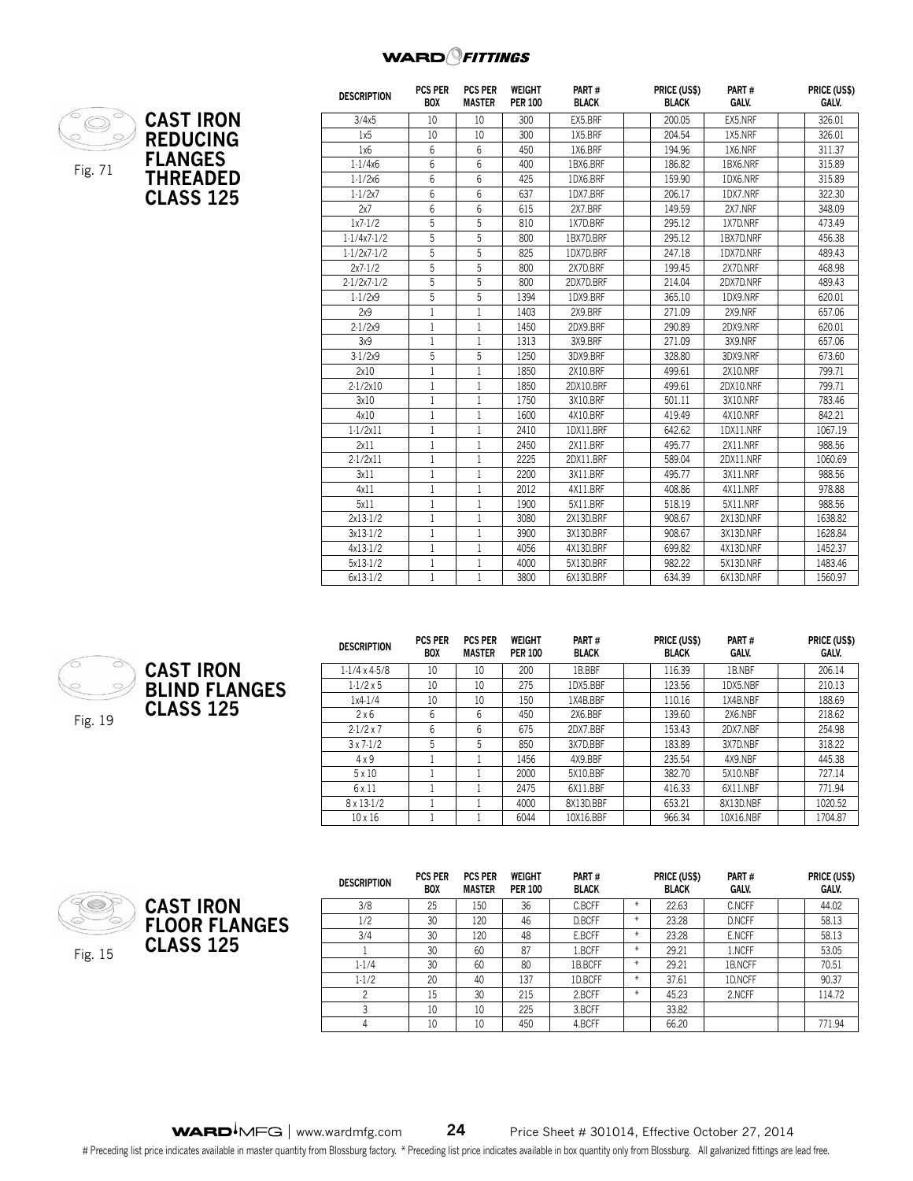# CAST IRON REDUCING FLANGES THREADED CLASS 125

Fig. 71

| DESCRIPTION | PCS PER BOX | PCS PER MASTER | WEIGHT PER 100 | PART # BLACK | | PRICE (US$) BLACK | PART # GALV. | | PRICE (US$) GALV. |
|---|---|---|---|---|---|---|---|---|---|
| 3/4x5 | 10 | 10 | 300 | EX5.BRF | | 200.05 | EX5.NRF | | 326.01 |
| 1x5 | 10 | 10 | 300 | 1X5.BRF | | 204.54 | 1X5.NRF | | 326.01 |
| 1x6 | 6 | 6 | 450 | 1X6.BRF | | 194.96 | 1X6.NRF | | 311.37 |
| 1-1/4x6 | 6 | 6 | 400 | 1BX6.BRF | | 186.82 | 1BX6.NRF | | 315.89 |
| 1-1/2x6 | 6 | 6 | 425 | 1DX6.BRF | | 159.90 | 1DX6.NRF | | 315.89 |
| 1-1/2x7 | 6 | 6 | 637 | 1DX7.BRF | | 206.17 | 1DX7.NRF | | 322.30 |
| 2x7 | 6 | 6 | 615 | 2X7.BRF | | 149.59 | 2X7.NRF | | 348.09 |
| 1x7-1/2 | 5 | 5 | 810 | 1X7D.BRF | | 295.12 | 1X7D.NRF | | 473.49 |
| 1-1/4x7-1/2 | 5 | 5 | 800 | 1BX7D.BRF | | 295.12 | 1BX7D.NRF | | 456.38 |
| 1-1/2x7-1/2 | 5 | 5 | 825 | 1DX7D.BRF | | 247.18 | 1DX7D.NRF | | 489.43 |
| 2x7-1/2 | 5 | 5 | 800 | 2X7D.BRF | | 199.45 | 2X7D.NRF | | 468.98 |
| 2-1/2x7-1/2 | 5 | 5 | 800 | 2DX7D.BRF | | 214.04 | 2DX7D.NRF | | 489.43 |
| 1-1/2x9 | 5 | 5 | 1394 | 1DX9.BRF | | 365.10 | 1DX9.NRF | | 620.01 |
| 2x9 | 1 | 1 | 1403 | 2X9.BRF | | 271.09 | 2X9.NRF | | 657.06 |
| 2-1/2x9 | 1 | 1 | 1450 | 2DX9.BRF | | 290.89 | 2DX9.NRF | | 620.01 |
| 3x9 | 1 | 1 | 1313 | 3X9.BRF | | 271.09 | 3X9.NRF | | 657.06 |
| 3-1/2x9 | 5 | 5 | 1250 | 3DX9.BRF | | 328.80 | 3DX9.NRF | | 673.60 |
| 2x10 | 1 | 1 | 1850 | 2X10.BRF | | 499.61 | 2X10.NRF | | 799.71 |
| 2-1/2x10 | 1 | 1 | 1850 | 2DX10.BRF | | 499.61 | 2DX10.NRF | | 799.71 |
| 3x10 | 1 | 1 | 1750 | 3X10.BRF | | 501.11 | 3X10.NRF | | 783.46 |
| 4x10 | 1 | 1 | 1600 | 4X10.BRF | | 419.49 | 4X10.NRF | | 842.21 |
| 1-1/2x11 | 1 | 1 | 2410 | 1DX11.BRF | | 642.62 | 1DX11.NRF | | 1067.19 |
| 2x11 | 1 | 1 | 2450 | 2X11.BRF | | 495.77 | 2X11.NRF | | 988.56 |
| 2-1/2x11 | 1 | 1 | 2225 | 2DX11.BRF | | 589.04 | 2DX11.NRF | | 1060.69 |
| 3x11 | 1 | 1 | 2200 | 3X11.BRF | | 495.77 | 3X11.NRF | | 988.56 |
| 4x11 | 1 | 1 | 2012 | 4X11.BRF | | 408.86 | 4X11.NRF | | 978.88 |
| 5x11 | 1 | 1 | 1900 | 5X11.BRF | | 518.19 | 5X11.NRF | | 988.56 |
| 2x13-1/2 | 1 | 1 | 3080 | 2X13D.BRF | | 908.67 | 2X13D.NRF | | 1638.82 |
| 3x13-1/2 | 1 | 1 | 3900 | 3X13D.BRF | | 908.67 | 3X13D.NRF | | 1628.84 |
| 4x13-1/2 | 1 | 1 | 4056 | 4X13D.BRF | | 699.82 | 4X13D.NRF | | 1452.37 |
| 5x13-1/2 | 1 | 1 | 4000 | 5X13D.BRF | | 982.22 | 5X13D.NRF | | 1483.46 |
| 6x13-1/2 | 1 | 1 | 3800 | 6X13D.BRF | | 634.39 | 6X13D.NRF | | 1560.97 |

# CAST IRON BLIND FLANGES CLASS 125

Fig. 19

| DESCRIPTION | PCS PER BOX | PCS PER MASTER | WEIGHT PER 100 | PART # BLACK | | PRICE (US$) BLACK | PART # GALV. | | PRICE (US$) GALV. |
|---|---|---|---|---|---|---|---|---|---|
| 1-1/4 x 4-5/8 | 10 | 10 | 200 | 1B.BBF | | 116.39 | 1B.NBF | | 206.14 |
| 1-1/2 x 5 | 10 | 10 | 275 | 1DX5.BBF | | 123.56 | 1DX5.NBF | | 210.13 |
| 1x4-1/4 | 10 | 10 | 150 | 1X4B.BBF | | 110.16 | 1X4B.NBF | | 188.69 |
| 2 x 6 | 6 | 6 | 450 | 2X6.BBF | | 139.60 | 2X6.NBF | | 218.62 |
| 2-1/2 x 7 | 6 | 6 | 675 | 2DX7.BBF | | 153.43 | 2DX7.NBF | | 254.98 |
| 3 x 7-1/2 | 5 | 5 | 850 | 3X7D.BBF | | 183.89 | 3X7D.NBF | | 318.22 |
| 4 x 9 | 1 | 1 | 1456 | 4X9.BBF | | 235.54 | 4X9.NBF | | 445.38 |
| 5 x 10 | 1 | 1 | 2000 | 5X10.BBF | | 382.70 | 5X10.NBF | | 727.14 |
| 6 x 11 | 1 | 1 | 2475 | 6X11.BBF | | 416.33 | 6X11.NBF | | 771.94 |
| 8 x 13-1/2 | 1 | 1 | 4000 | 8X13D.BBF | | 653.21 | 8X13D.NBF | | 1020.52 |
| 10 x 16 | 1 | 1 | 6044 | 10X16.BBF | | 966.34 | 10X16.NBF | | 1704.87 |

# CAST IRON FLOOR FLANGES CLASS 125

Fig. 15

| DESCRIPTION | PCS PER BOX | PCS PER MASTER | WEIGHT PER 100 | PART # BLACK | | PRICE (US$) BLACK | PART # GALV. | | PRICE (US$) GALV. |
|---|---|---|---|---|---|---|---|---|---|
| 3/8 | 25 | 150 | 36 | C.BCFF | * | 22.63 | C.NCFF | | 44.02 |
| 1/2 | 30 | 120 | 46 | D.BCFF | * | 23.28 | D.NCFF | | 58.13 |
| 3/4 | 30 | 120 | 48 | E.BCFF | * | 23.28 | E.NCFF | | 58.13 |
| 1 | 30 | 60 | 87 | 1.BCFF | * | 29.21 | 1.NCFF | | 53.05 |
| 1-1/4 | 30 | 60 | 80 | 1B.BCFF | * | 29.21 | 1B.NCFF | | 70.51 |
| 1-1/2 | 20 | 40 | 137 | 1D.BCFF | * | 37.61 | 1D.NCFF | | 90.37 |
| 2 | 15 | 30 | 215 | 2.BCFF | * | 45.23 | 2.NCFF | | 114.72 |
| 3 | 10 | 10 | 225 | 3.BCFF | | 33.82 | | | |
| 4 | 10 | 10 | 450 | 4.BCFF | | 66.20 | | | 771.94 |

# Preceding list price indicates available in master quantity from Blossburg factory. * Preceding list price indicates available in box quantity only from Blossburg. All galvanized fittings are lead free.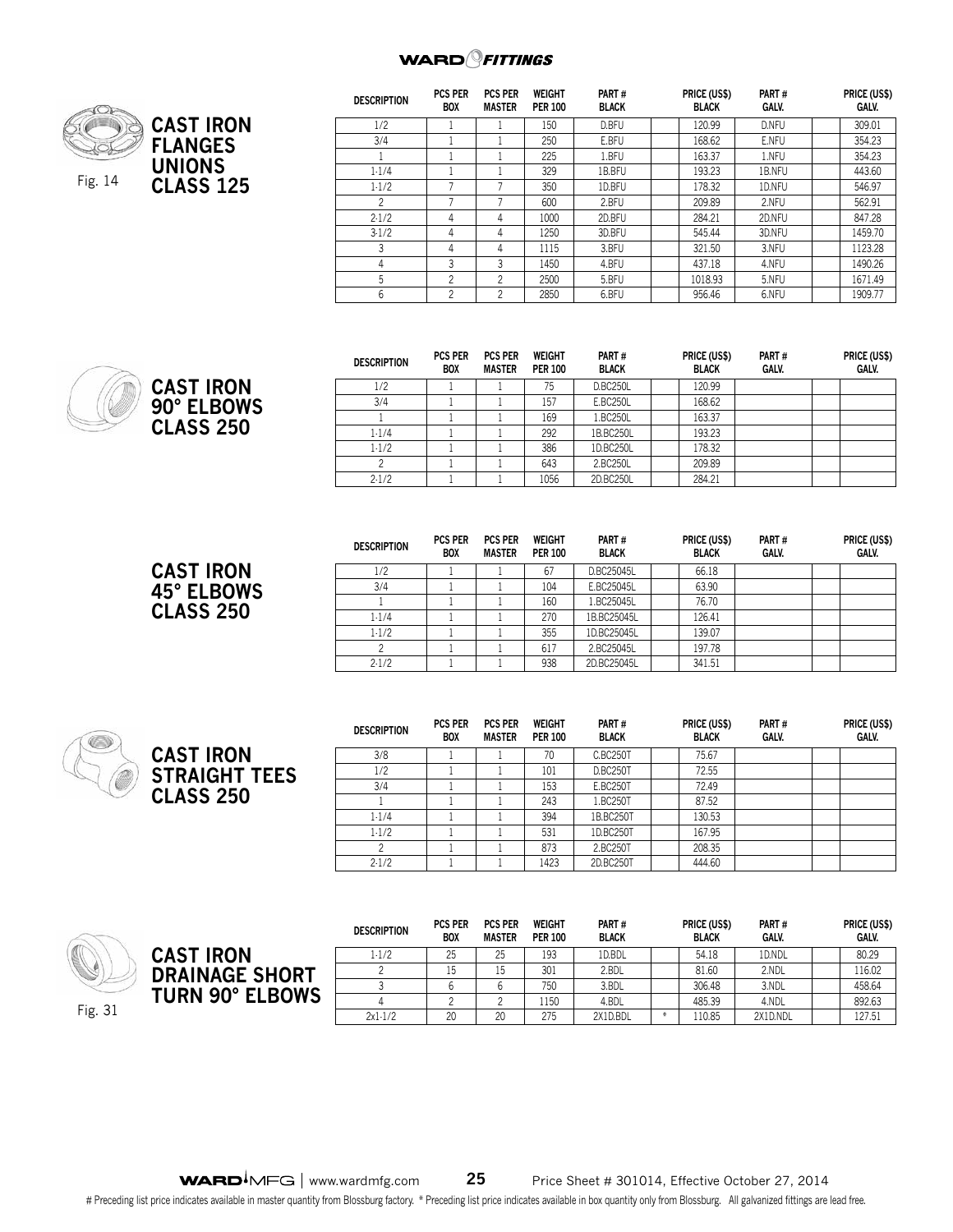## CAST IRON FLANGES UNIONS CLASS 125

Fig. 14

| DESCRIPTION | PCS PER BOX | PCS PER MASTER | WEIGHT PER 100 | PART # BLACK | | PRICE (US$) BLACK | PART # GALV. | | PRICE (US$) GALV. |
|---|---|---|---|---|---|---|---|---|---|
| 1/2 | 1 | 1 | 150 | D.BFU | | 120.99 | D.NFU | | 309.01 |
| 3/4 | 1 | 1 | 250 | E.BFU | | 168.62 | E.NFU | | 354.23 |
| 1 | 1 | 1 | 225 | 1.BFU | | 163.37 | 1.NFU | | 354.23 |
| 1-1/4 | 1 | 1 | 329 | 1B.BFU | | 193.23 | 1B.NFU | | 443.60 |
| 1-1/2 | 7 | 7 | 350 | 1D.BFU | | 178.32 | 1D.NFU | | 546.97 |
| 2 | 7 | 7 | 600 | 2.BFU | | 209.89 | 2.NFU | | 562.91 |
| 2-1/2 | 4 | 4 | 1000 | 2D.BFU | | 284.21 | 2D.NFU | | 847.28 |
| 3-1/2 | 4 | 4 | 1250 | 3D.BFU | | 545.44 | 3D.NFU | | 1459.70 |
| 3 | 4 | 4 | 1115 | 3.BFU | | 321.50 | 3.NFU | | 1123.28 |
| 4 | 3 | 3 | 1450 | 4.BFU | | 437.18 | 4.NFU | | 1490.26 |
| 5 | 2 | 2 | 2500 | 5.BFU | | 1018.93 | 5.NFU | | 1671.49 |
| 6 | 2 | 2 | 2850 | 6.BFU | | 956.46 | 6.NFU | | 1909.77 |

## CAST IRON 90° ELBOWS CLASS 250

| DESCRIPTION | PCS PER BOX | PCS PER MASTER | WEIGHT PER 100 | PART # BLACK | | PRICE (US$) BLACK | PART # GALV. | | PRICE (US$) GALV. |
|---|---|---|---|---|---|---|---|---|---|
| 1/2 | 1 | 1 | 75 | D.BC250L | | 120.99 | | | |
| 3/4 | 1 | 1 | 157 | E.BC250L | | 168.62 | | | |
| 1 | 1 | 1 | 169 | 1.BC250L | | 163.37 | | | |
| 1-1/4 | 1 | 1 | 292 | 1B.BC250L | | 193.23 | | | |
| 1-1/2 | 1 | 1 | 386 | 1D.BC250L | | 178.32 | | | |
| 2 | 1 | 1 | 643 | 2.BC250L | | 209.89 | | | |
| 2-1/2 | 1 | 1 | 1056 | 2D.BC250L | | 284.21 | | | |

## CAST IRON 45° ELBOWS CLASS 250

| DESCRIPTION | PCS PER BOX | PCS PER MASTER | WEIGHT PER 100 | PART # BLACK | | PRICE (US$) BLACK | PART # GALV. | | PRICE (US$) GALV. |
|---|---|---|---|---|---|---|---|---|---|
| 1/2 | 1 | 1 | 67 | D.BC25045L | | 66.18 | | | |
| 3/4 | 1 | 1 | 104 | E.BC25045L | | 63.90 | | | |
| 1 | 1 | 1 | 160 | 1.BC25045L | | 76.70 | | | |
| 1-1/4 | 1 | 1 | 270 | 1B.BC25045L | | 126.41 | | | |
| 1-1/2 | 1 | 1 | 355 | 1D.BC25045L | | 139.07 | | | |
| 2 | 1 | 1 | 617 | 2.BC25045L | | 197.78 | | | |
| 2-1/2 | 1 | 1 | 938 | 2D.BC25045L | | 341.51 | | | |

## CAST IRON STRAIGHT TEES CLASS 250

| DESCRIPTION | PCS PER BOX | PCS PER MASTER | WEIGHT PER 100 | PART # BLACK | | PRICE (US$) BLACK | PART # GALV. | | PRICE (US$) GALV. |
|---|---|---|---|---|---|---|---|---|---|
| 3/8 | 1 | 1 | 70 | C.BC250T | | 75.67 | | | |
| 1/2 | 1 | 1 | 101 | D.BC250T | | 72.55 | | | |
| 3/4 | 1 | 1 | 153 | E.BC250T | | 72.49 | | | |
| 1 | 1 | 1 | 243 | 1.BC250T | | 87.52 | | | |
| 1-1/4 | 1 | 1 | 394 | 1B.BC250T | | 130.53 | | | |
| 1-1/2 | 1 | 1 | 531 | 1D.BC250T | | 167.95 | | | |
| 2 | 1 | 1 | 873 | 2.BC250T | | 208.35 | | | |
| 2-1/2 | 1 | 1 | 1423 | 2D.BC250T | | 444.60 | | | |

## CAST IRON DRAINAGE SHORT TURN 90° ELBOWS

Fig. 31

| DESCRIPTION | PCS PER BOX | PCS PER MASTER | WEIGHT PER 100 | PART # BLACK | | PRICE (US$) BLACK | PART # GALV. | | PRICE (US$) GALV. |
|---|---|---|---|---|---|---|---|---|---|
| 1-1/2 | 25 | 25 | 193 | 1D.BDL | | 54.18 | 1D.NDL | | 80.29 |
| 2 | 15 | 15 | 301 | 2.BDL | | 81.60 | 2.NDL | | 116.02 |
| 3 | 6 | 6 | 750 | 3.BDL | | 306.48 | 3.NDL | | 458.64 |
| 4 | 2 | 2 | 1150 | 4.BDL | | 485.39 | 4.NDL | | 892.63 |
| 2x1-1/2 | 20 | 20 | 275 | 2X1D.BDL | * | 110.85 | 2X1D.NDL | | 127.51 |

# Preceding list price indicates available in master quantity from Blossburg factory. * Preceding list price indicates available in box quantity only from Blossburg. All galvanized fittings are lead free.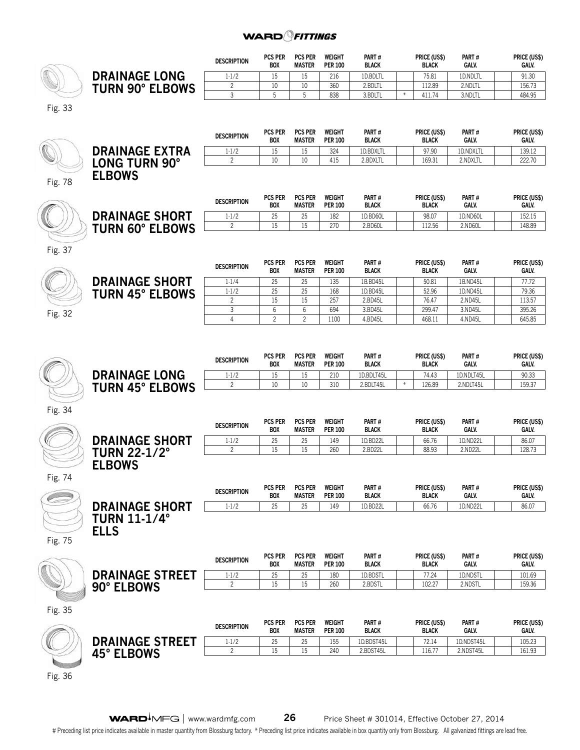## DRAINAGE LONG TURN 90° ELBOWS

Fig. 33

| DESCRIPTION | PCS PER BOX | PCS PER MASTER | WEIGHT PER 100 | PART # BLACK | | PRICE (US$) BLACK | PART # GALV. | | PRICE (US$) GALV. |
|---|---|---|---|---|---|---|---|---|---|
| 1-1/2 | 15 | 15 | 216 | 1D.BDLTL | | 75.81 | 1D.NDLTL | | 91.30 |
| 2 | 10 | 10 | 360 | 2.BDLTL | | 112.89 | 2.NDLTL | | 156.73 |
| 3 | 5 | 5 | 838 | 3.BDLTL | * | 411.74 | 3.NDLTL | | 484.95 |

## DRAINAGE EXTRA LONG TURN 90° ELBOWS

Fig. 78

| DESCRIPTION | PCS PER BOX | PCS PER MASTER | WEIGHT PER 100 | PART # BLACK | | PRICE (US$) BLACK | PART # GALV. | | PRICE (US$) GALV. |
|---|---|---|---|---|---|---|---|---|---|
| 1-1/2 | 15 | 15 | 324 | 1D.BDXLTL | | 97.90 | 1D.NDXLTL | | 139.12 |
| 2 | 10 | 10 | 415 | 2.BDXLTL | | 169.31 | 2.NDXLTL | | 222.70 |

## DRAINAGE SHORT TURN 60° ELBOWS

Fig. 37

| DESCRIPTION | PCS PER BOX | PCS PER MASTER | WEIGHT PER 100 | PART # BLACK | | PRICE (US$) BLACK | PART # GALV. | | PRICE (US$) GALV. |
|---|---|---|---|---|---|---|---|---|---|
| 1-1/2 | 25 | 25 | 182 | 1D.BD60L | | 98.07 | 1D.ND60L | | 152.15 |
| 2 | 15 | 15 | 270 | 2.BD60L | | 112.56 | 2.ND60L | | 148.89 |

## DRAINAGE SHORT TURN 45° ELBOWS

Fig. 32

| DESCRIPTION | PCS PER BOX | PCS PER MASTER | WEIGHT PER 100 | PART # BLACK | | PRICE (US$) BLACK | PART # GALV. | | PRICE (US$) GALV. |
|---|---|---|---|---|---|---|---|---|---|
| 1-1/4 | 25 | 25 | 135 | 1B.BD45L | | 50.81 | 1B.ND45L | | 77.72 |
| 1-1/2 | 25 | 25 | 168 | 1D.BD45L | | 52.96 | 1D.ND45L | | 79.36 |
| 2 | 15 | 15 | 257 | 2.BD45L | | 76.47 | 2.ND45L | | 113.57 |
| 3 | 6 | 6 | 694 | 3.BD45L | | 299.47 | 3.ND45L | | 395.26 |
| 4 | 2 | 2 | 1100 | 4.BD45L | | 468.11 | 4.ND45L | | 645.85 |

## DRAINAGE LONG TURN 45° ELBOWS

Fig. 34

| DESCRIPTION | PCS PER BOX | PCS PER MASTER | WEIGHT PER 100 | PART # BLACK | | PRICE (US$) BLACK | PART # GALV. | | PRICE (US$) GALV. |
|---|---|---|---|---|---|---|---|---|---|
| 1-1/2 | 15 | 15 | 210 | 1D.BDLT45L | | 74.43 | 1D.NDLT45L | | 90.33 |
| 2 | 10 | 10 | 310 | 2.BDLT45L | * | 126.89 | 2.NDLT45L | | 159.37 |

## DRAINAGE SHORT TURN 22-1/2° ELBOWS

Fig. 74

| DESCRIPTION | PCS PER BOX | PCS PER MASTER | WEIGHT PER 100 | PART # BLACK | | PRICE (US$) BLACK | PART # GALV. | | PRICE (US$) GALV. |
|---|---|---|---|---|---|---|---|---|---|
| 1-1/2 | 25 | 25 | 149 | 1D.BD22L | | 66.76 | 1D.ND22L | | 86.07 |
| 2 | 15 | 15 | 260 | 2.BD22L | | 88.93 | 2.ND22L | | 128.73 |

## DRAINAGE SHORT TURN 11-1/4° ELLS

Fig. 75

| DESCRIPTION | PCS PER BOX | PCS PER MASTER | WEIGHT PER 100 | PART # BLACK | | PRICE (US$) BLACK | PART # GALV. | | PRICE (US$) GALV. |
|---|---|---|---|---|---|---|---|---|---|
| 1-1/2 | 25 | 25 | 149 | 1D.BD22L | | 66.76 | 1D.ND22L | | 86.07 |

## DRAINAGE STREET 90° ELBOWS

Fig. 35

| DESCRIPTION | PCS PER BOX | PCS PER MASTER | WEIGHT PER 100 | PART # BLACK | | PRICE (US$) BLACK | PART # GALV. | | PRICE (US$) GALV. |
|---|---|---|---|---|---|---|---|---|---|
| 1-1/2 | 25 | 25 | 180 | 1D.BDSTL | | 77.24 | 1D.NDSTL | | 101.69 |
| 2 | 15 | 15 | 260 | 2.BDSTL | | 102.27 | 2.NDSTL | | 159.36 |

## DRAINAGE STREET 45° ELBOWS

Fig. 36

| DESCRIPTION | PCS PER BOX | PCS PER MASTER | WEIGHT PER 100 | PART # BLACK | | PRICE (US$) BLACK | PART # GALV. | | PRICE (US$) GALV. |
|---|---|---|---|---|---|---|---|---|---|
| 1-1/2 | 25 | 25 | 155 | 1D.BDST45L | | 72.14 | 1D.NDST45L | | 105.23 |
| 2 | 15 | 15 | 240 | 2.BDST45L | | 116.77 | 2.NDST45L | | 161.93 |

Price Sheet # 301014, Effective October 27, 2014

# Preceding list price indicates available in master quantity from Blossburg factory. * Preceding list price indicates available in box quantity only from Blossburg. All galvanized fittings are lead free.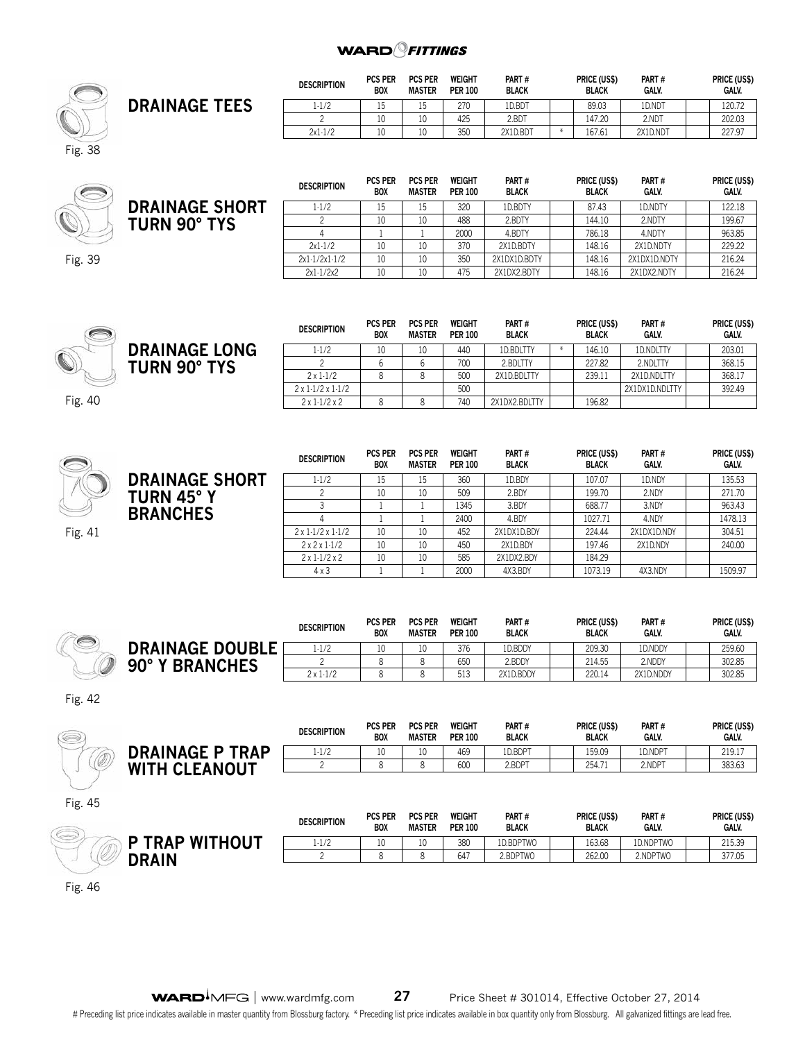## DRAINAGE TEES

Fig. 38

| DESCRIPTION | PCS PER BOX | PCS PER MASTER | WEIGHT PER 100 | PART # BLACK | | PRICE (US$) BLACK | PART # GALV. | | PRICE (US$) GALV. |
|---|---|---|---|---|---|---|---|---|---|
| 1-1/2 | 15 | 15 | 270 | 1D.BDT | | 89.03 | 1D.NDT | | 120.72 |
| 2 | 10 | 10 | 425 | 2.BDT | | 147.20 | 2.NDT | | 202.03 |
| 2x1-1/2 | 10 | 10 | 350 | 2X1D.BDT | * | 167.61 | 2X1D.NDT | | 227.97 |

## DRAINAGE SHORT TURN 90° TYS

Fig. 39

| DESCRIPTION | PCS PER BOX | PCS PER MASTER | WEIGHT PER 100 | PART # BLACK | | PRICE (US$) BLACK | PART # GALV. | | PRICE (US$) GALV. |
|---|---|---|---|---|---|---|---|---|---|
| 1-1/2 | 15 | 15 | 320 | 1D.BDTY | | 87.43 | 1D.NDTY | | 122.18 |
| 2 | 10 | 10 | 488 | 2.BDTY | | 144.10 | 2.NDTY | | 199.67 |
| 4 | 1 | 1 | 2000 | 4.BDTY | | 786.18 | 4.NDTY | | 963.85 |
| 2x1-1/2 | 10 | 10 | 370 | 2X1D.BDTY | | 148.16 | 2X1D.NDTY | | 229.22 |
| 2x1-1/2x1-1/2 | 10 | 10 | 350 | 2X1DX1D.BDTY | | 148.16 | 2X1DX1D.NDTY | | 216.24 |
| 2x1-1/2x2 | 10 | 10 | 475 | 2X1DX2.BDTY | | 148.16 | 2X1DX2.NDTY | | 216.24 |

## DRAINAGE LONG TURN 90° TYS

Fig. 40

| DESCRIPTION | PCS PER BOX | PCS PER MASTER | WEIGHT PER 100 | PART # BLACK | | PRICE (US$) BLACK | PART # GALV. | | PRICE (US$) GALV. |
|---|---|---|---|---|---|---|---|---|---|
| 1-1/2 | 10 | 10 | 440 | 1D.BDLTTY | * | 146.10 | 1D.NDLTTY | | 203.01 |
| 2 | 6 | 6 | 700 | 2.BDLTTY | | 227.82 | 2.NDLTTY | | 368.15 |
| 2 x 1-1/2 | 8 | 8 | 500 | 2X1D.BDLTTY | | 239.11 | 2X1D.NDLTTY | | 368.17 |
| 2 x 1-1/2 x 1-1/2 | | | 500 | | | | 2X1DX1D.NDLTTY | | 392.49 |
| 2 x 1-1/2 x 2 | 8 | 8 | 740 | 2X1DX2.BDLTTY | | 196.82 | | | |

## DRAINAGE SHORT TURN 45° Y BRANCHES

Fig. 41

| DESCRIPTION | PCS PER BOX | PCS PER MASTER | WEIGHT PER 100 | PART # BLACK | | PRICE (US$) BLACK | PART # GALV. | | PRICE (US$) GALV. |
|---|---|---|---|---|---|---|---|---|---|
| 1-1/2 | 15 | 15 | 360 | 1D.BDY | | 107.07 | 1D.NDY | | 135.53 |
| 2 | 10 | 10 | 509 | 2.BDY | | 199.70 | 2.NDY | | 271.70 |
| 3 | 1 | 1 | 1345 | 3.BDY | | 688.77 | 3.NDY | | 963.43 |
| 4 | 1 | 1 | 2400 | 4.BDY | | 1027.71 | 4.NDY | | 1478.13 |
| 2 x 1-1/2 x 1-1/2 | 10 | 10 | 452 | 2X1DX1D.BDY | | 224.44 | 2X1DX1D.NDY | | 304.51 |
| 2 x 2 x 1-1/2 | 10 | 10 | 450 | 2X1D.BDY | | 197.46 | 2X1D.NDY | | 240.00 |
| 2 x 1-1/2 x 2 | 10 | 10 | 585 | 2X1DX2.BDY | | 184.29 | | | |
| 4 x 3 | 1 | 1 | 2000 | 4X3.BDY | | 1073.19 | 4X3.NDY | | 1509.97 |

## DRAINAGE DOUBLE 90° Y BRANCHES

Fig. 42

| DESCRIPTION | PCS PER BOX | PCS PER MASTER | WEIGHT PER 100 | PART # BLACK | | PRICE (US$) BLACK | PART # GALV. | | PRICE (US$) GALV. |
|---|---|---|---|---|---|---|---|---|---|
| 1-1/2 | 10 | 10 | 376 | 1D.BDDY | | 209.30 | 1D.NDDY | | 259.60 |
| 2 | 8 | 8 | 650 | 2.BDDY | | 214.55 | 2.NDDY | | 302.85 |
| 2 x 1-1/2 | 8 | 8 | 513 | 2X1D.BDDY | | 220.14 | 2X1D.NDDY | | 302.85 |

## DRAINAGE P TRAP WITH CLEANOUT

Fig. 45

| DESCRIPTION | PCS PER BOX | PCS PER MASTER | WEIGHT PER 100 | PART # BLACK | | PRICE (US$) BLACK | PART # GALV. | | PRICE (US$) GALV. |
|---|---|---|---|---|---|---|---|---|---|
| 1-1/2 | 10 | 10 | 469 | 1D.BDPT | | 159.09 | 1D.NDPT | | 219.17 |
| 2 | 8 | 8 | 600 | 2.BDPT | | 254.71 | 2.NDPT | | 383.63 |

## P TRAP WITHOUT DRAIN

Fig. 46

| DESCRIPTION | PCS PER BOX | PCS PER MASTER | WEIGHT PER 100 | PART # BLACK | | PRICE (US$) BLACK | PART # GALV. | | PRICE (US$) GALV. |
|---|---|---|---|---|---|---|---|---|---|
| 1-1/2 | 10 | 10 | 380 | 1D.BDPTWO | | 163.68 | 1D.NDPTWO | | 215.39 |
| 2 | 8 | 8 | 647 | 2.BDPTWO | | 262.00 | 2.NDPTWO | | 377.05 |

# Preceding list price indicates available in master quantity from Blossburg factory. * Preceding list price indicates available in box quantity only from Blossburg. All galvanized fittings are lead free.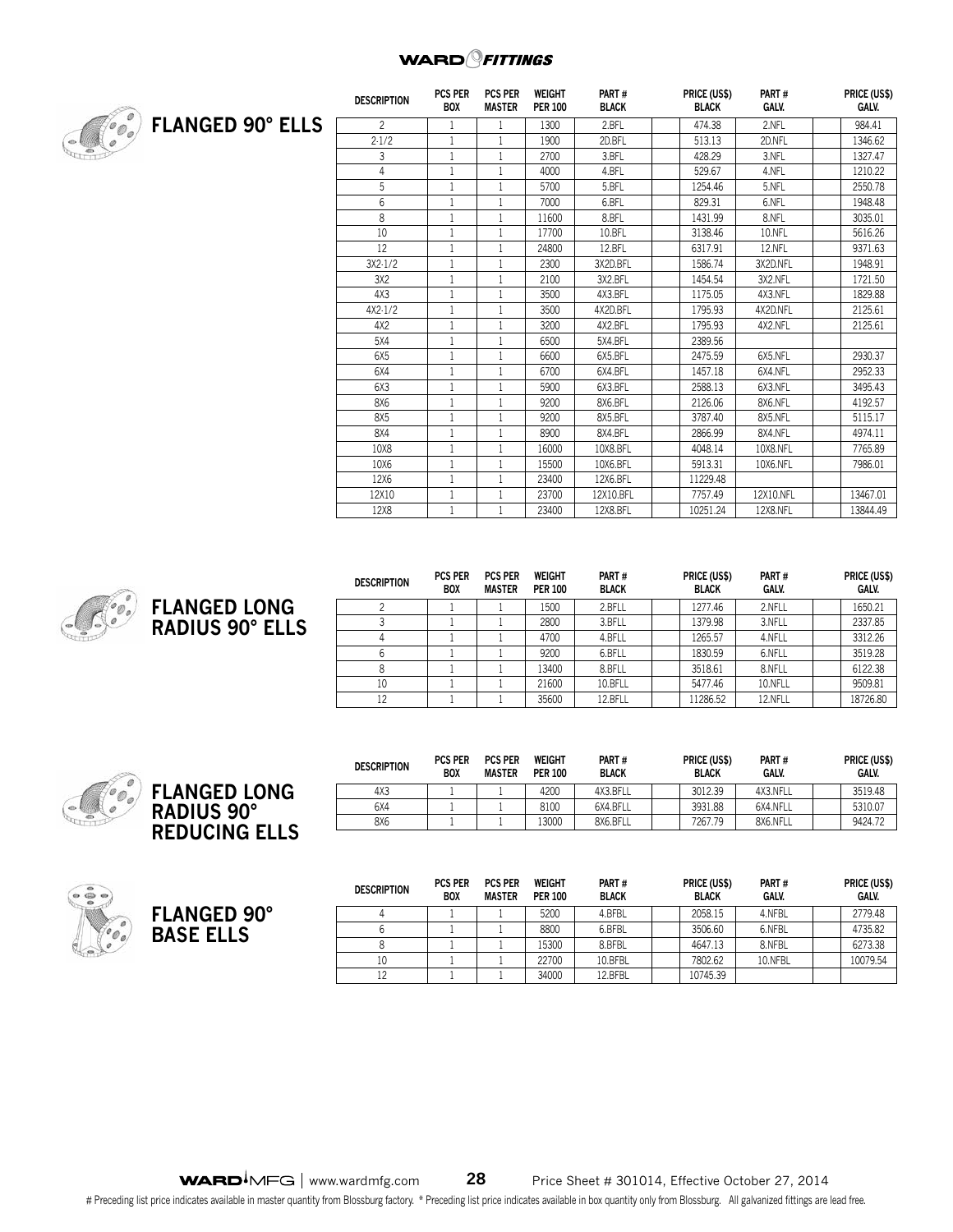## FLANGED 90° ELLS

| DESCRIPTION | PCS PER BOX | PCS PER MASTER | WEIGHT PER 100 | PART # BLACK | PRICE (US$) BLACK | PART # GALV. | PRICE (US$) GALV. |
|---|---|---|---|---|---|---|---|
| 2 | 1 | 1 | 1300 | 2.BFL | 474.38 | 2.NFL | 984.41 |
| 2-1/2 | 1 | 1 | 1900 | 2D.BFL | 513.13 | 2D.NFL | 1346.62 |
| 3 | 1 | 1 | 2700 | 3.BFL | 428.29 | 3.NFL | 1327.47 |
| 4 | 1 | 1 | 4000 | 4.BFL | 529.67 | 4.NFL | 1210.22 |
| 5 | 1 | 1 | 5700 | 5.BFL | 1254.46 | 5.NFL | 2550.78 |
| 6 | 1 | 1 | 7000 | 6.BFL | 829.31 | 6.NFL | 1948.48 |
| 8 | 1 | 1 | 11600 | 8.BFL | 1431.99 | 8.NFL | 3035.01 |
| 10 | 1 | 1 | 17700 | 10.BFL | 3138.46 | 10.NFL | 5616.26 |
| 12 | 1 | 1 | 24800 | 12.BFL | 6317.91 | 12.NFL | 9371.63 |
| 3X2-1/2 | 1 | 1 | 2300 | 3X2D.BFL | 1586.74 | 3X2D.NFL | 1948.91 |
| 3X2 | 1 | 1 | 2100 | 3X2.BFL | 1454.54 | 3X2.NFL | 1721.50 |
| 4X3 | 1 | 1 | 3500 | 4X3.BFL | 1175.05 | 4X3.NFL | 1829.88 |
| 4X2-1/2 | 1 | 1 | 3500 | 4X2D.BFL | 1795.93 | 4X2D.NFL | 2125.61 |
| 4X2 | 1 | 1 | 3200 | 4X2.BFL | 1795.93 | 4X2.NFL | 2125.61 |
| 5X4 | 1 | 1 | 6500 | 5X4.BFL | 2389.56 | | |
| 6X5 | 1 | 1 | 6600 | 6X5.BFL | 2475.59 | 6X5.NFL | 2930.37 |
| 6X4 | 1 | 1 | 6700 | 6X4.BFL | 1457.18 | 6X4.NFL | 2952.33 |
| 6X3 | 1 | 1 | 5900 | 6X3.BFL | 2588.13 | 6X3.NFL | 3495.43 |
| 8X6 | 1 | 1 | 9200 | 8X6.BFL | 2126.06 | 8X6.NFL | 4192.57 |
| 8X5 | 1 | 1 | 9200 | 8X5.BFL | 3787.40 | 8X5.NFL | 5115.17 |
| 8X4 | 1 | 1 | 8900 | 8X4.BFL | 2866.99 | 8X4.NFL | 4974.11 |
| 10X8 | 1 | 1 | 16000 | 10X8.BFL | 4048.14 | 10X8.NFL | 7765.89 |
| 10X6 | 1 | 1 | 15500 | 10X6.BFL | 5913.31 | 10X6.NFL | 7986.01 |
| 12X6 | 1 | 1 | 23400 | 12X6.BFL | 11229.48 | | |
| 12X10 | 1 | 1 | 23700 | 12X10.BFL | 7757.49 | 12X10.NFL | 13467.01 |
| 12X8 | 1 | 1 | 23400 | 12X8.BFL | 10251.24 | 12X8.NFL | 13844.49 |

## FLANGED LONG RADIUS 90° ELLS

| DESCRIPTION | PCS PER BOX | PCS PER MASTER | WEIGHT PER 100 | PART # BLACK | PRICE (US$) BLACK | PART # GALV. | PRICE (US$) GALV. |
|---|---|---|---|---|---|---|---|
| 2 | 1 | 1 | 1500 | 2.BFLL | 1277.46 | 2.NFLL | 1650.21 |
| 3 | 1 | 1 | 2800 | 3.BFLL | 1379.98 | 3.NFLL | 2337.85 |
| 4 | 1 | 1 | 4700 | 4.BFLL | 1265.57 | 4.NFLL | 3312.26 |
| 6 | 1 | 1 | 9200 | 6.BFLL | 1830.59 | 6.NFLL | 3519.28 |
| 8 | 1 | 1 | 13400 | 8.BFLL | 3518.61 | 8.NFLL | 6122.38 |
| 10 | 1 | 1 | 21600 | 10.BFLL | 5477.46 | 10.NFLL | 9509.81 |
| 12 | 1 | 1 | 35600 | 12.BFLL | 11286.52 | 12.NFLL | 18726.80 |

## FLANGED LONG RADIUS 90° REDUCING ELLS

| DESCRIPTION | PCS PER BOX | PCS PER MASTER | WEIGHT PER 100 | PART # BLACK | PRICE (US$) BLACK | PART # GALV. | PRICE (US$) GALV. |
|---|---|---|---|---|---|---|---|
| 4X3 | 1 | 1 | 4200 | 4X3.BFLL | 3012.39 | 4X3.NFLL | 3519.48 |
| 6X4 | 1 | 1 | 8100 | 6X4.BFLL | 3931.88 | 6X4.NFLL | 5310.07 |
| 8X6 | 1 | 1 | 13000 | 8X6.BFLL | 7267.79 | 8X6.NFLL | 9424.72 |

## FLANGED 90° BASE ELLS

| DESCRIPTION | PCS PER BOX | PCS PER MASTER | WEIGHT PER 100 | PART # BLACK | PRICE (US$) BLACK | PART # GALV. | PRICE (US$) GALV. |
|---|---|---|---|---|---|---|---|
| 4 | 1 | 1 | 5200 | 4.BFBL | 2058.15 | 4.NFBL | 2779.48 |
| 6 | 1 | 1 | 8800 | 6.BFBL | 3506.60 | 6.NFBL | 4735.82 |
| 8 | 1 | 1 | 15300 | 8.BFBL | 4647.13 | 8.NFBL | 6273.38 |
| 10 | 1 | 1 | 22700 | 10.BFBL | 7802.62 | 10.NFBL | 10079.54 |
| 12 | 1 | 1 | 34000 | 12.BFBL | 10745.39 | | |

Price Sheet # 301014, Effective October 27, 2014

# Preceding list price indicates available in master quantity from Blossburg factory. * Preceding list price indicates available in box quantity only from Blossburg. All galvanized fittings are lead free.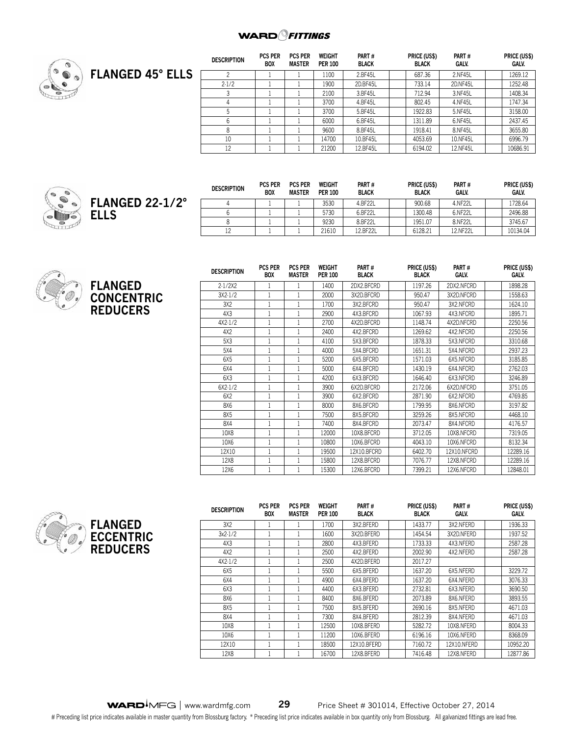# WARD FITTINGS

## FLANGED 45° ELLS

| DESCRIPTION | PCS PER BOX | PCS PER MASTER | WEIGHT PER 100 | PART # BLACK | | PRICE (US$) BLACK | PART # GALV. | | PRICE (US$) GALV. |
|---|---|---|---|---|---|---|---|---|---|
| 2 | 1 | 1 | 1100 | 2.BF45L | | 687.36 | 2.NF45L | | 1269.12 |
| 2-1/2 | 1 | 1 | 1900 | 2D.BF45L | | 733.14 | 2D.NF45L | | 1252.48 |
| 3 | 1 | 1 | 2100 | 3.BF45L | | 712.94 | 3.NF45L | | 1408.34 |
| 4 | 1 | 1 | 3700 | 4.BF45L | | 802.45 | 4.NF45L | | 1747.34 |
| 5 | 1 | 1 | 3700 | 5.BF45L | | 1922.83 | 5.NF45L | | 3158.00 |
| 6 | 1 | 1 | 6000 | 6.BF45L | | 1311.89 | 6.NF45L | | 2437.45 |
| 8 | 1 | 1 | 9600 | 8.BF45L | | 1918.41 | 8.NF45L | | 3655.80 |
| 10 | 1 | 1 | 14700 | 10.BF45L | | 4053.69 | 10.NF45L | | 6996.79 |
| 12 | 1 | 1 | 21200 | 12.BF45L | | 6194.02 | 12.NF45L | | 10686.91 |

## FLANGED 22-1/2° ELLS

| DESCRIPTION | PCS PER BOX | PCS PER MASTER | WEIGHT PER 100 | PART # BLACK | | PRICE (US$) BLACK | PART # GALV. | | PRICE (US$) GALV. |
|---|---|---|---|---|---|---|---|---|---|
| 4 | 1 | 1 | 3530 | 4.BF22L | | 900.68 | 4.NF22L | | 1728.64 |
| 6 | 1 | 1 | 5730 | 6.BF22L | | 1300.48 | 6.NF22L | | 2496.88 |
| 8 | 1 | 1 | 9230 | 8.BF22L | | 1951.07 | 8.NF22L | | 3745.67 |
| 12 | 1 | 1 | 21610 | 12.BF22L | | 6128.21 | 12.NF22L | | 10134.04 |

## FLANGED CONCENTRIC REDUCERS

| DESCRIPTION | PCS PER BOX | PCS PER MASTER | WEIGHT PER 100 | PART # BLACK | | PRICE (US$) BLACK | PART # GALV. | | PRICE (US$) GALV. |
|---|---|---|---|---|---|---|---|---|---|
| 2-1/2X2 | 1 | 1 | 1400 | 2DX2.BFCRD | | 1197.26 | 2DX2.NFCRD | | 1898.28 |
| 3X2-1/2 | 1 | 1 | 2000 | 3X2D.BFCRD | | 950.47 | 3X2D.NFCRD | | 1558.63 |
| 3X2 | 1 | 1 | 1700 | 3X2.BFCRD | | 950.47 | 3X2.NFCRD | | 1624.10 |
| 4X3 | 1 | 1 | 2900 | 4X3.BFCRD | | 1067.93 | 4X3.NFCRD | | 1895.71 |
| 4X2-1/2 | 1 | 1 | 2700 | 4X2D.BFCRD | | 1148.74 | 4X2D.NFCRD | | 2250.56 |
| 4X2 | 1 | 1 | 2400 | 4X2.BFCRD | | 1269.62 | 4X2.NFCRD | | 2250.56 |
| 5X3 | 1 | 1 | 4100 | 5X3.BFCRD | | 1878.33 | 5X3.NFCRD | | 3310.68 |
| 5X4 | 1 | 1 | 4000 | 5X4.BFCRD | | 1651.31 | 5X4.NFCRD | | 2937.23 |
| 6X5 | 1 | 1 | 5200 | 6X5.BFCRD | | 1571.03 | 6X5.NFCRD | | 3185.85 |
| 6X4 | 1 | 1 | 5000 | 6X4.BFCRD | | 1430.19 | 6X4.NFCRD | | 2762.03 |
| 6X3 | 1 | 1 | 4200 | 6X3.BFCRD | | 1646.40 | 6X3.NFCRD | | 3246.89 |
| 6X2-1/2 | 1 | 1 | 3900 | 6X2D.BFCRD | | 2172.06 | 6X2D.NFCRD | | 3751.05 |
| 6X2 | 1 | 1 | 3900 | 6X2.BFCRD | | 2871.90 | 6X2.NFCRD | | 4769.85 |
| 8X6 | 1 | 1 | 8000 | 8X6.BFCRD | | 1799.95 | 8X6.NFCRD | | 3197.82 |
| 8X5 | 1 | 1 | 7500 | 8X5.BFCRD | | 3259.26 | 8X5.NFCRD | | 4468.10 |
| 8X4 | 1 | 1 | 7400 | 8X4.BFCRD | | 2073.47 | 8X4.NFCRD | | 4176.57 |
| 10X8 | 1 | 1 | 12000 | 10X8.BFCRD | | 3712.05 | 10X8.NFCRD | | 7319.05 |
| 10X6 | 1 | 1 | 10800 | 10X6.BFCRD | | 4043.10 | 10X6.NFCRD | | 8132.34 |
| 12X10 | 1 | 1 | 19500 | 12X10.BFCRD | | 6402.70 | 12X10.NFCRD | | 12289.16 |
| 12X8 | 1 | 1 | 15800 | 12X8.BFCRD | | 7076.77 | 12X8.NFCRD | | 12289.16 |
| 12X6 | 1 | 1 | 15300 | 12X6.BFCRD | | 7399.21 | 12X6.NFCRD | | 12848.01 |

## FLANGED ECCENTRIC REDUCERS

| DESCRIPTION | PCS PER BOX | PCS PER MASTER | WEIGHT PER 100 | PART # BLACK | | PRICE (US$) BLACK | PART # GALV. | | PRICE (US$) GALV. |
|---|---|---|---|---|---|---|---|---|---|
| 3X2 | 1 | 1 | 1700 | 3X2.BFERD | | 1433.77 | 3X2.NFERD | | 1936.33 |
| 3x2-1/2 | 1 | 1 | 1600 | 3X2D.BFERD | | 1454.54 | 3X2D.NFERD | | 1937.52 |
| 4X3 | 1 | 1 | 2800 | 4X3.BFERD | | 1733.33 | 4X3.NFERD | | 2587.28 |
| 4X2 | 1 | 1 | 2500 | 4X2.BFERD | | 2002.90 | 4X2.NFERD | | 2587.28 |
| 4X2-1/2 | 1 | 1 | 2500 | 4X2D.BFERD | | 2017.27 | | | |
| 6X5 | 1 | 1 | 5500 | 6X5.BFERD | | 1637.20 | 6X5.NFERD | | 3229.72 |
| 6X4 | 1 | 1 | 4900 | 6X4.BFERD | | 1637.20 | 6X4.NFERD | | 3076.33 |
| 6X3 | 1 | 1 | 4400 | 6X3.BFERD | | 2732.81 | 6X3.NFERD | | 3690.50 |
| 8X6 | 1 | 1 | 8400 | 8X6.BFERD | | 2073.89 | 8X6.NFERD | | 3893.55 |
| 8X5 | 1 | 1 | 7500 | 8X5.BFERD | | 2690.16 | 8X5.NFERD | | 4671.03 |
| 8X4 | 1 | 1 | 7300 | 8X4.BFERD | | 2812.39 | 8X4.NFERD | | 4671.03 |
| 10X8 | 1 | 1 | 12500 | 10X8.BFERD | | 5282.72 | 10X8.NFERD | | 8004.33 |
| 10X6 | 1 | 1 | 11200 | 10X6.BFERD | | 6196.16 | 10X6.NFERD | | 8368.09 |
| 12X10 | 1 | 1 | 18500 | 12X10.BFERD | | 7160.72 | 12X10.NFERD | | 10952.20 |
| 12X8 | 1 | 1 | 16700 | 12X8.BFERD | | 7416.48 | 12X8.NFERD | | 12877.86 |

WARD MFG | www.wardmfg.com Price Sheet # 301014, Effective October 27, 2014

# Preceding list price indicates available in master quantity from Blossburg factory. * Preceding list price indicates available in box quantity only from Blossburg. All galvanized fittings are lead free.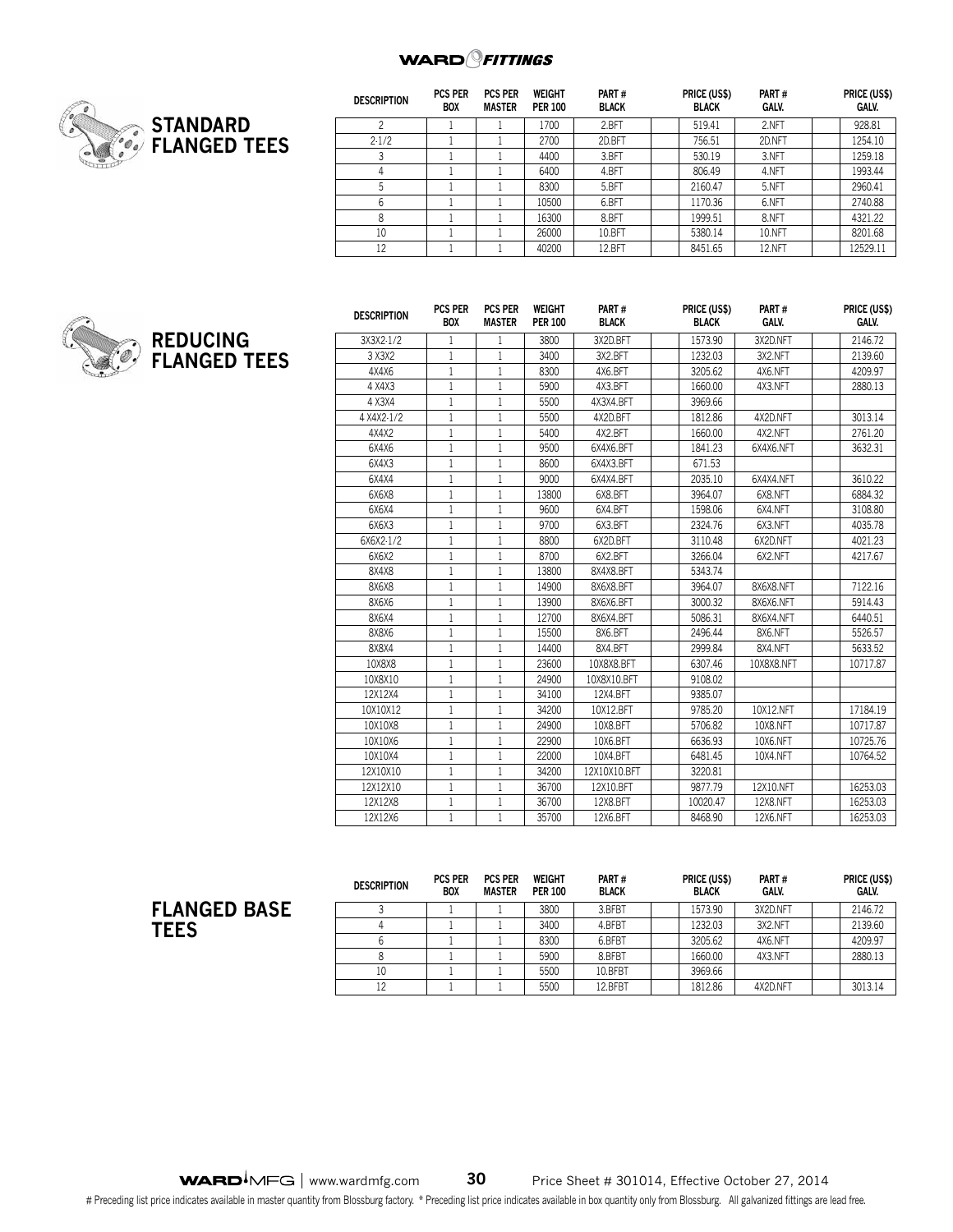WARD FITTINGS

## STANDARD FLANGED TEES

| DESCRIPTION | PCS PER BOX | PCS PER MASTER | WEIGHT PER 100 | PART # BLACK | PRICE (US$) BLACK | PART # GALV. | PRICE (US$) GALV. |
|---|---|---|---|---|---|---|---|
| 2 | 1 | 1 | 1700 | 2.BFT | 519.41 | 2.NFT | 928.81 |
| 2-1/2 | 1 | 1 | 2700 | 2D.BFT | 756.51 | 2D.NFT | 1254.10 |
| 3 | 1 | 1 | 4400 | 3.BFT | 530.19 | 3.NFT | 1259.18 |
| 4 | 1 | 1 | 6400 | 4.BFT | 806.49 | 4.NFT | 1993.44 |
| 5 | 1 | 1 | 8300 | 5.BFT | 2160.47 | 5.NFT | 2960.41 |
| 6 | 1 | 1 | 10500 | 6.BFT | 1170.36 | 6.NFT | 2740.88 |
| 8 | 1 | 1 | 16300 | 8.BFT | 1999.51 | 8.NFT | 4321.22 |
| 10 | 1 | 1 | 26000 | 10.BFT | 5380.14 | 10.NFT | 8201.68 |
| 12 | 1 | 1 | 40200 | 12.BFT | 8451.65 | 12.NFT | 12529.11 |

## REDUCING FLANGED TEES

| DESCRIPTION | PCS PER BOX | PCS PER MASTER | WEIGHT PER 100 | PART # BLACK | PRICE (US$) BLACK | PART # GALV. | PRICE (US$) GALV. |
|---|---|---|---|---|---|---|---|
| 3X3X2-1/2 | 1 | 1 | 3800 | 3X2D.BFT | 1573.90 | 3X2D.NFT | 2146.72 |
| 3 X3X2 | 1 | 1 | 3400 | 3X2.BFT | 1232.03 | 3X2.NFT | 2139.60 |
| 4X4X6 | 1 | 1 | 8300 | 4X6.BFT | 3205.62 | 4X6.NFT | 4209.97 |
| 4 X4X3 | 1 | 1 | 5900 | 4X3.BFT | 1660.00 | 4X3.NFT | 2880.13 |
| 4 X3X4 | 1 | 1 | 5500 | 4X3X4.BFT | 3969.66 | | |
| 4 X4X2-1/2 | 1 | 1 | 5500 | 4X2D.BFT | 1812.86 | 4X2D.NFT | 3013.14 |
| 4X4X2 | 1 | 1 | 5400 | 4X2.BFT | 1660.00 | 4X2.NFT | 2761.20 |
| 6X4X6 | 1 | 1 | 9500 | 6X4X6.BFT | 1841.23 | 6X4X6.NFT | 3632.31 |
| 6X4X3 | 1 | 1 | 8600 | 6X4X3.BFT | 671.53 | | |
| 6X4X4 | 1 | 1 | 9000 | 6X4X4.BFT | 2035.10 | 6X4X4.NFT | 3610.22 |
| 6X6X8 | 1 | 1 | 13800 | 6X8.BFT | 3964.07 | 6X8.NFT | 6884.32 |
| 6X6X4 | 1 | 1 | 9600 | 6X4.BFT | 1598.06 | 6X4.NFT | 3108.80 |
| 6X6X3 | 1 | 1 | 9700 | 6X3.BFT | 2324.76 | 6X3.NFT | 4035.78 |
| 6X6X2-1/2 | 1 | 1 | 8800 | 6X2D.BFT | 3110.48 | 6X2D.NFT | 4021.23 |
| 6X6X2 | 1 | 1 | 8700 | 6X2.BFT | 3266.04 | 6X2.NFT | 4217.67 |
| 8X4X8 | 1 | 1 | 13800 | 8X4X8.BFT | 5343.74 | | |
| 8X6X8 | 1 | 1 | 14900 | 8X6X8.BFT | 3964.07 | 8X6X8.NFT | 7122.16 |
| 8X6X6 | 1 | 1 | 13900 | 8X6X6.BFT | 3000.32 | 8X6X6.NFT | 5914.43 |
| 8X6X4 | 1 | 1 | 12700 | 8X6X4.BFT | 5086.31 | 8X6X4.NFT | 6440.51 |
| 8X8X6 | 1 | 1 | 15500 | 8X6.BFT | 2496.44 | 8X6.NFT | 5526.57 |
| 8X8X4 | 1 | 1 | 14400 | 8X4.BFT | 2999.84 | 8X4.NFT | 5633.52 |
| 10X8X8 | 1 | 1 | 23600 | 10X8X8.BFT | 6307.46 | 10X8X8.NFT | 10717.87 |
| 10X8X10 | 1 | 1 | 24900 | 10X8X10.BFT | 9108.02 | | |
| 12X12X4 | 1 | 1 | 34100 | 12X4.BFT | 9385.07 | | |
| 10X10X12 | 1 | 1 | 34200 | 10X12.BFT | 9785.20 | 10X12.NFT | 17184.19 |
| 10X10X8 | 1 | 1 | 24900 | 10X8.BFT | 5706.82 | 10X8.NFT | 10717.87 |
| 10X10X6 | 1 | 1 | 22900 | 10X6.BFT | 6636.93 | 10X6.NFT | 10725.76 |
| 10X10X4 | 1 | 1 | 22000 | 10X4.BFT | 6481.45 | 10X4.NFT | 10764.52 |
| 12X10X10 | 1 | 1 | 34200 | 12X10X10.BFT | 3220.81 | | |
| 12X12X10 | 1 | 1 | 36700 | 12X10.BFT | 9877.79 | 12X10.NFT | 16253.03 |
| 12X12X8 | 1 | 1 | 36700 | 12X8.BFT | 10020.47 | 12X8.NFT | 16253.03 |
| 12X12X6 | 1 | 1 | 35700 | 12X6.BFT | 8468.90 | 12X6.NFT | 16253.03 |

## FLANGED BASE TEES

| DESCRIPTION | PCS PER BOX | PCS PER MASTER | WEIGHT PER 100 | PART # BLACK | PRICE (US$) BLACK | PART # GALV. | PRICE (US$) GALV. |
|---|---|---|---|---|---|---|---|
| 3 | 1 | 1 | 3800 | 3.BFBT | 1573.90 | 3X2D.NFT | 2146.72 |
| 4 | 1 | 1 | 3400 | 4.BFBT | 1232.03 | 3X2.NFT | 2139.60 |
| 6 | 1 | 1 | 8300 | 6.BFBT | 3205.62 | 4X6.NFT | 4209.97 |
| 8 | 1 | 1 | 5900 | 8.BFBT | 1660.00 | 4X3.NFT | 2880.13 |
| 10 | 1 | 1 | 5500 | 10.BFBT | 3969.66 | | |
| 12 | 1 | 1 | 5500 | 12.BFBT | 1812.86 | 4X2D.NFT | 3013.14 |

WARD MFG | www.wardmfg.com Price Sheet # 301014, Effective October 27, 2014

# Preceding list price indicates available in master quantity from Blossburg factory. * Preceding list price indicates available in box quantity only from Blossburg. All galvanized fittings are lead free.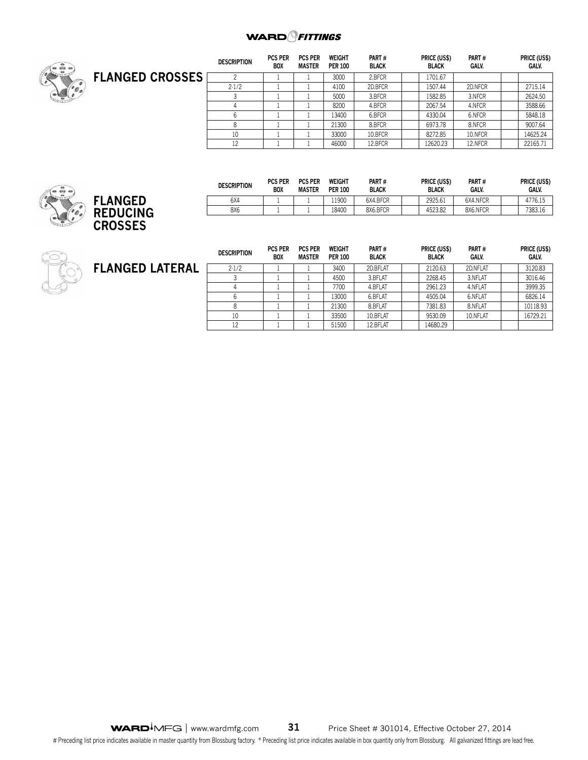## FLANGED CROSSES

| DESCRIPTION | PCS PER BOX | PCS PER MASTER | WEIGHT PER 100 | PART # BLACK | | PRICE (US$) BLACK | PART # GALV. | | PRICE (US$) GALV. |
|---|---|---|---|---|---|---|---|---|---|
| 2 | 1 | 1 | 3000 | 2.BFCR | | 1701.67 | | | |
| 2-1/2 | 1 | 1 | 4100 | 2D.BFCR | | 1507.44 | 2D.NFCR | | 2715.14 |
| 3 | 1 | 1 | 5000 | 3.BFCR | | 1582.85 | 3.NFCR | | 2624.50 |
| 4 | 1 | 1 | 8200 | 4.BFCR | | 2067.54 | 4.NFCR | | 3588.66 |
| 6 | 1 | 1 | 13400 | 6.BFCR | | 4330.04 | 6.NFCR | | 5848.18 |
| 8 | 1 | 1 | 21300 | 8.BFCR | | 6973.78 | 8.NFCR | | 9007.64 |
| 10 | 1 | 1 | 33000 | 10.BFCR | | 8272.85 | 10.NFCR | | 14625.24 |
| 12 | 1 | 1 | 46000 | 12.BFCR | | 12620.23 | 12.NFCR | | 22165.71 |

## FLANGED REDUCING CROSSES

| DESCRIPTION | PCS PER BOX | PCS PER MASTER | WEIGHT PER 100 | PART # BLACK | | PRICE (US$) BLACK | PART # GALV. | | PRICE (US$) GALV. |
|---|---|---|---|---|---|---|---|---|---|
| 6X4 | 1 | 1 | 11900 | 6X4.BFCR | | 2925.61 | 6X4.NFCR | | 4776.15 |
| 8X6 | 1 | 1 | 18400 | 8X6.BFCR | | 4523.82 | 8X6.NFCR | | 7383.16 |

## FLANGED LATERAL

| DESCRIPTION | PCS PER BOX | PCS PER MASTER | WEIGHT PER 100 | PART # BLACK | | PRICE (US$) BLACK | PART # GALV. | | PRICE (US$) GALV. |
|---|---|---|---|---|---|---|---|---|---|
| 2-1/2 | 1 | 1 | 3400 | 2D.BFLAT | | 2120.63 | 2D.NFLAT | | 3120.83 |
| 3 | 1 | 1 | 4500 | 3.BFLAT | | 2268.45 | 3.NFLAT | | 3016.46 |
| 4 | 1 | 1 | 7700 | 4.BFLAT | | 2961.23 | 4.NFLAT | | 3999.35 |
| 6 | 1 | 1 | 13000 | 6.BFLAT | | 4505.04 | 6.NFLAT | | 6826.14 |
| 8 | 1 | 1 | 21300 | 8.BFLAT | | 7381.83 | 8.NFLAT | | 10118.93 |
| 10 | 1 | 1 | 33500 | 10.BFLAT | | 9530.09 | 10.NFLAT | | 16729.21 |
| 12 | 1 | 1 | 51500 | 12.BFLAT | | 14680.29 | | | |

# Preceding list price indicates available in master quantity from Blossburg factory. * Preceding list price indicates available in box quantity only from Blossburg. All galvanized fittings are lead free.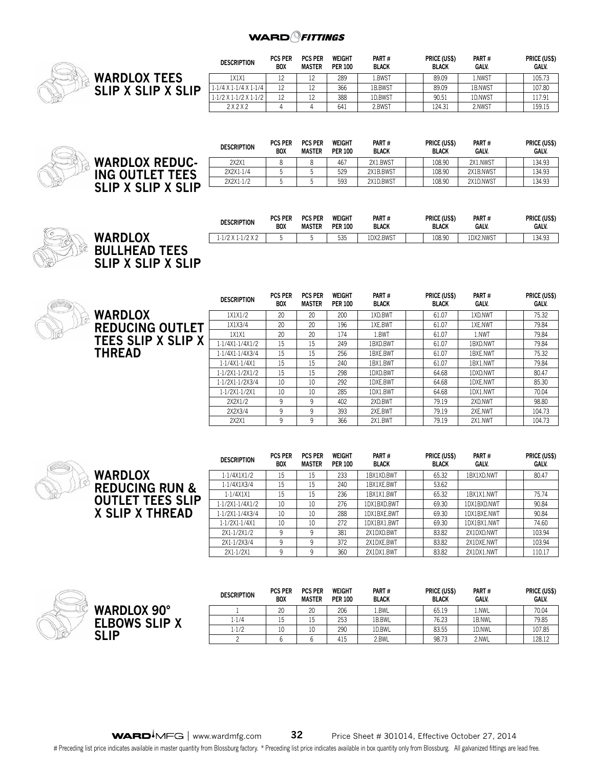## WARDLOX TEES SLIP X SLIP X SLIP

| DESCRIPTION | PCS PER BOX | PCS PER MASTER | WEIGHT PER 100 | PART # BLACK | PRICE (US$) BLACK | PART # GALV. | PRICE (US$) GALV. |
|---|---|---|---|---|---|---|---|
| 1X1X1 | 12 | 12 | 289 | 1.BWST | 89.09 | 1.NWST | 105.73 |
| 1-1/4 X 1-1/4 X 1-1/4 | 12 | 12 | 366 | 1B.BWST | 89.09 | 1B.NWST | 107.80 |
| 1-1/2 X 1-1/2 X 1-1/2 | 12 | 12 | 388 | 1D.BWST | 90.51 | 1D.NWST | 117.91 |
| 2 X 2 X 2 | 4 | 4 | 641 | 2.BWST | 124.31 | 2.NWST | 159.15 |

## WARDLOX REDUCING OUTLET TEES SLIP X SLIP X SLIP

| DESCRIPTION | PCS PER BOX | PCS PER MASTER | WEIGHT PER 100 | PART # BLACK | PRICE (US$) BLACK | PART # GALV. | PRICE (US$) GALV. |
|---|---|---|---|---|---|---|---|
| 2X2X1 | 8 | 8 | 467 | 2X1.BWST | 108.90 | 2X1.NWST | 134.93 |
| 2X2X1-1/4 | 5 | 5 | 529 | 2X1B.BWST | 108.90 | 2X1B.NWST | 134.93 |
| 2X2X1-1/2 | 5 | 5 | 593 | 2X1D.BWST | 108.90 | 2X1D.NWST | 134.93 |

## WARDLOX BULLHEAD TEES SLIP X SLIP X SLIP

| DESCRIPTION | PCS PER BOX | PCS PER MASTER | WEIGHT PER 100 | PART # BLACK | PRICE (US$) BLACK | PART # GALV. | PRICE (US$) GALV. |
|---|---|---|---|---|---|---|---|
| 1-1/2 X 1-1/2 X 2 | 5 | 5 | 535 | 1DX2.BWST | 108.90 | 1DX2.NWST | 134.93 |

## WARDLOX REDUCING OUTLET TEES SLIP X SLIP X THREAD

| DESCRIPTION | PCS PER BOX | PCS PER MASTER | WEIGHT PER 100 | PART # BLACK | PRICE (US$) BLACK | PART # GALV. | PRICE (US$) GALV. |
|---|---|---|---|---|---|---|---|
| 1X1X1/2 | 20 | 20 | 200 | 1XD.BWT | 61.07 | 1XD.NWT | 75.32 |
| 1X1X3/4 | 20 | 20 | 196 | 1XE.BWT | 61.07 | 1XE.NWT | 79.84 |
| 1X1X1 | 20 | 20 | 174 | 1.BWT | 61.07 | 1.NWT | 79.84 |
| 1-1/4X1-1/4X1/2 | 15 | 15 | 249 | 1BXD.BWT | 61.07 | 1BXD.NWT | 79.84 |
| 1-1/4X1-1/4X3/4 | 15 | 15 | 256 | 1BXE.BWT | 61.07 | 1BXE.NWT | 75.32 |
| 1-1/4X1-1/4X1 | 15 | 15 | 240 | 1BX1.BWT | 61.07 | 1BX1.NWT | 79.84 |
| 1-1/2X1-1/2X1/2 | 15 | 15 | 298 | 1DXD.BWT | 64.68 | 1DXD.NWT | 80.47 |
| 1-1/2X1-1/2X3/4 | 10 | 10 | 292 | 1DXE.BWT | 64.68 | 1DXE.NWT | 85.30 |
| 1-1/2X1-1/2X1 | 10 | 10 | 285 | 1DX1.BWT | 64.68 | 1DX1.NWT | 70.04 |
| 2X2X1/2 | 9 | 9 | 402 | 2XD.BWT | 79.19 | 2XD.NWT | 98.80 |
| 2X2X3/4 | 9 | 9 | 393 | 2XE.BWT | 79.19 | 2XE.NWT | 104.73 |
| 2X2X1 | 9 | 9 | 366 | 2X1.BWT | 79.19 | 2X1.NWT | 104.73 |

## WARDLOX REDUCING RUN & OUTLET TEES SLIP X SLIP X THREAD

| DESCRIPTION | PCS PER BOX | PCS PER MASTER | WEIGHT PER 100 | PART # BLACK | PRICE (US$) BLACK | PART # GALV. | PRICE (US$) GALV. |
|---|---|---|---|---|---|---|---|
| 1-1/4X1X1/2 | 15 | 15 | 233 | 1BX1XD.BWT | 65.32 | 1BX1XD.NWT | 80.47 |
| 1-1/4X1X3/4 | 15 | 15 | 240 | 1BX1XE.BWT | 53.62 | | |
| 1-1/4X1X1 | 15 | 15 | 236 | 1BX1X1.BWT | 65.32 | 1BX1X1.NWT | 75.74 |
| 1-1/2X1-1/4X1/2 | 10 | 10 | 276 | 1DX1BXD.BWT | 69.30 | 1DX1BXD.NWT | 90.84 |
| 1-1/2X1-1/4X3/4 | 10 | 10 | 288 | 1DX1BXE.BWT | 69.30 | 1DX1BXE.NWT | 90.84 |
| 1-1/2X1-1/4X1 | 10 | 10 | 272 | 1DX1BX1.BWT | 69.30 | 1DX1BX1.NWT | 74.60 |
| 2X1-1/2X1/2 | 9 | 9 | 381 | 2X1DXD.BWT | 83.82 | 2X1DXD.NWT | 103.94 |
| 2X1-1/2X3/4 | 9 | 9 | 372 | 2X1DXE.BWT | 83.82 | 2X1DXE.NWT | 103.94 |
| 2X1-1/2X1 | 9 | 9 | 360 | 2X1DX1.BWT | 83.82 | 2X1DX1.NWT | 110.17 |

## WARDLOX 90° ELBOWS SLIP X SLIP

| DESCRIPTION | PCS PER BOX | PCS PER MASTER | WEIGHT PER 100 | PART # BLACK | PRICE (US$) BLACK | PART # GALV. | PRICE (US$) GALV. |
|---|---|---|---|---|---|---|---|
| 1 | 20 | 20 | 206 | 1.BWL | 65.19 | 1.NWL | 70.04 |
| 1-1/4 | 15 | 15 | 253 | 1B.BWL | 76.23 | 1B.NWL | 79.85 |
| 1-1/2 | 10 | 10 | 290 | 1D.BWL | 83.55 | 1D.NWL | 107.85 |
| 2 | 6 | 6 | 415 | 2.BWL | 98.73 | 2.NWL | 128.12 |

# Preceding list price indicates available in master quantity from Blossburg factory. * Preceding list price indicates available in box quantity only from Blossburg. All galvanized fittings are lead free.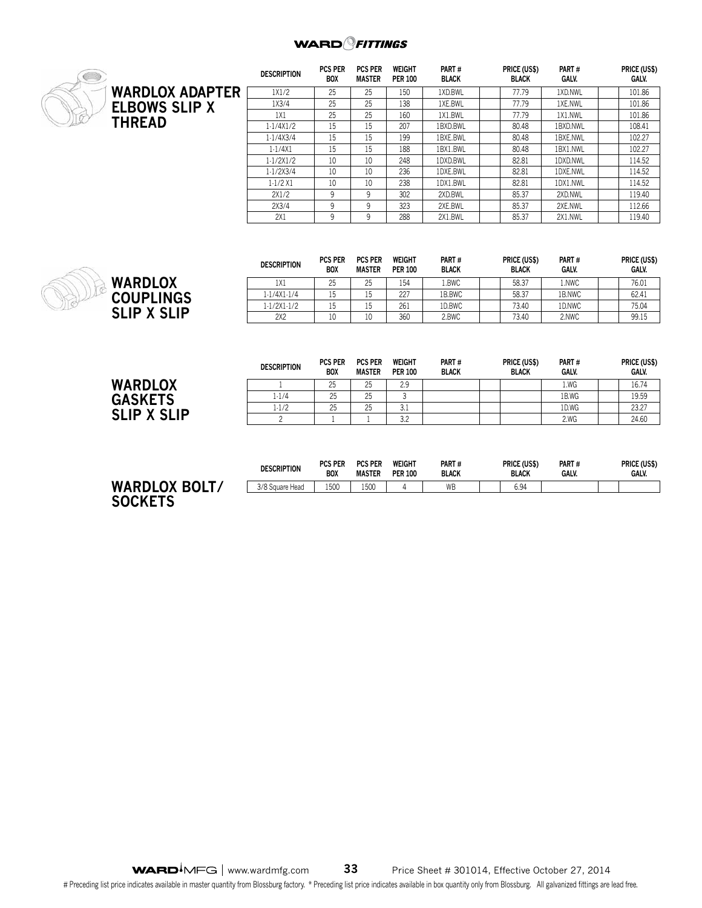## WARDLOX ADAPTER ELBOWS SLIP X THREAD

| DESCRIPTION | PCS PER BOX | PCS PER MASTER | WEIGHT PER 100 | PART # BLACK | | PRICE (US$) BLACK | PART # GALV. | | PRICE (US$) GALV. |
|---|---|---|---|---|---|---|---|---|---|
| 1X1/2 | 25 | 25 | 150 | 1XD.BWL | | 77.79 | 1XD.NWL | | 101.86 |
| 1X3/4 | 25 | 25 | 138 | 1XE.BWL | | 77.79 | 1XE.NWL | | 101.86 |
| 1X1 | 25 | 25 | 160 | 1X1.BWL | | 77.79 | 1X1.NWL | | 101.86 |
| 1-1/4X1/2 | 15 | 15 | 207 | 1BXD.BWL | | 80.48 | 1BXD.NWL | | 108.41 |
| 1-1/4X3/4 | 15 | 15 | 199 | 1BXE.BWL | | 80.48 | 1BXE.NWL | | 102.27 |
| 1-1/4X1 | 15 | 15 | 188 | 1BX1.BWL | | 80.48 | 1BX1.NWL | | 102.27 |
| 1-1/2X1/2 | 10 | 10 | 248 | 1DXD.BWL | | 82.81 | 1DXD.NWL | | 114.52 |
| 1-1/2X3/4 | 10 | 10 | 236 | 1DXE.BWL | | 82.81 | 1DXE.NWL | | 114.52 |
| 1-1/2 X1 | 10 | 10 | 238 | 1DX1.BWL | | 82.81 | 1DX1.NWL | | 114.52 |
| 2X1/2 | 9 | 9 | 302 | 2XD.BWL | | 85.37 | 2XD.NWL | | 119.40 |
| 2X3/4 | 9 | 9 | 323 | 2XE.BWL | | 85.37 | 2XE.NWL | | 112.66 |
| 2X1 | 9 | 9 | 288 | 2X1.BWL | | 85.37 | 2X1.NWL | | 119.40 |

## WARDLOX COUPLINGS SLIP X SLIP

| DESCRIPTION | PCS PER BOX | PCS PER MASTER | WEIGHT PER 100 | PART # BLACK | | PRICE (US$) BLACK | PART # GALV. | | PRICE (US$) GALV. |
|---|---|---|---|---|---|---|---|---|---|
| 1X1 | 25 | 25 | 154 | 1.BWC | | 58.37 | 1.NWC | | 76.01 |
| 1-1/4X1-1/4 | 15 | 15 | 227 | 1B.BWC | | 58.37 | 1B.NWC | | 62.41 |
| 1-1/2X1-1/2 | 15 | 15 | 261 | 1D.BWC | | 73.40 | 1D.NWC | | 75.04 |
| 2X2 | 10 | 10 | 360 | 2.BWC | | 73.40 | 2.NWC | | 99.15 |

## WARDLOX GASKETS SLIP X SLIP

| DESCRIPTION | PCS PER BOX | PCS PER MASTER | WEIGHT PER 100 | PART # BLACK | | PRICE (US$) BLACK | PART # GALV. | | PRICE (US$) GALV. |
|---|---|---|---|---|---|---|---|---|---|
| 1 | 25 | 25 | 2.9 | | | | 1.WG | | 16.74 |
| 1-1/4 | 25 | 25 | 3 | | | | 1B.WG | | 19.59 |
| 1-1/2 | 25 | 25 | 3.1 | | | | 1D.WG | | 23.27 |
| 2 | 1 | 1 | 3.2 | | | | 2.WG | | 24.60 |

## WARDLOX BOLT/ SOCKETS

| DESCRIPTION | PCS PER BOX | PCS PER MASTER | WEIGHT PER 100 | PART # BLACK | | PRICE (US$) BLACK | PART # GALV. | | PRICE (US$) GALV. |
|---|---|---|---|---|---|---|---|---|---|
| 3/8 Square Head | 1500 | 1500 | 4 | WB | | 6.94 | | | |

# Preceding list price indicates available in master quantity from Blossburg factory. * Preceding list price indicates available in box quantity only from Blossburg. All galvanized fittings are lead free.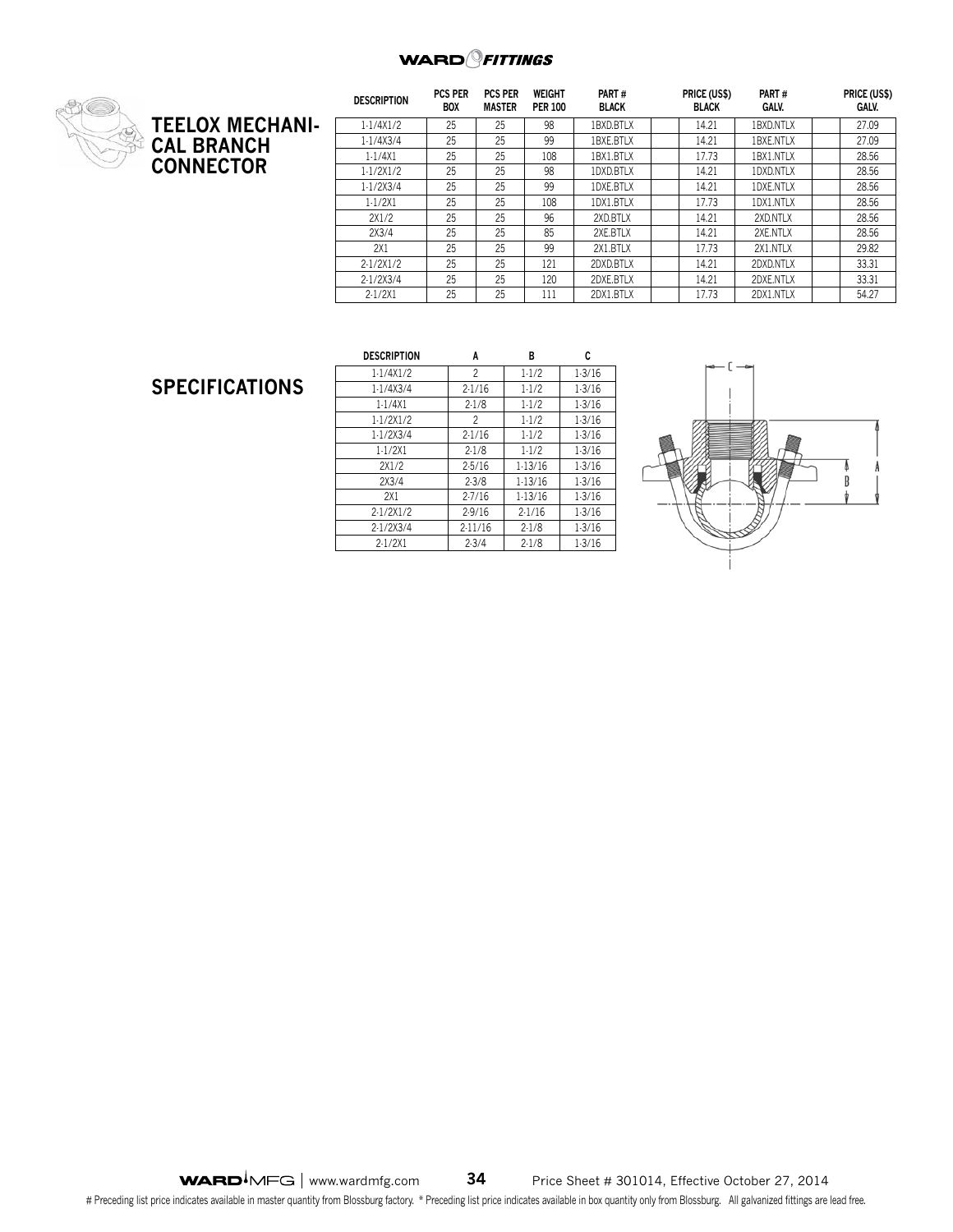## TEELOX MECHANICAL BRANCH CONNECTOR

| DESCRIPTION | PCS PER BOX | PCS PER MASTER | WEIGHT PER 100 | PART # BLACK | PRICE (US$) BLACK | PART # GALV. | PRICE (US$) GALV. |
|---|---|---|---|---|---|---|---|
| 1-1/4X1/2 | 25 | 25 | 98 | 1BXD.BTLX | 14.21 | 1BXD.NTLX | 27.09 |
| 1-1/4X3/4 | 25 | 25 | 99 | 1BXE.BTLX | 14.21 | 1BXE.NTLX | 27.09 |
| 1-1/4X1 | 25 | 25 | 108 | 1BX1.BTLX | 17.73 | 1BX1.NTLX | 28.56 |
| 1-1/2X1/2 | 25 | 25 | 98 | 1DXD.BTLX | 14.21 | 1DXD.NTLX | 28.56 |
| 1-1/2X3/4 | 25 | 25 | 99 | 1DXE.BTLX | 14.21 | 1DXE.NTLX | 28.56 |
| 1-1/2X1 | 25 | 25 | 108 | 1DX1.BTLX | 17.73 | 1DX1.NTLX | 28.56 |
| 2X1/2 | 25 | 25 | 96 | 2XD.BTLX | 14.21 | 2XD.NTLX | 28.56 |
| 2X3/4 | 25 | 25 | 85 | 2XE.BTLX | 14.21 | 2XE.NTLX | 28.56 |
| 2X1 | 25 | 25 | 99 | 2X1.BTLX | 17.73 | 2X1.NTLX | 29.82 |
| 2-1/2X1/2 | 25 | 25 | 121 | 2DXD.BTLX | 14.21 | 2DXD.NTLX | 33.31 |
| 2-1/2X3/4 | 25 | 25 | 120 | 2DXE.BTLX | 14.21 | 2DXE.NTLX | 33.31 |
| 2-1/2X1 | 25 | 25 | 111 | 2DX1.BTLX | 17.73 | 2DX1.NTLX | 54.27 |

## SPECIFICATIONS

| DESCRIPTION | A | B | C |
|---|---|---|---|
| 1-1/4X1/2 | 2 | 1-1/2 | 1-3/16 |
| 1-1/4X3/4 | 2-1/16 | 1-1/2 | 1-3/16 |
| 1-1/4X1 | 2-1/8 | 1-1/2 | 1-3/16 |
| 1-1/2X1/2 | 2 | 1-1/2 | 1-3/16 |
| 1-1/2X3/4 | 2-1/16 | 1-1/2 | 1-3/16 |
| 1-1/2X1 | 2-1/8 | 1-1/2 | 1-3/16 |
| 2X1/2 | 2-5/16 | 1-13/16 | 1-3/16 |
| 2X3/4 | 2-3/8 | 1-13/16 | 1-3/16 |
| 2X1 | 2-7/16 | 1-13/16 | 1-3/16 |
| 2-1/2X1/2 | 2-9/16 | 2-1/16 | 1-3/16 |
| 2-1/2X3/4 | 2-11/16 | 2-1/8 | 1-3/16 |
| 2-1/2X1 | 2-3/4 | 2-1/8 | 1-3/16 |

# Preceding list price indicates available in master quantity from Blossburg factory. * Preceding list price indicates available in box quantity only from Blossburg. All galvanized fittings are lead free.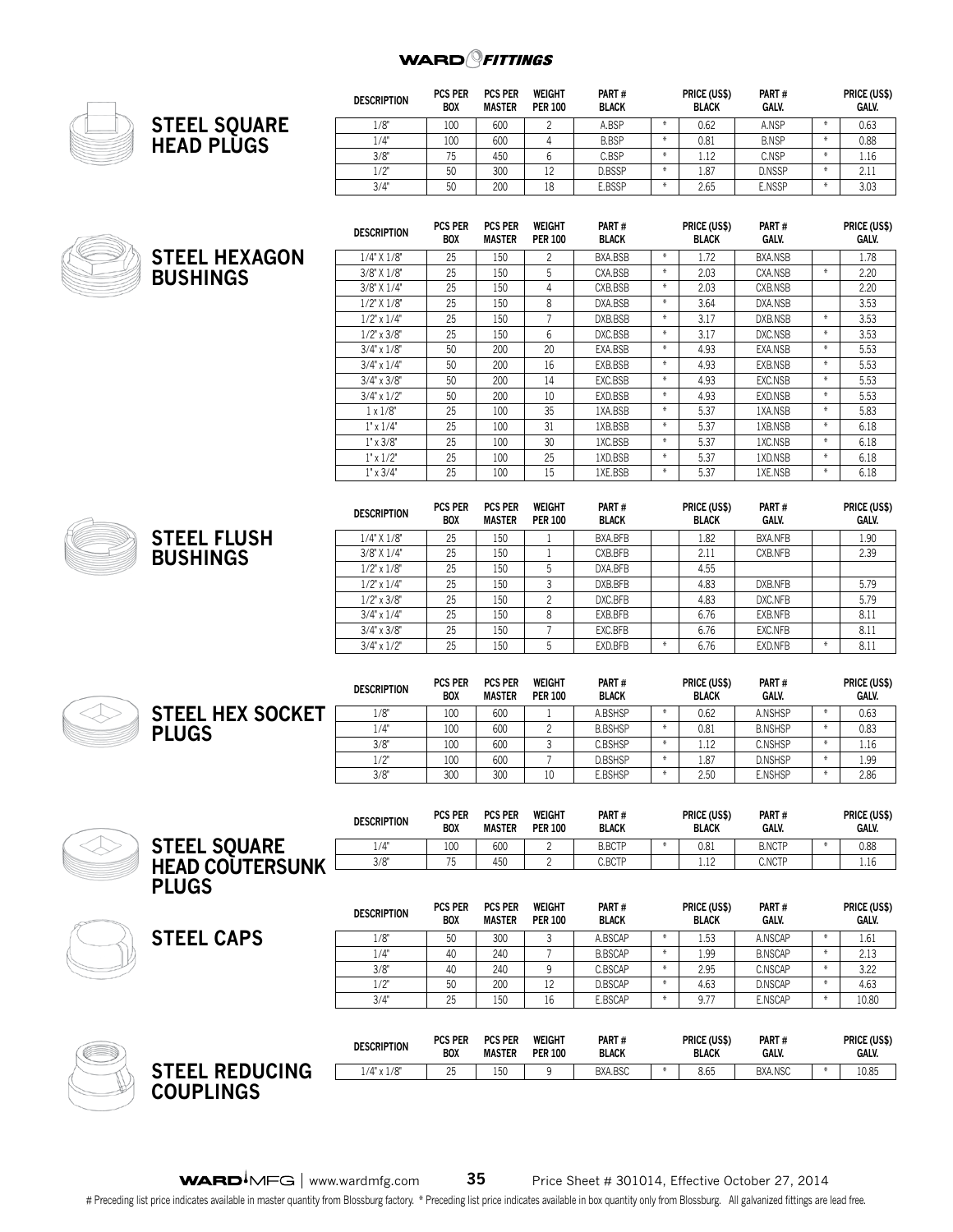## STEEL SQUARE HEAD PLUGS

| DESCRIPTION | PCS PER BOX | PCS PER MASTER | WEIGHT PER 100 | PART # BLACK | | PRICE (US$) BLACK | PART # GALV. | | PRICE (US$) GALV. |
|---|---|---|---|---|---|---|---|---|---|
| 1/8" | 100 | 600 | 2 | A.BSP | * | 0.62 | A.NSP | * | 0.63 |
| 1/4" | 100 | 600 | 4 | B.BSP | * | 0.81 | B.NSP | * | 0.88 |
| 3/8" | 75 | 450 | 6 | C.BSP | * | 1.12 | C.NSP | * | 1.16 |
| 1/2" | 50 | 300 | 12 | D.BSSP | * | 1.87 | D.NSSP | * | 2.11 |
| 3/4" | 50 | 200 | 18 | E.BSSP | * | 2.65 | E.NSSP | * | 3.03 |

## STEEL HEXAGON BUSHINGS

| DESCRIPTION | PCS PER BOX | PCS PER MASTER | WEIGHT PER 100 | PART # BLACK | | PRICE (US$) BLACK | PART # GALV. | | PRICE (US$) GALV. |
|---|---|---|---|---|---|---|---|---|---|
| 1/4" X 1/8" | 25 | 150 | 2 | BXA.BSB | * | 1.72 | BXA.NSB | | 1.78 |
| 3/8" X 1/8" | 25 | 150 | 5 | CXA.BSB | * | 2.03 | CXA.NSB | * | 2.20 |
| 3/8" X 1/4" | 25 | 150 | 4 | CXB.BSB | * | 2.03 | CXB.NSB | | 2.20 |
| 1/2" X 1/8" | 25 | 150 | 8 | DXA.BSB | * | 3.64 | DXA.NSB | | 3.53 |
| 1/2" x 1/4" | 25 | 150 | 7 | DXB.BSB | * | 3.17 | DXB.NSB | * | 3.53 |
| 1/2" x 3/8" | 25 | 150 | 6 | DXC.BSB | * | 3.17 | DXC.NSB | * | 3.53 |
| 3/4" x 1/8" | 50 | 200 | 20 | EXA.BSB | * | 4.93 | EXA.NSB | * | 5.53 |
| 3/4" x 1/4" | 50 | 200 | 16 | EXB.BSB | * | 4.93 | EXB.NSB | * | 5.53 |
| 3/4" x 3/8" | 50 | 200 | 14 | EXC.BSB | * | 4.93 | EXC.NSB | * | 5.53 |
| 3/4" x 1/2" | 50 | 200 | 10 | EXD.BSB | * | 4.93 | EXD.NSB | * | 5.53 |
| 1 x 1/8" | 25 | 100 | 35 | 1XA.BSB | * | 5.37 | 1XA.NSB | * | 5.83 |
| 1" x 1/4" | 25 | 100 | 31 | 1XB.BSB | * | 5.37 | 1XB.NSB | * | 6.18 |
| 1" x 3/8" | 25 | 100 | 30 | 1XC.BSB | * | 5.37 | 1XC.NSB | * | 6.18 |
| 1" x 1/2" | 25 | 100 | 25 | 1XD.BSB | * | 5.37 | 1XD.NSB | * | 6.18 |
| 1" x 3/4" | 25 | 100 | 15 | 1XE.BSB | * | 5.37 | 1XE.NSB | * | 6.18 |

## STEEL FLUSH BUSHINGS

| DESCRIPTION | PCS PER BOX | PCS PER MASTER | WEIGHT PER 100 | PART # BLACK | | PRICE (US$) BLACK | PART # GALV. | | PRICE (US$) GALV. |
|---|---|---|---|---|---|---|---|---|---|
| 1/4" X 1/8" | 25 | 150 | 1 | BXA.BFB | | 1.82 | BXA.NFB | | 1.90 |
| 3/8" X 1/4" | 25 | 150 | 1 | CXB.BFB | | 2.11 | CXB.NFB | | 2.39 |
| 1/2" x 1/8" | 25 | 150 | 5 | DXA.BFB | | 4.55 | | | |
| 1/2" x 1/4" | 25 | 150 | 3 | DXB.BFB | | 4.83 | DXB.NFB | | 5.79 |
| 1/2" x 3/8" | 25 | 150 | 2 | DXC.BFB | | 4.83 | DXC.NFB | | 5.79 |
| 3/4" x 1/4" | 25 | 150 | 8 | EXB.BFB | | 6.76 | EXB.NFB | | 8.11 |
| 3/4" x 3/8" | 25 | 150 | 7 | EXC.BFB | | 6.76 | EXC.NFB | | 8.11 |
| 3/4" x 1/2" | 25 | 150 | 5 | EXD.BFB | * | 6.76 | EXD.NFB | * | 8.11 |

## STEEL HEX SOCKET PLUGS

| DESCRIPTION | PCS PER BOX | PCS PER MASTER | WEIGHT PER 100 | PART # BLACK | | PRICE (US$) BLACK | PART # GALV. | | PRICE (US$) GALV. |
|---|---|---|---|---|---|---|---|---|---|
| 1/8" | 100 | 600 | 1 | A.BSHSP | * | 0.62 | A.NSHSP | * | 0.63 |
| 1/4" | 100 | 600 | 2 | B.BSHSP | * | 0.81 | B.NSHSP | * | 0.83 |
| 3/8" | 100 | 600 | 3 | C.BSHSP | * | 1.12 | C.NSHSP | * | 1.16 |
| 1/2" | 100 | 600 | 7 | D.BSHSP | * | 1.87 | D.NSHSP | * | 1.99 |
| 3/8" | 300 | 300 | 10 | E.BSHSP | * | 2.50 | E.NSHSP | * | 2.86 |

## STEEL SQUARE HEAD COUTERSUNK PLUGS

| DESCRIPTION | PCS PER BOX | PCS PER MASTER | WEIGHT PER 100 | PART # BLACK | | PRICE (US$) BLACK | PART # GALV. | | PRICE (US$) GALV. |
|---|---|---|---|---|---|---|---|---|---|
| 1/4" | 100 | 600 | 2 | B.BCTP | * | 0.81 | B.NCTP | * | 0.88 |
| 3/8" | 75 | 450 | 2 | C.BCTP | | 1.12 | C.NCTP | | 1.16 |

## STEEL CAPS

| DESCRIPTION | PCS PER BOX | PCS PER MASTER | WEIGHT PER 100 | PART # BLACK | | PRICE (US$) BLACK | PART # GALV. | | PRICE (US$) GALV. |
|---|---|---|---|---|---|---|---|---|---|
| 1/8" | 50 | 300 | 3 | A.BSCAP | * | 1.53 | A.NSCAP | * | 1.61 |
| 1/4" | 40 | 240 | 7 | B.BSCAP | * | 1.99 | B.NSCAP | * | 2.13 |
| 3/8" | 40 | 240 | 9 | C.BSCAP | * | 2.95 | C.NSCAP | * | 3.22 |
| 1/2" | 50 | 200 | 12 | D.BSCAP | * | 4.63 | D.NSCAP | * | 4.63 |
| 3/4" | 25 | 150 | 16 | E.BSCAP | * | 9.77 | E.NSCAP | * | 10.80 |

## STEEL REDUCING COUPLINGS

| DESCRIPTION | PCS PER BOX | PCS PER MASTER | WEIGHT PER 100 | PART # BLACK | | PRICE (US$) BLACK | PART # GALV. | | PRICE (US$) GALV. |
|---|---|---|---|---|---|---|---|---|---|
| 1/4" x 1/8" | 25 | 150 | 9 | BXA.BSC | * | 8.65 | BXA.NSC | * | 10.85 |

Price Sheet # 301014, Effective October 27, 2014

# Preceding list price indicates available in master quantity from Blossburg factory. * Preceding list price indicates available in box quantity only from Blossburg. All galvanized fittings are lead free.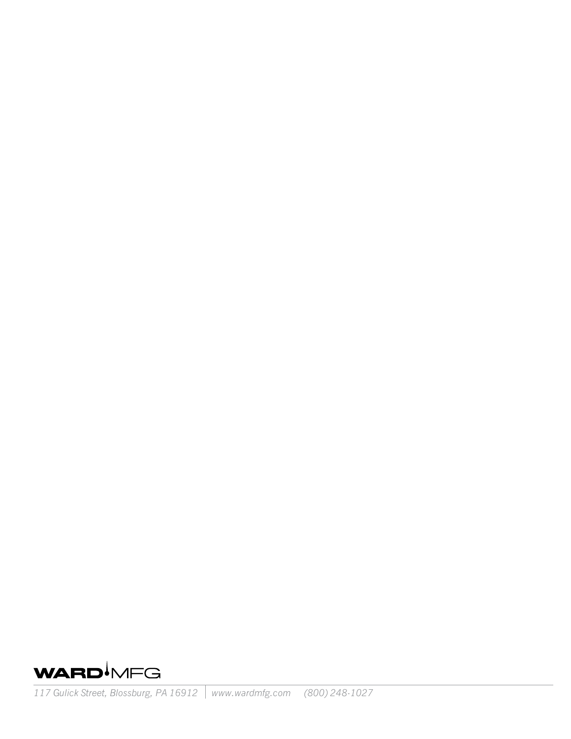WARD MFG

117 Gulick Street, Blossburg, PA 16912 | www.wardmfg.com (800) 248-1027